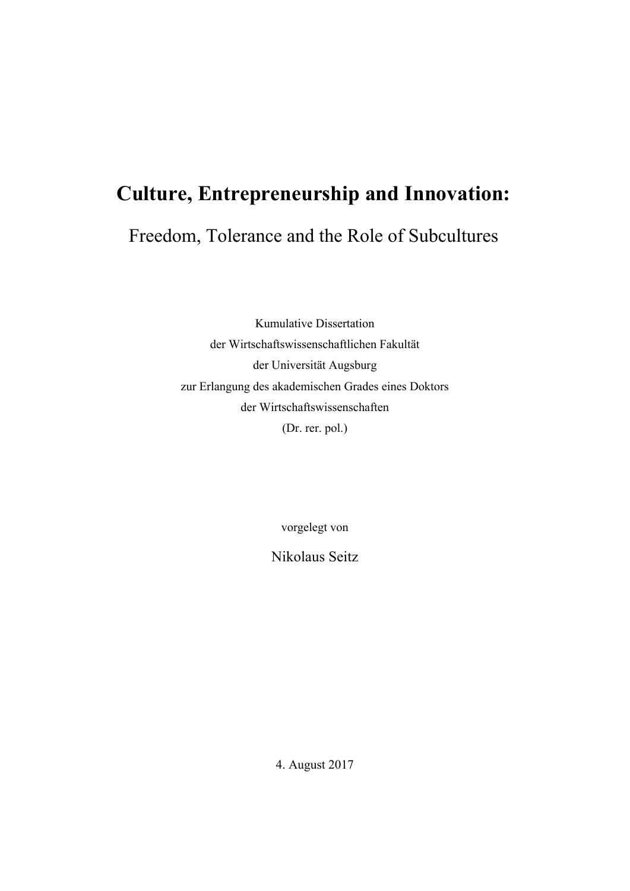# Culture, Entrepreneurship and Innovation:

## Freedom, Tolerance and the Role of Subcultures

Kumulative Dissertation
der Wirtschaftswissenschaftlichen Fakultät
der Universität Augsburg
zur Erlangung des akademischen Grades eines Doktors
der Wirtschaftswissenschaften
(Dr. rer. pol.)

vorgelegt von

Nikolaus Seitz

4. August 2017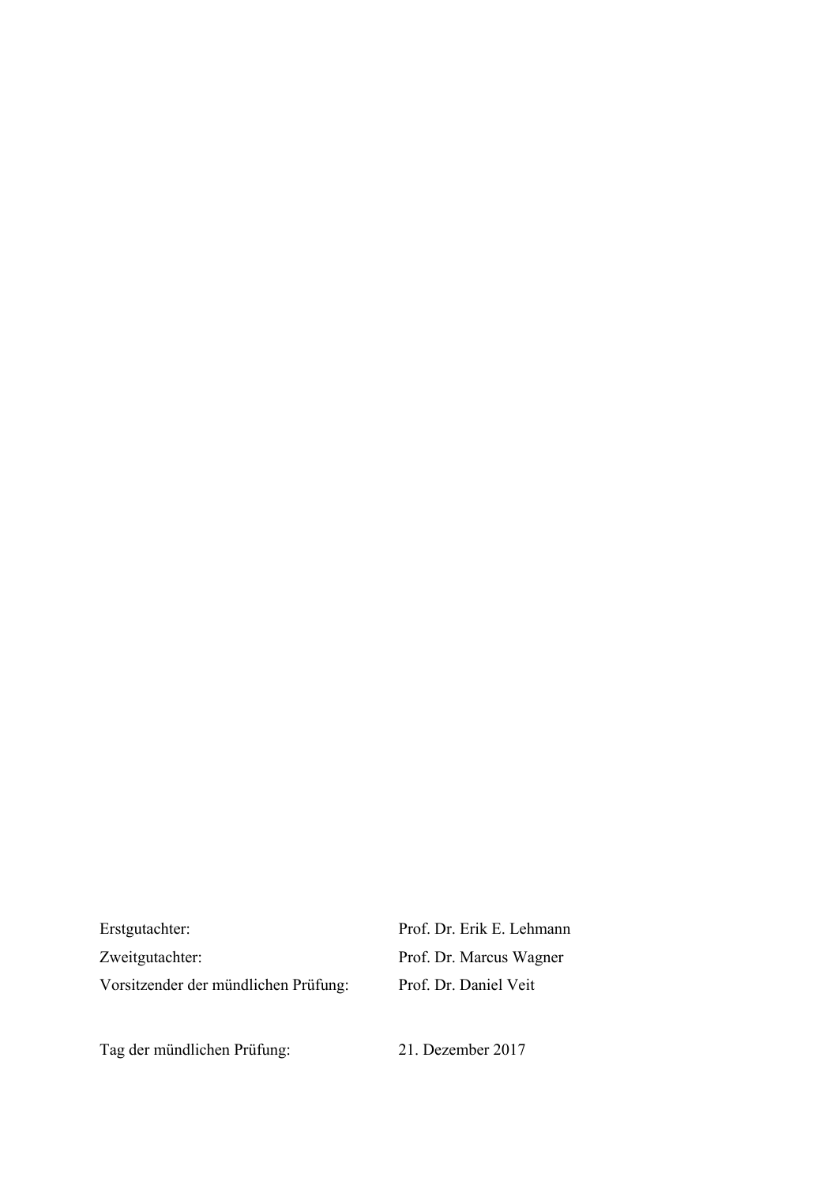| | |
|---|---|
| Erstgutachter: | Prof. Dr. Erik E. Lehmann |
| Zweitgutachter: | Prof. Dr. Marcus Wagner |
| Vorsitzender der mündlichen Prüfung: | Prof. Dr. Daniel Veit |
| | |
| Tag der mündlichen Prüfung: | 21. Dezember 2017 |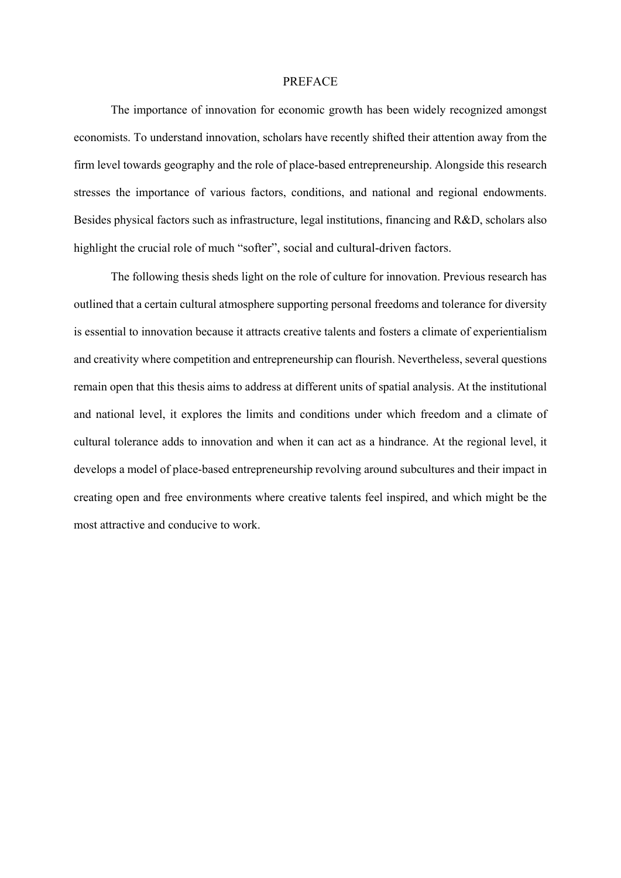# PREFACE

The importance of innovation for economic growth has been widely recognized amongst economists. To understand innovation, scholars have recently shifted their attention away from the firm level towards geography and the role of place-based entrepreneurship. Alongside this research stresses the importance of various factors, conditions, and national and regional endowments. Besides physical factors such as infrastructure, legal institutions, financing and R&D, scholars also highlight the crucial role of much "softer", social and cultural-driven factors.

The following thesis sheds light on the role of culture for innovation. Previous research has outlined that a certain cultural atmosphere supporting personal freedoms and tolerance for diversity is essential to innovation because it attracts creative talents and fosters a climate of experientialism and creativity where competition and entrepreneurship can flourish. Nevertheless, several questions remain open that this thesis aims to address at different units of spatial analysis. At the institutional and national level, it explores the limits and conditions under which freedom and a climate of cultural tolerance adds to innovation and when it can act as a hindrance. At the regional level, it develops a model of place-based entrepreneurship revolving around subcultures and their impact in creating open and free environments where creative talents feel inspired, and which might be the most attractive and conducive to work.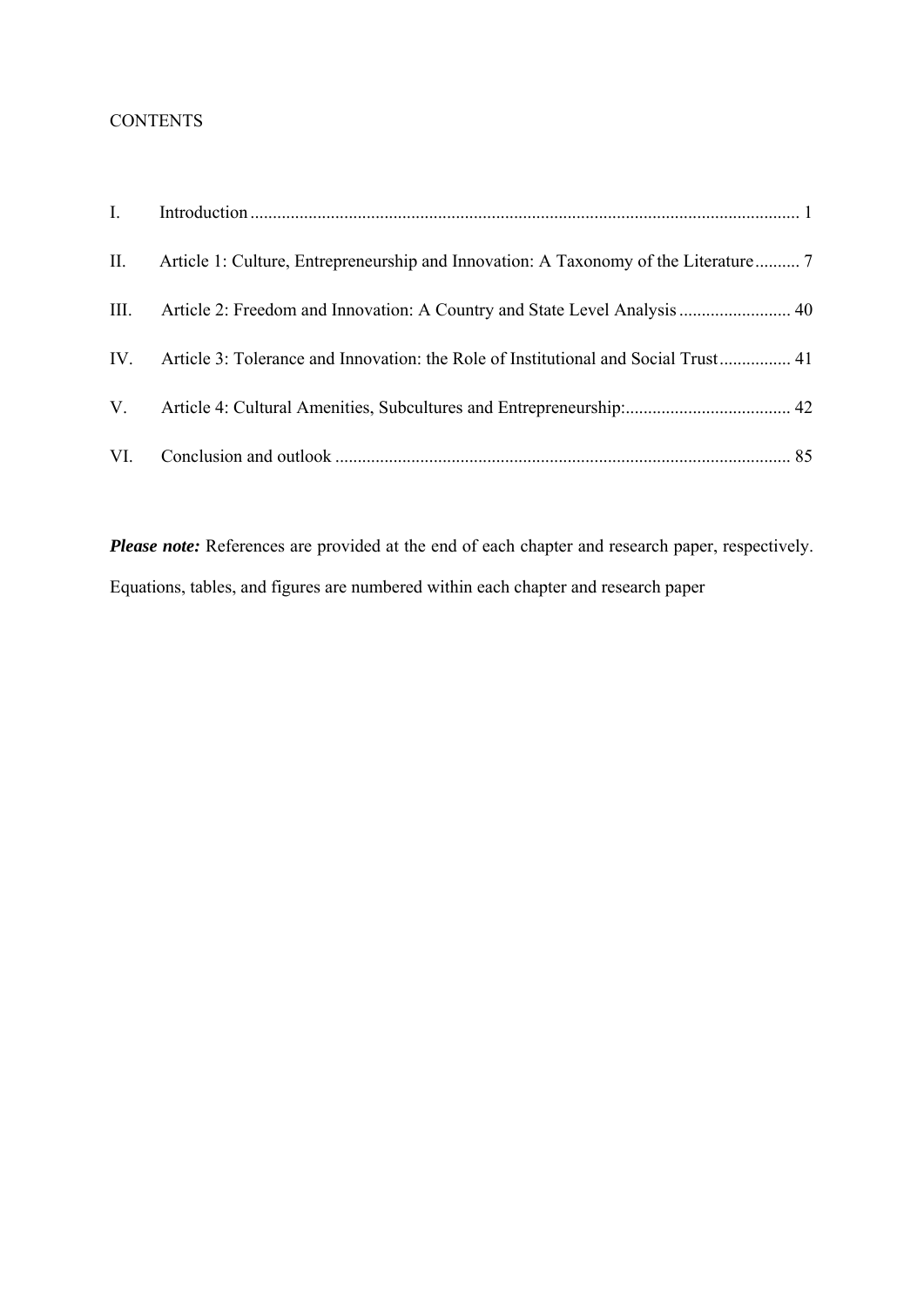CONTENTS

I. Introduction .......................................................................................................................... 1

II. Article 1: Culture, Entrepreneurship and Innovation: A Taxonomy of the Literature .......... 7

III. Article 2: Freedom and Innovation: A Country and State Level Analysis ......................... 40

IV. Article 3: Tolerance and Innovation: the Role of Institutional and Social Trust ................ 41

V. Article 4: Cultural Amenities, Subcultures and Entrepreneurship:..................................... 42

VI. Conclusion and outlook ...................................................................................................... 85

***Please note:*** References are provided at the end of each chapter and research paper, respectively. Equations, tables, and figures are numbered within each chapter and research paper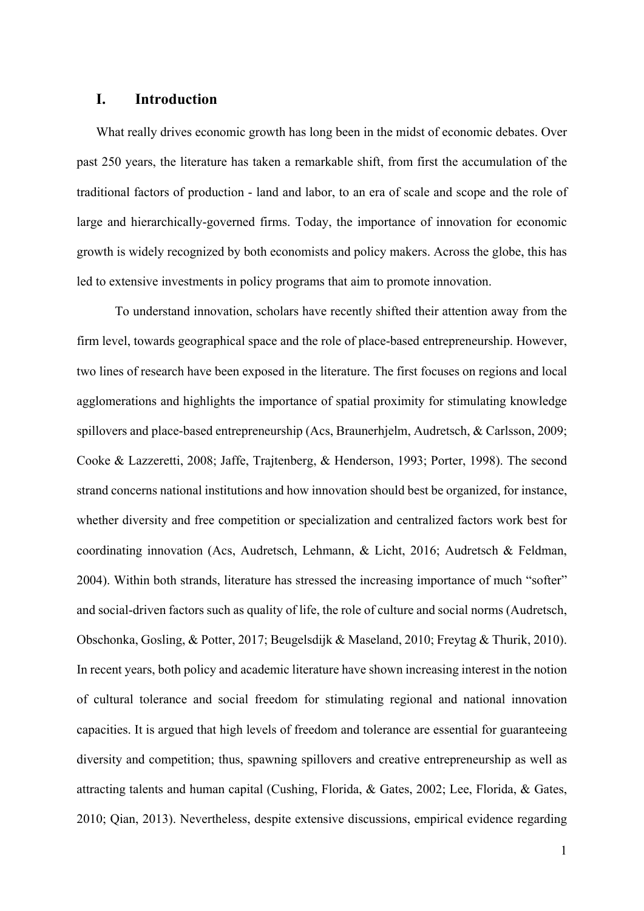# I. Introduction

What really drives economic growth has long been in the midst of economic debates. Over past 250 years, the literature has taken a remarkable shift, from first the accumulation of the traditional factors of production - land and labor, to an era of scale and scope and the role of large and hierarchically-governed firms. Today, the importance of innovation for economic growth is widely recognized by both economists and policy makers. Across the globe, this has led to extensive investments in policy programs that aim to promote innovation.

To understand innovation, scholars have recently shifted their attention away from the firm level, towards geographical space and the role of place-based entrepreneurship. However, two lines of research have been exposed in the literature. The first focuses on regions and local agglomerations and highlights the importance of spatial proximity for stimulating knowledge spillovers and place-based entrepreneurship (Acs, Braunerhjelm, Audretsch, & Carlsson, 2009; Cooke & Lazzeretti, 2008; Jaffe, Trajtenberg, & Henderson, 1993; Porter, 1998). The second strand concerns national institutions and how innovation should best be organized, for instance, whether diversity and free competition or specialization and centralized factors work best for coordinating innovation (Acs, Audretsch, Lehmann, & Licht, 2016; Audretsch & Feldman, 2004). Within both strands, literature has stressed the increasing importance of much "softer" and social-driven factors such as quality of life, the role of culture and social norms (Audretsch, Obschonka, Gosling, & Potter, 2017; Beugelsdijk & Maseland, 2010; Freytag & Thurik, 2010). In recent years, both policy and academic literature have shown increasing interest in the notion of cultural tolerance and social freedom for stimulating regional and national innovation capacities. It is argued that high levels of freedom and tolerance are essential for guaranteeing diversity and competition; thus, spawning spillovers and creative entrepreneurship as well as attracting talents and human capital (Cushing, Florida, & Gates, 2002; Lee, Florida, & Gates, 2010; Qian, 2013). Nevertheless, despite extensive discussions, empirical evidence regarding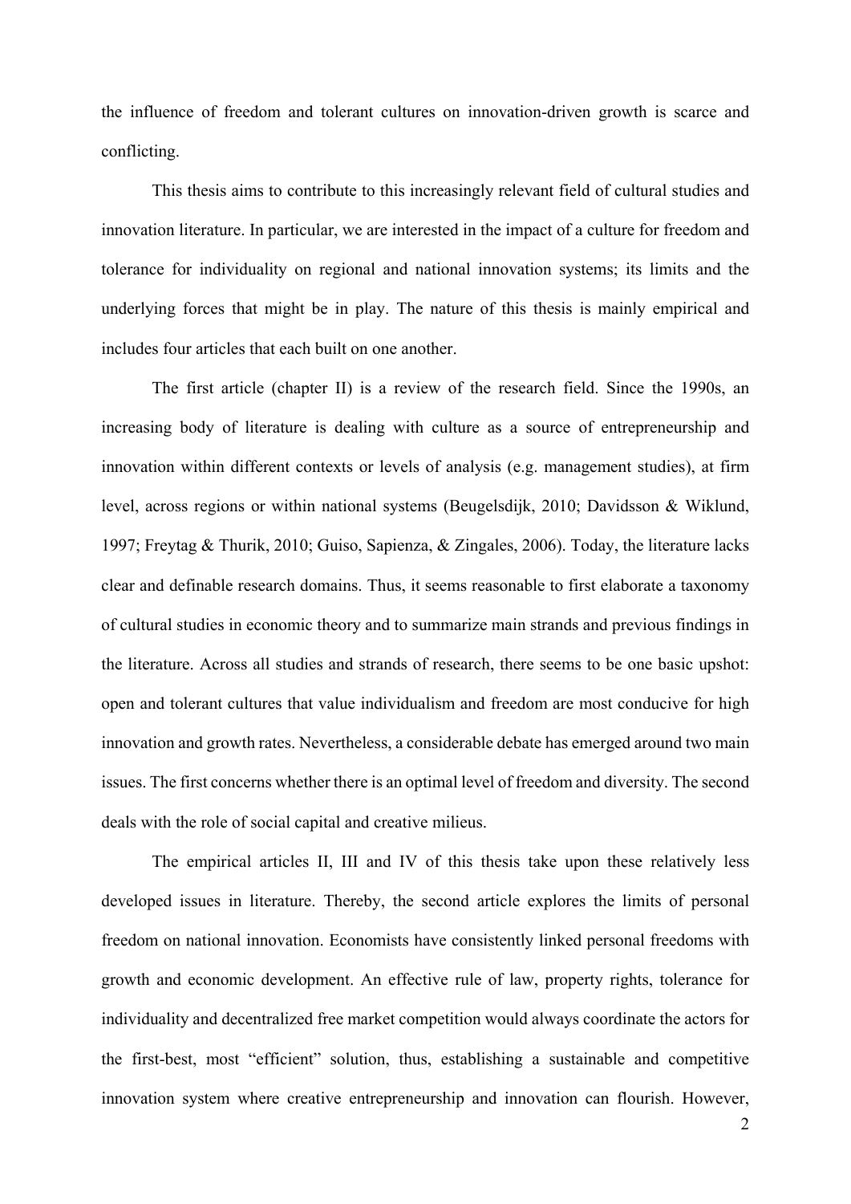the influence of freedom and tolerant cultures on innovation-driven growth is scarce and conflicting.

This thesis aims to contribute to this increasingly relevant field of cultural studies and innovation literature. In particular, we are interested in the impact of a culture for freedom and tolerance for individuality on regional and national innovation systems; its limits and the underlying forces that might be in play. The nature of this thesis is mainly empirical and includes four articles that each built on one another.

The first article (chapter II) is a review of the research field. Since the 1990s, an increasing body of literature is dealing with culture as a source of entrepreneurship and innovation within different contexts or levels of analysis (e.g. management studies), at firm level, across regions or within national systems (Beugelsdijk, 2010; Davidsson & Wiklund, 1997; Freytag & Thurik, 2010; Guiso, Sapienza, & Zingales, 2006). Today, the literature lacks clear and definable research domains. Thus, it seems reasonable to first elaborate a taxonomy of cultural studies in economic theory and to summarize main strands and previous findings in the literature. Across all studies and strands of research, there seems to be one basic upshot: open and tolerant cultures that value individualism and freedom are most conducive for high innovation and growth rates. Nevertheless, a considerable debate has emerged around two main issues. The first concerns whether there is an optimal level of freedom and diversity. The second deals with the role of social capital and creative milieus.

The empirical articles II, III and IV of this thesis take upon these relatively less developed issues in literature. Thereby, the second article explores the limits of personal freedom on national innovation. Economists have consistently linked personal freedoms with growth and economic development. An effective rule of law, property rights, tolerance for individuality and decentralized free market competition would always coordinate the actors for the first-best, most "efficient" solution, thus, establishing a sustainable and competitive innovation system where creative entrepreneurship and innovation can flourish. However,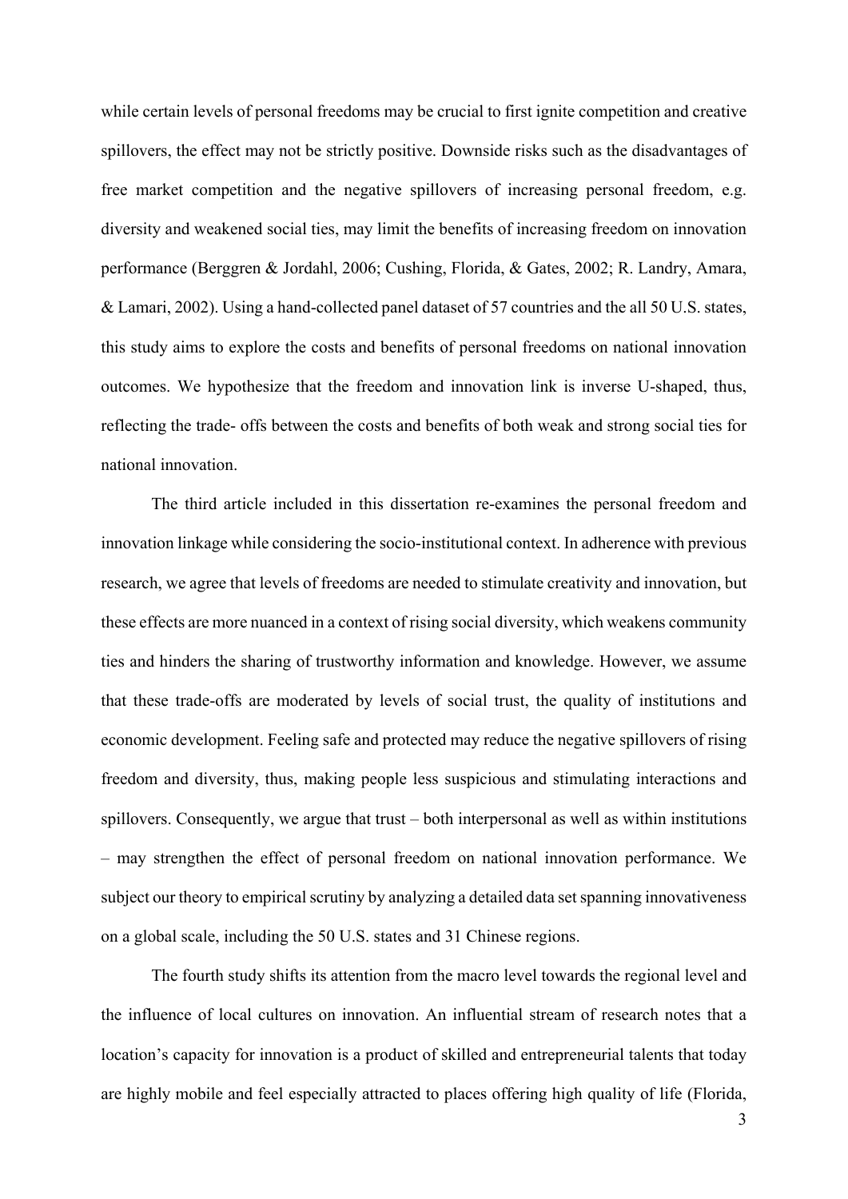while certain levels of personal freedoms may be crucial to first ignite competition and creative spillovers, the effect may not be strictly positive. Downside risks such as the disadvantages of free market competition and the negative spillovers of increasing personal freedom, e.g. diversity and weakened social ties, may limit the benefits of increasing freedom on innovation performance (Berggren & Jordahl, 2006; Cushing, Florida, & Gates, 2002; R. Landry, Amara, & Lamari, 2002). Using a hand-collected panel dataset of 57 countries and the all 50 U.S. states, this study aims to explore the costs and benefits of personal freedoms on national innovation outcomes. We hypothesize that the freedom and innovation link is inverse U-shaped, thus, reflecting the trade- offs between the costs and benefits of both weak and strong social ties for national innovation.

The third article included in this dissertation re-examines the personal freedom and innovation linkage while considering the socio-institutional context. In adherence with previous research, we agree that levels of freedoms are needed to stimulate creativity and innovation, but these effects are more nuanced in a context of rising social diversity, which weakens community ties and hinders the sharing of trustworthy information and knowledge. However, we assume that these trade-offs are moderated by levels of social trust, the quality of institutions and economic development. Feeling safe and protected may reduce the negative spillovers of rising freedom and diversity, thus, making people less suspicious and stimulating interactions and spillovers. Consequently, we argue that trust – both interpersonal as well as within institutions – may strengthen the effect of personal freedom on national innovation performance. We subject our theory to empirical scrutiny by analyzing a detailed data set spanning innovativeness on a global scale, including the 50 U.S. states and 31 Chinese regions.

The fourth study shifts its attention from the macro level towards the regional level and the influence of local cultures on innovation. An influential stream of research notes that a location's capacity for innovation is a product of skilled and entrepreneurial talents that today are highly mobile and feel especially attracted to places offering high quality of life (Florida,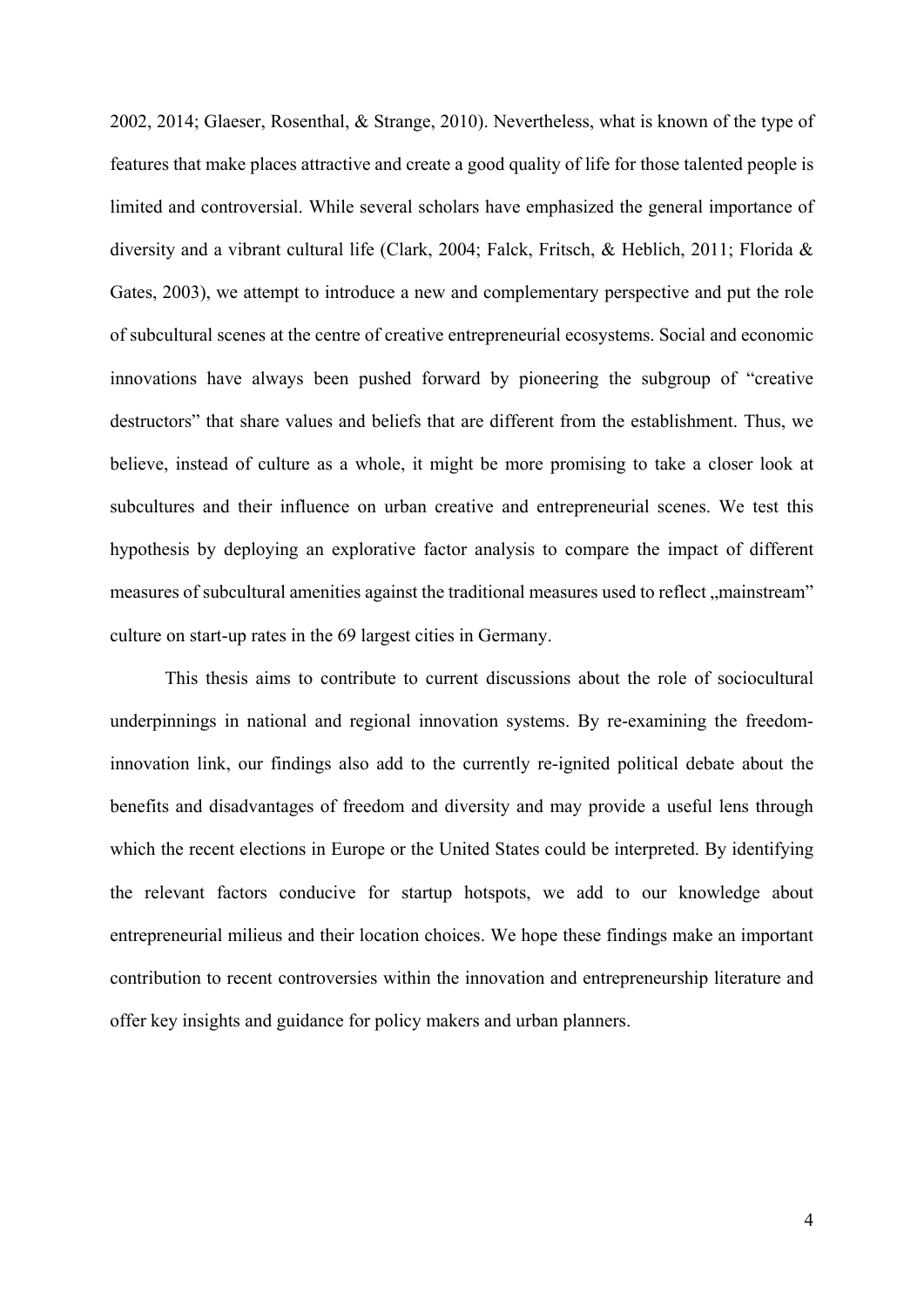2002, 2014; Glaeser, Rosenthal, & Strange, 2010). Nevertheless, what is known of the type of features that make places attractive and create a good quality of life for those talented people is limited and controversial. While several scholars have emphasized the general importance of diversity and a vibrant cultural life (Clark, 2004; Falck, Fritsch, & Heblich, 2011; Florida & Gates, 2003), we attempt to introduce a new and complementary perspective and put the role of subcultural scenes at the centre of creative entrepreneurial ecosystems. Social and economic innovations have always been pushed forward by pioneering the subgroup of "creative destructors" that share values and beliefs that are different from the establishment. Thus, we believe, instead of culture as a whole, it might be more promising to take a closer look at subcultures and their influence on urban creative and entrepreneurial scenes. We test this hypothesis by deploying an explorative factor analysis to compare the impact of different measures of subcultural amenities against the traditional measures used to reflect „mainstream" culture on start-up rates in the 69 largest cities in Germany.

This thesis aims to contribute to current discussions about the role of sociocultural underpinnings in national and regional innovation systems. By re-examining the freedom-innovation link, our findings also add to the currently re-ignited political debate about the benefits and disadvantages of freedom and diversity and may provide a useful lens through which the recent elections in Europe or the United States could be interpreted. By identifying the relevant factors conducive for startup hotspots, we add to our knowledge about entrepreneurial milieus and their location choices. We hope these findings make an important contribution to recent controversies within the innovation and entrepreneurship literature and offer key insights and guidance for policy makers and urban planners.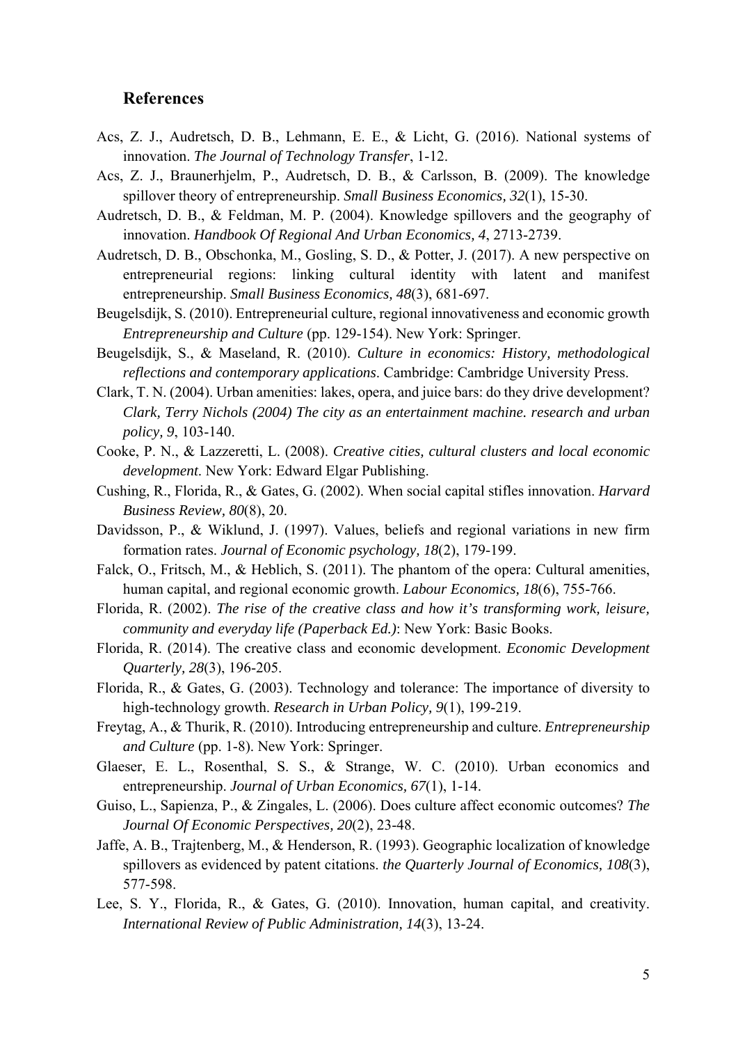## References

Acs, Z. J., Audretsch, D. B., Lehmann, E. E., & Licht, G. (2016). National systems of innovation. *The Journal of Technology Transfer*, 1-12.

Acs, Z. J., Braunerhjelm, P., Audretsch, D. B., & Carlsson, B. (2009). The knowledge spillover theory of entrepreneurship. *Small Business Economics, 32*(1), 15-30.

Audretsch, D. B., & Feldman, M. P. (2004). Knowledge spillovers and the geography of innovation. *Handbook Of Regional And Urban Economics, 4*, 2713-2739.

Audretsch, D. B., Obschonka, M., Gosling, S. D., & Potter, J. (2017). A new perspective on entrepreneurial regions: linking cultural identity with latent and manifest entrepreneurship. *Small Business Economics, 48*(3), 681-697.

Beugelsdijk, S. (2010). Entrepreneurial culture, regional innovativeness and economic growth *Entrepreneurship and Culture* (pp. 129-154). New York: Springer.

Beugelsdijk, S., & Maseland, R. (2010). *Culture in economics: History, methodological reflections and contemporary applications*. Cambridge: Cambridge University Press.

Clark, T. N. (2004). Urban amenities: lakes, opera, and juice bars: do they drive development? *Clark, Terry Nichols (2004) The city as an entertainment machine. research and urban policy, 9*, 103-140.

Cooke, P. N., & Lazzeretti, L. (2008). *Creative cities, cultural clusters and local economic development*. New York: Edward Elgar Publishing.

Cushing, R., Florida, R., & Gates, G. (2002). When social capital stifles innovation. *Harvard Business Review, 80*(8), 20.

Davidsson, P., & Wiklund, J. (1997). Values, beliefs and regional variations in new firm formation rates. *Journal of Economic psychology, 18*(2), 179-199.

Falck, O., Fritsch, M., & Heblich, S. (2011). The phantom of the opera: Cultural amenities, human capital, and regional economic growth. *Labour Economics, 18*(6), 755-766.

Florida, R. (2002). *The rise of the creative class and how it's transforming work, leisure, community and everyday life (Paperback Ed.)*: New York: Basic Books.

Florida, R. (2014). The creative class and economic development. *Economic Development Quarterly, 28*(3), 196-205.

Florida, R., & Gates, G. (2003). Technology and tolerance: The importance of diversity to high-technology growth. *Research in Urban Policy, 9*(1), 199-219.

Freytag, A., & Thurik, R. (2010). Introducing entrepreneurship and culture. *Entrepreneurship and Culture* (pp. 1-8). New York: Springer.

Glaeser, E. L., Rosenthal, S. S., & Strange, W. C. (2010). Urban economics and entrepreneurship. *Journal of Urban Economics, 67*(1), 1-14.

Guiso, L., Sapienza, P., & Zingales, L. (2006). Does culture affect economic outcomes? *The Journal Of Economic Perspectives, 20*(2), 23-48.

Jaffe, A. B., Trajtenberg, M., & Henderson, R. (1993). Geographic localization of knowledge spillovers as evidenced by patent citations. *the Quarterly Journal of Economics, 108*(3), 577-598.

Lee, S. Y., Florida, R., & Gates, G. (2010). Innovation, human capital, and creativity. *International Review of Public Administration, 14*(3), 13-24.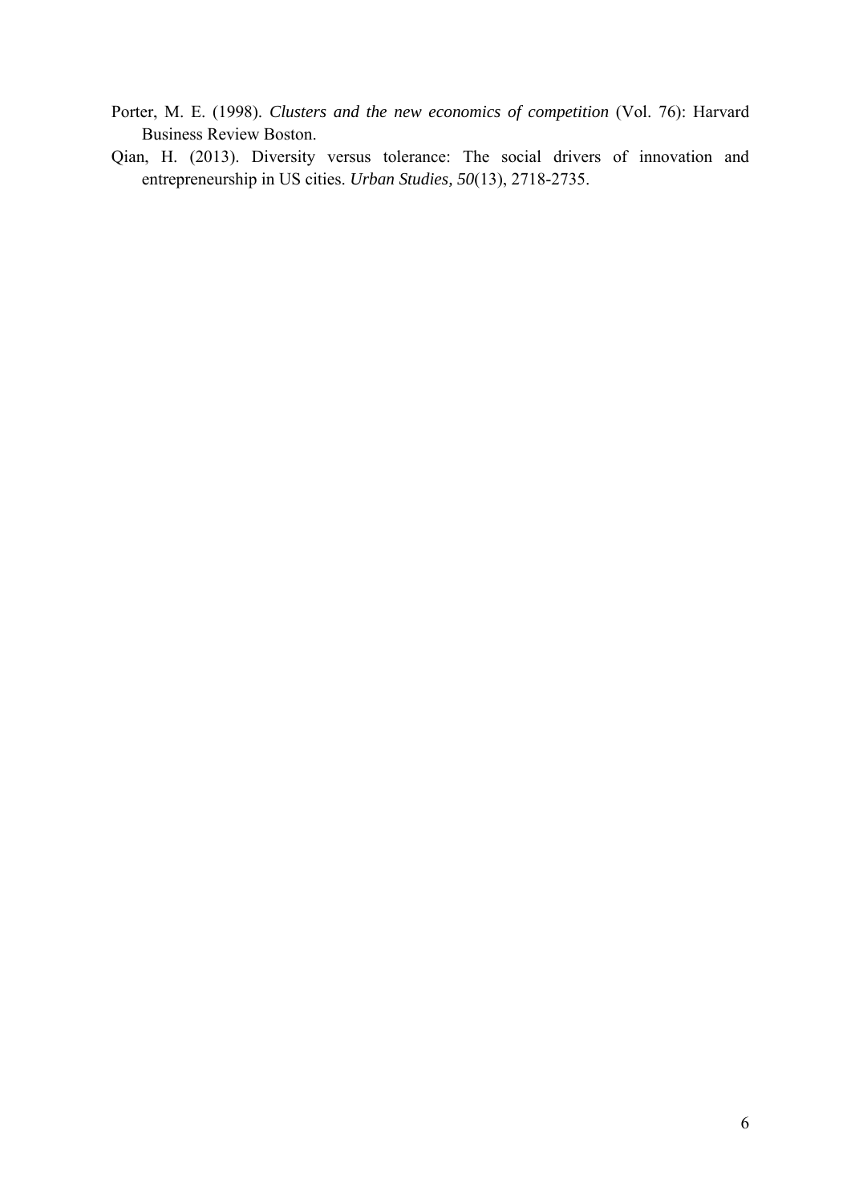Porter, M. E. (1998). *Clusters and the new economics of competition* (Vol. 76): Harvard Business Review Boston.

Qian, H. (2013). Diversity versus tolerance: The social drivers of innovation and entrepreneurship in US cities. *Urban Studies, 50*(13), 2718-2735.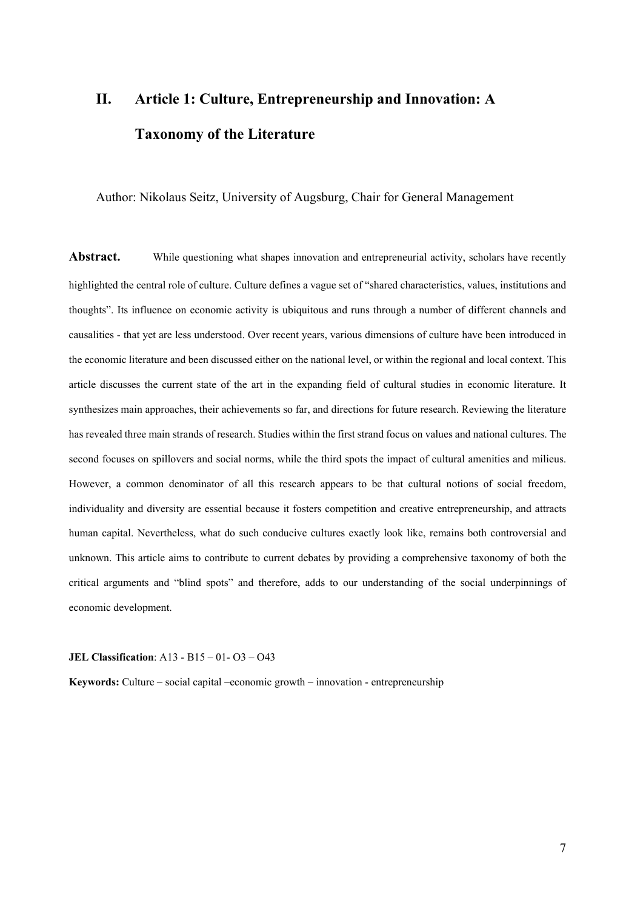# II. Article 1: Culture, Entrepreneurship and Innovation: A Taxonomy of the Literature

Author: Nikolaus Seitz, University of Augsburg, Chair for General Management

**Abstract.** While questioning what shapes innovation and entrepreneurial activity, scholars have recently highlighted the central role of culture. Culture defines a vague set of "shared characteristics, values, institutions and thoughts". Its influence on economic activity is ubiquitous and runs through a number of different channels and causalities - that yet are less understood. Over recent years, various dimensions of culture have been introduced in the economic literature and been discussed either on the national level, or within the regional and local context. This article discusses the current state of the art in the expanding field of cultural studies in economic literature. It synthesizes main approaches, their achievements so far, and directions for future research. Reviewing the literature has revealed three main strands of research. Studies within the first strand focus on values and national cultures. The second focuses on spillovers and social norms, while the third spots the impact of cultural amenities and milieus. However, a common denominator of all this research appears to be that cultural notions of social freedom, individuality and diversity are essential because it fosters competition and creative entrepreneurship, and attracts human capital. Nevertheless, what do such conducive cultures exactly look like, remains both controversial and unknown. This article aims to contribute to current debates by providing a comprehensive taxonomy of both the critical arguments and "blind spots" and therefore, adds to our understanding of the social underpinnings of economic development.

**JEL Classification**: A13 - B15 – 01- O3 – O43

**Keywords:** Culture – social capital –economic growth – innovation - entrepreneurship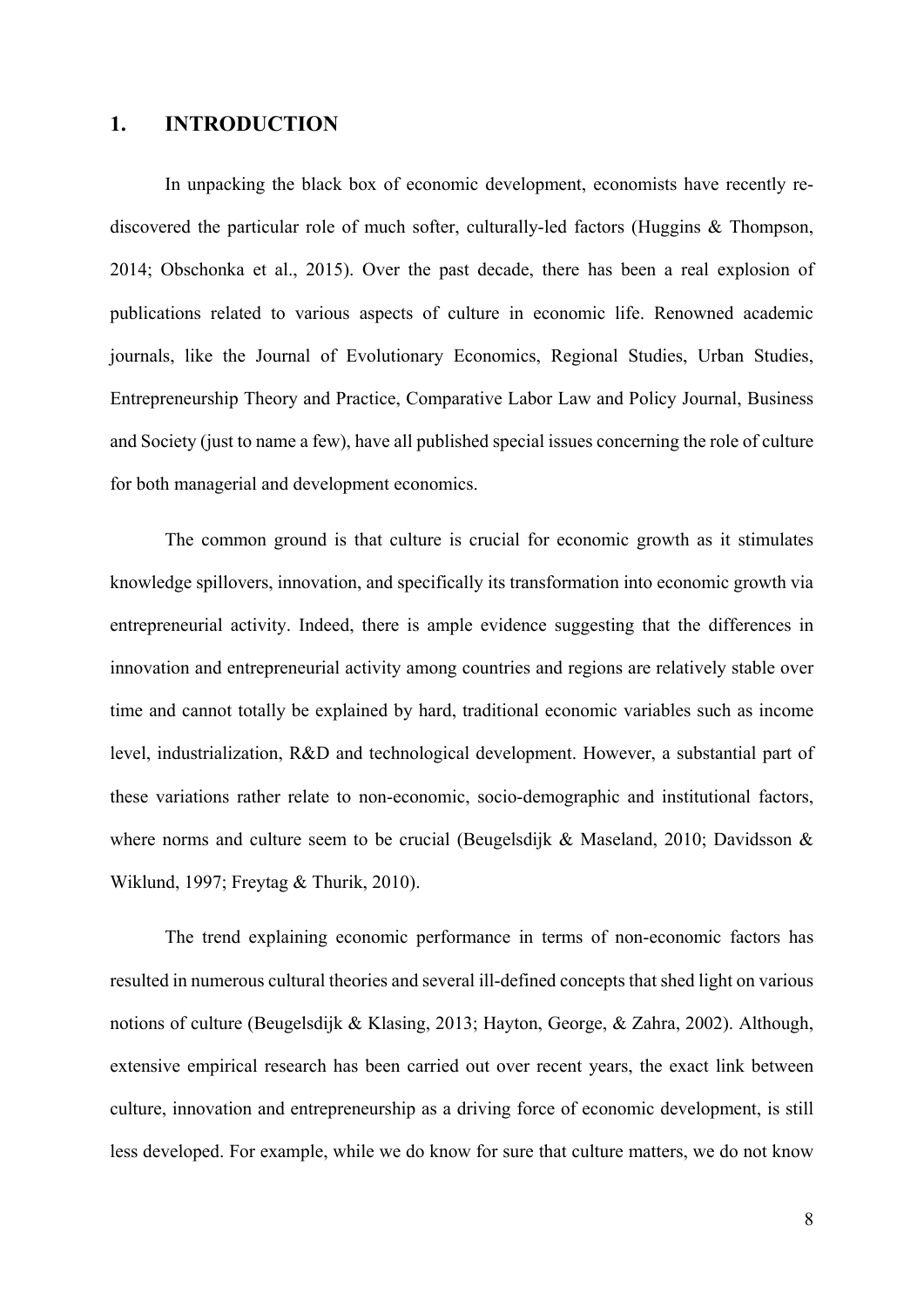# 1. INTRODUCTION

In unpacking the black box of economic development, economists have recently re-discovered the particular role of much softer, culturally-led factors (Huggins & Thompson, 2014; Obschonka et al., 2015). Over the past decade, there has been a real explosion of publications related to various aspects of culture in economic life. Renowned academic journals, like the Journal of Evolutionary Economics, Regional Studies, Urban Studies, Entrepreneurship Theory and Practice, Comparative Labor Law and Policy Journal, Business and Society (just to name a few), have all published special issues concerning the role of culture for both managerial and development economics.

The common ground is that culture is crucial for economic growth as it stimulates knowledge spillovers, innovation, and specifically its transformation into economic growth via entrepreneurial activity. Indeed, there is ample evidence suggesting that the differences in innovation and entrepreneurial activity among countries and regions are relatively stable over time and cannot totally be explained by hard, traditional economic variables such as income level, industrialization, R&D and technological development. However, a substantial part of these variations rather relate to non-economic, socio-demographic and institutional factors, where norms and culture seem to be crucial (Beugelsdijk & Maseland, 2010; Davidsson & Wiklund, 1997; Freytag & Thurik, 2010).

The trend explaining economic performance in terms of non-economic factors has resulted in numerous cultural theories and several ill-defined concepts that shed light on various notions of culture (Beugelsdijk & Klasing, 2013; Hayton, George, & Zahra, 2002). Although, extensive empirical research has been carried out over recent years, the exact link between culture, innovation and entrepreneurship as a driving force of economic development, is still less developed. For example, while we do know for sure that culture matters, we do not know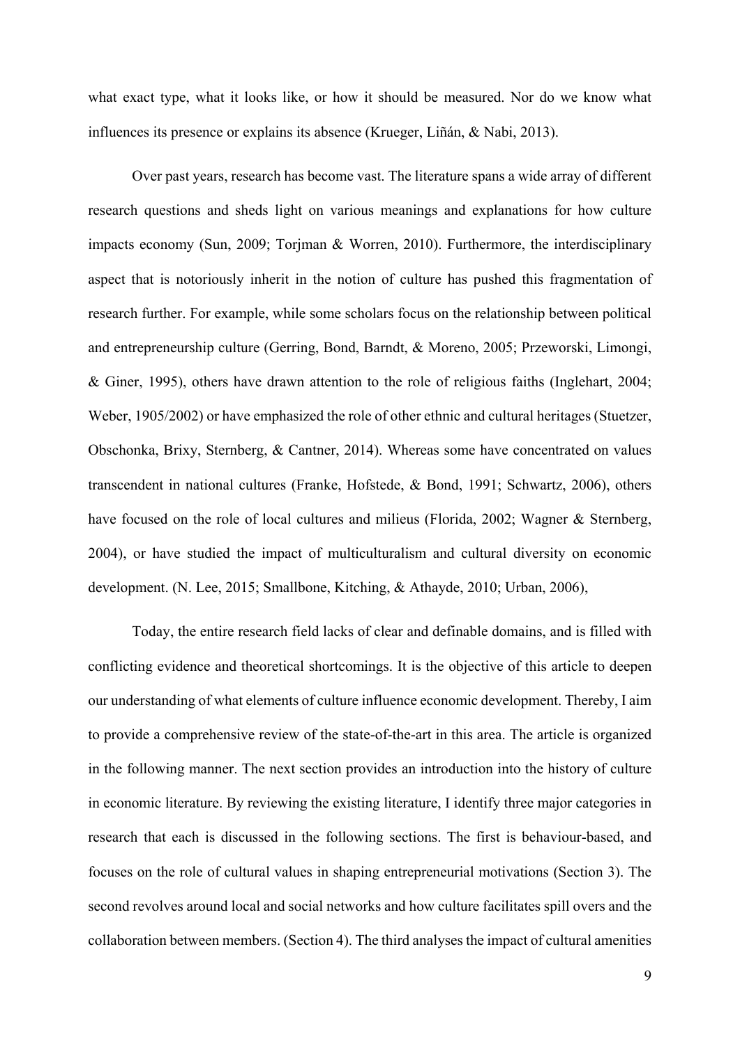what exact type, what it looks like, or how it should be measured. Nor do we know what influences its presence or explains its absence (Krueger, Liñán, & Nabi, 2013).

Over past years, research has become vast. The literature spans a wide array of different research questions and sheds light on various meanings and explanations for how culture impacts economy (Sun, 2009; Torjman & Worren, 2010). Furthermore, the interdisciplinary aspect that is notoriously inherit in the notion of culture has pushed this fragmentation of research further. For example, while some scholars focus on the relationship between political and entrepreneurship culture (Gerring, Bond, Barndt, & Moreno, 2005; Przeworski, Limongi, & Giner, 1995), others have drawn attention to the role of religious faiths (Inglehart, 2004; Weber, 1905/2002) or have emphasized the role of other ethnic and cultural heritages (Stuetzer, Obschonka, Brixy, Sternberg, & Cantner, 2014). Whereas some have concentrated on values transcendent in national cultures (Franke, Hofstede, & Bond, 1991; Schwartz, 2006), others have focused on the role of local cultures and milieus (Florida, 2002; Wagner & Sternberg, 2004), or have studied the impact of multiculturalism and cultural diversity on economic development. (N. Lee, 2015; Smallbone, Kitching, & Athayde, 2010; Urban, 2006),

Today, the entire research field lacks of clear and definable domains, and is filled with conflicting evidence and theoretical shortcomings. It is the objective of this article to deepen our understanding of what elements of culture influence economic development. Thereby, I aim to provide a comprehensive review of the state-of-the-art in this area. The article is organized in the following manner. The next section provides an introduction into the history of culture in economic literature. By reviewing the existing literature, I identify three major categories in research that each is discussed in the following sections. The first is behaviour-based, and focuses on the role of cultural values in shaping entrepreneurial motivations (Section 3). The second revolves around local and social networks and how culture facilitates spill overs and the collaboration between members. (Section 4). The third analyses the impact of cultural amenities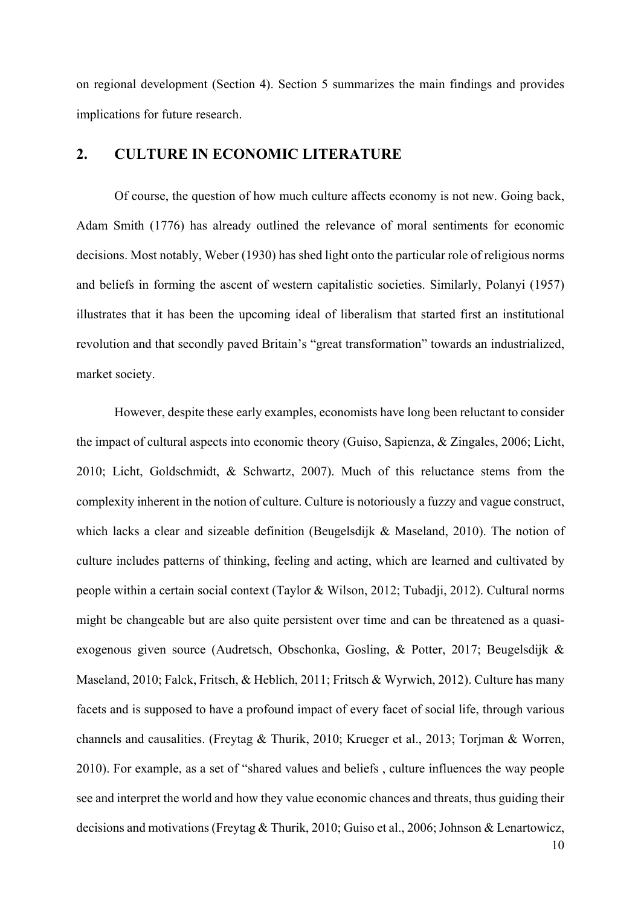on regional development (Section 4). Section 5 summarizes the main findings and provides implications for future research.

## 2. CULTURE IN ECONOMIC LITERATURE

Of course, the question of how much culture affects economy is not new. Going back, Adam Smith (1776) has already outlined the relevance of moral sentiments for economic decisions. Most notably, Weber (1930) has shed light onto the particular role of religious norms and beliefs in forming the ascent of western capitalistic societies. Similarly, Polanyi (1957) illustrates that it has been the upcoming ideal of liberalism that started first an institutional revolution and that secondly paved Britain's "great transformation" towards an industrialized, market society.

However, despite these early examples, economists have long been reluctant to consider the impact of cultural aspects into economic theory (Guiso, Sapienza, & Zingales, 2006; Licht, 2010; Licht, Goldschmidt, & Schwartz, 2007). Much of this reluctance stems from the complexity inherent in the notion of culture. Culture is notoriously a fuzzy and vague construct, which lacks a clear and sizeable definition (Beugelsdijk & Maseland, 2010). The notion of culture includes patterns of thinking, feeling and acting, which are learned and cultivated by people within a certain social context (Taylor & Wilson, 2012; Tubadji, 2012). Cultural norms might be changeable but are also quite persistent over time and can be threatened as a quasi-exogenous given source (Audretsch, Obschonka, Gosling, & Potter, 2017; Beugelsdijk & Maseland, 2010; Falck, Fritsch, & Heblich, 2011; Fritsch & Wyrwich, 2012). Culture has many facets and is supposed to have a profound impact of every facet of social life, through various channels and causalities. (Freytag & Thurik, 2010; Krueger et al., 2013; Torjman & Worren, 2010). For example, as a set of "shared values and beliefs , culture influences the way people see and interpret the world and how they value economic chances and threats, thus guiding their decisions and motivations (Freytag & Thurik, 2010; Guiso et al., 2006; Johnson & Lenartowicz,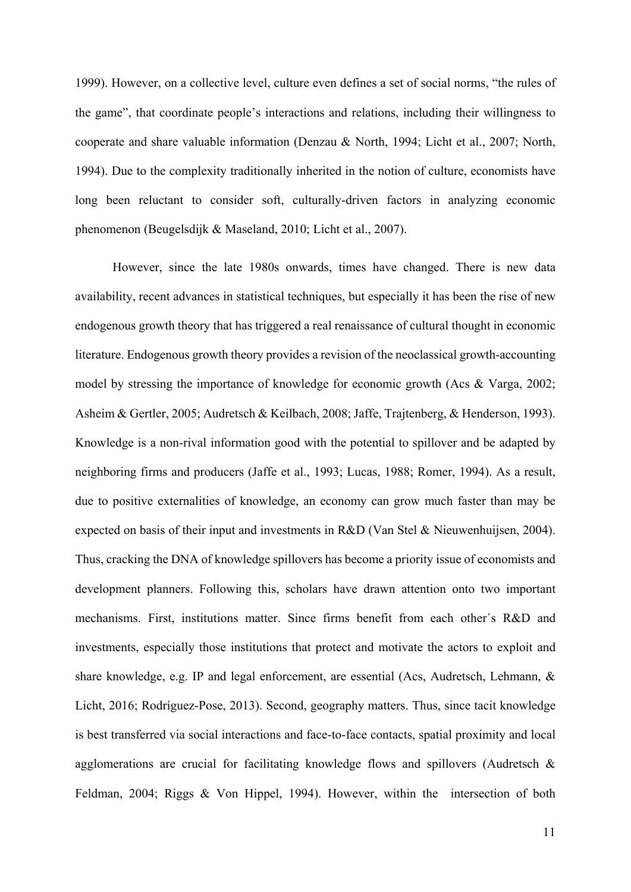1999). However, on a collective level, culture even defines a set of social norms, "the rules of the game", that coordinate people's interactions and relations, including their willingness to cooperate and share valuable information (Denzau & North, 1994; Licht et al., 2007; North, 1994). Due to the complexity traditionally inherited in the notion of culture, economists have long been reluctant to consider soft, culturally-driven factors in analyzing economic phenomenon (Beugelsdijk & Maseland, 2010; Licht et al., 2007).

However, since the late 1980s onwards, times have changed. There is new data availability, recent advances in statistical techniques, but especially it has been the rise of new endogenous growth theory that has triggered a real renaissance of cultural thought in economic literature. Endogenous growth theory provides a revision of the neoclassical growth-accounting model by stressing the importance of knowledge for economic growth (Acs & Varga, 2002; Asheim & Gertler, 2005; Audretsch & Keilbach, 2008; Jaffe, Trajtenberg, & Henderson, 1993). Knowledge is a non-rival information good with the potential to spillover and be adapted by neighboring firms and producers (Jaffe et al., 1993; Lucas, 1988; Romer, 1994). As a result, due to positive externalities of knowledge, an economy can grow much faster than may be expected on basis of their input and investments in R&D (Van Stel & Nieuwenhuijsen, 2004). Thus, cracking the DNA of knowledge spillovers has become a priority issue of economists and development planners. Following this, scholars have drawn attention onto two important mechanisms. First, institutions matter. Since firms benefit from each other´s R&D and investments, especially those institutions that protect and motivate the actors to exploit and share knowledge, e.g. IP and legal enforcement, are essential (Acs, Audretsch, Lehmann, & Licht, 2016; Rodríguez-Pose, 2013). Second, geography matters. Thus, since tacit knowledge is best transferred via social interactions and face-to-face contacts, spatial proximity and local agglomerations are crucial for facilitating knowledge flows and spillovers (Audretsch & Feldman, 2004; Riggs & Von Hippel, 1994). However, within the intersection of both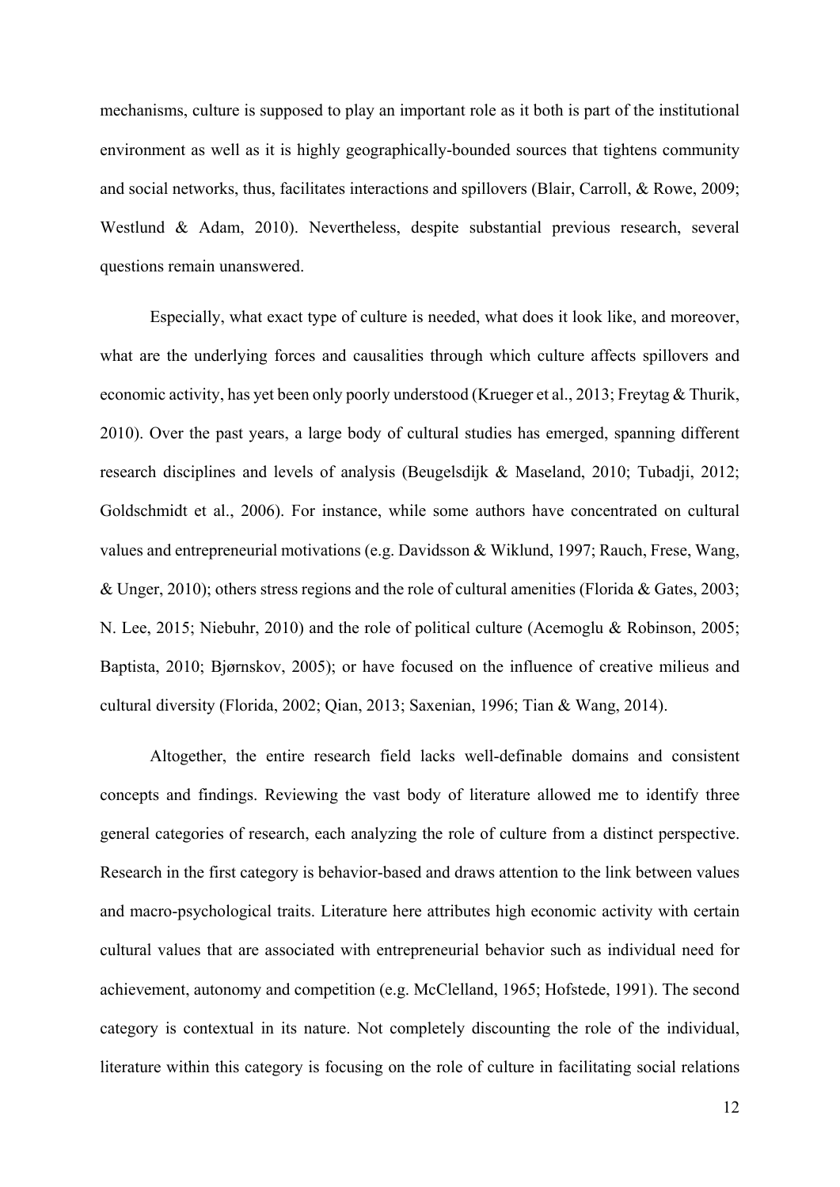mechanisms, culture is supposed to play an important role as it both is part of the institutional environment as well as it is highly geographically-bounded sources that tightens community and social networks, thus, facilitates interactions and spillovers (Blair, Carroll, & Rowe, 2009; Westlund & Adam, 2010). Nevertheless, despite substantial previous research, several questions remain unanswered.

Especially, what exact type of culture is needed, what does it look like, and moreover, what are the underlying forces and causalities through which culture affects spillovers and economic activity, has yet been only poorly understood (Krueger et al., 2013; Freytag & Thurik, 2010). Over the past years, a large body of cultural studies has emerged, spanning different research disciplines and levels of analysis (Beugelsdijk & Maseland, 2010; Tubadji, 2012; Goldschmidt et al., 2006). For instance, while some authors have concentrated on cultural values and entrepreneurial motivations (e.g. Davidsson & Wiklund, 1997; Rauch, Frese, Wang, & Unger, 2010); others stress regions and the role of cultural amenities (Florida & Gates, 2003; N. Lee, 2015; Niebuhr, 2010) and the role of political culture (Acemoglu & Robinson, 2005; Baptista, 2010; Bjørnskov, 2005); or have focused on the influence of creative milieus and cultural diversity (Florida, 2002; Qian, 2013; Saxenian, 1996; Tian & Wang, 2014).

Altogether, the entire research field lacks well-definable domains and consistent concepts and findings. Reviewing the vast body of literature allowed me to identify three general categories of research, each analyzing the role of culture from a distinct perspective. Research in the first category is behavior-based and draws attention to the link between values and macro-psychological traits. Literature here attributes high economic activity with certain cultural values that are associated with entrepreneurial behavior such as individual need for achievement, autonomy and competition (e.g. McClelland, 1965; Hofstede, 1991). The second category is contextual in its nature. Not completely discounting the role of the individual, literature within this category is focusing on the role of culture in facilitating social relations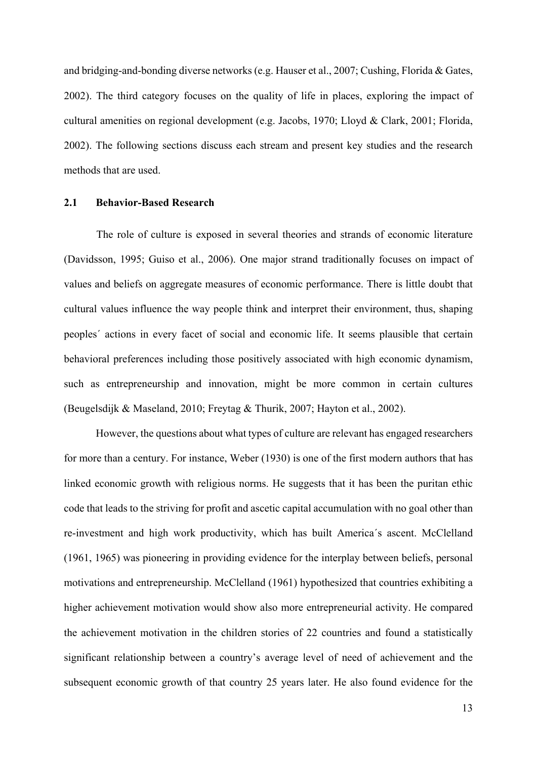and bridging-and-bonding diverse networks (e.g. Hauser et al., 2007; Cushing, Florida & Gates, 2002). The third category focuses on the quality of life in places, exploring the impact of cultural amenities on regional development (e.g. Jacobs, 1970; Lloyd & Clark, 2001; Florida, 2002). The following sections discuss each stream and present key studies and the research methods that are used.

## 2.1 Behavior-Based Research

The role of culture is exposed in several theories and strands of economic literature (Davidsson, 1995; Guiso et al., 2006). One major strand traditionally focuses on impact of values and beliefs on aggregate measures of economic performance. There is little doubt that cultural values influence the way people think and interpret their environment, thus, shaping peoples´ actions in every facet of social and economic life. It seems plausible that certain behavioral preferences including those positively associated with high economic dynamism, such as entrepreneurship and innovation, might be more common in certain cultures (Beugelsdijk & Maseland, 2010; Freytag & Thurik, 2007; Hayton et al., 2002).

However, the questions about what types of culture are relevant has engaged researchers for more than a century. For instance, Weber (1930) is one of the first modern authors that has linked economic growth with religious norms. He suggests that it has been the puritan ethic code that leads to the striving for profit and ascetic capital accumulation with no goal other than re-investment and high work productivity, which has built America´s ascent. McClelland (1961, 1965) was pioneering in providing evidence for the interplay between beliefs, personal motivations and entrepreneurship. McClelland (1961) hypothesized that countries exhibiting a higher achievement motivation would show also more entrepreneurial activity. He compared the achievement motivation in the children stories of 22 countries and found a statistically significant relationship between a country's average level of need of achievement and the subsequent economic growth of that country 25 years later. He also found evidence for the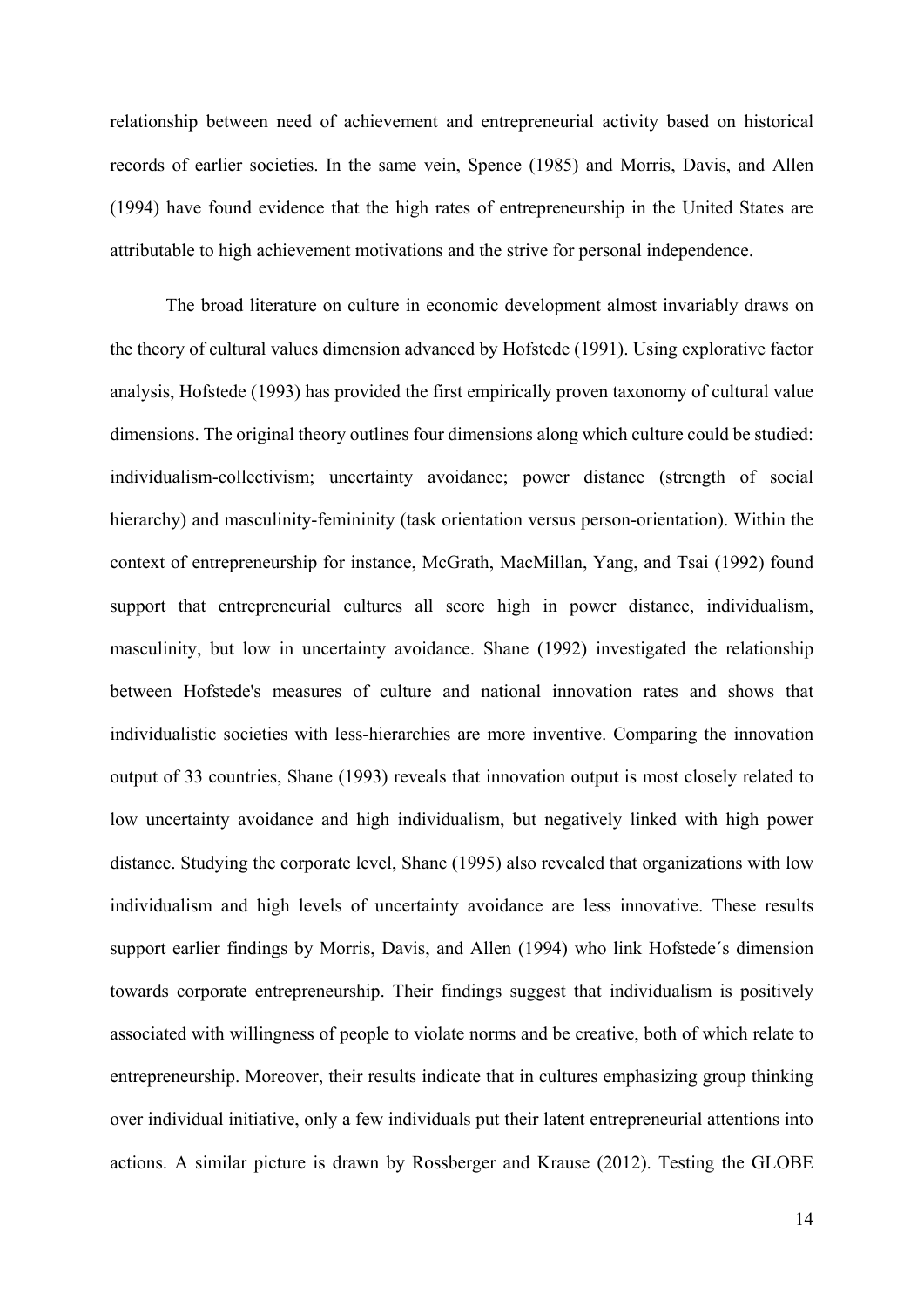relationship between need of achievement and entrepreneurial activity based on historical records of earlier societies. In the same vein, Spence (1985) and Morris, Davis, and Allen (1994) have found evidence that the high rates of entrepreneurship in the United States are attributable to high achievement motivations and the strive for personal independence.

The broad literature on culture in economic development almost invariably draws on the theory of cultural values dimension advanced by Hofstede (1991). Using explorative factor analysis, Hofstede (1993) has provided the first empirically proven taxonomy of cultural value dimensions. The original theory outlines four dimensions along which culture could be studied: individualism-collectivism; uncertainty avoidance; power distance (strength of social hierarchy) and masculinity-femininity (task orientation versus person-orientation). Within the context of entrepreneurship for instance, McGrath, MacMillan, Yang, and Tsai (1992) found support that entrepreneurial cultures all score high in power distance, individualism, masculinity, but low in uncertainty avoidance. Shane (1992) investigated the relationship between Hofstede's measures of culture and national innovation rates and shows that individualistic societies with less-hierarchies are more inventive. Comparing the innovation output of 33 countries, Shane (1993) reveals that innovation output is most closely related to low uncertainty avoidance and high individualism, but negatively linked with high power distance. Studying the corporate level, Shane (1995) also revealed that organizations with low individualism and high levels of uncertainty avoidance are less innovative. These results support earlier findings by Morris, Davis, and Allen (1994) who link Hofstede´s dimension towards corporate entrepreneurship. Their findings suggest that individualism is positively associated with willingness of people to violate norms and be creative, both of which relate to entrepreneurship. Moreover, their results indicate that in cultures emphasizing group thinking over individual initiative, only a few individuals put their latent entrepreneurial attentions into actions. A similar picture is drawn by Rossberger and Krause (2012). Testing the GLOBE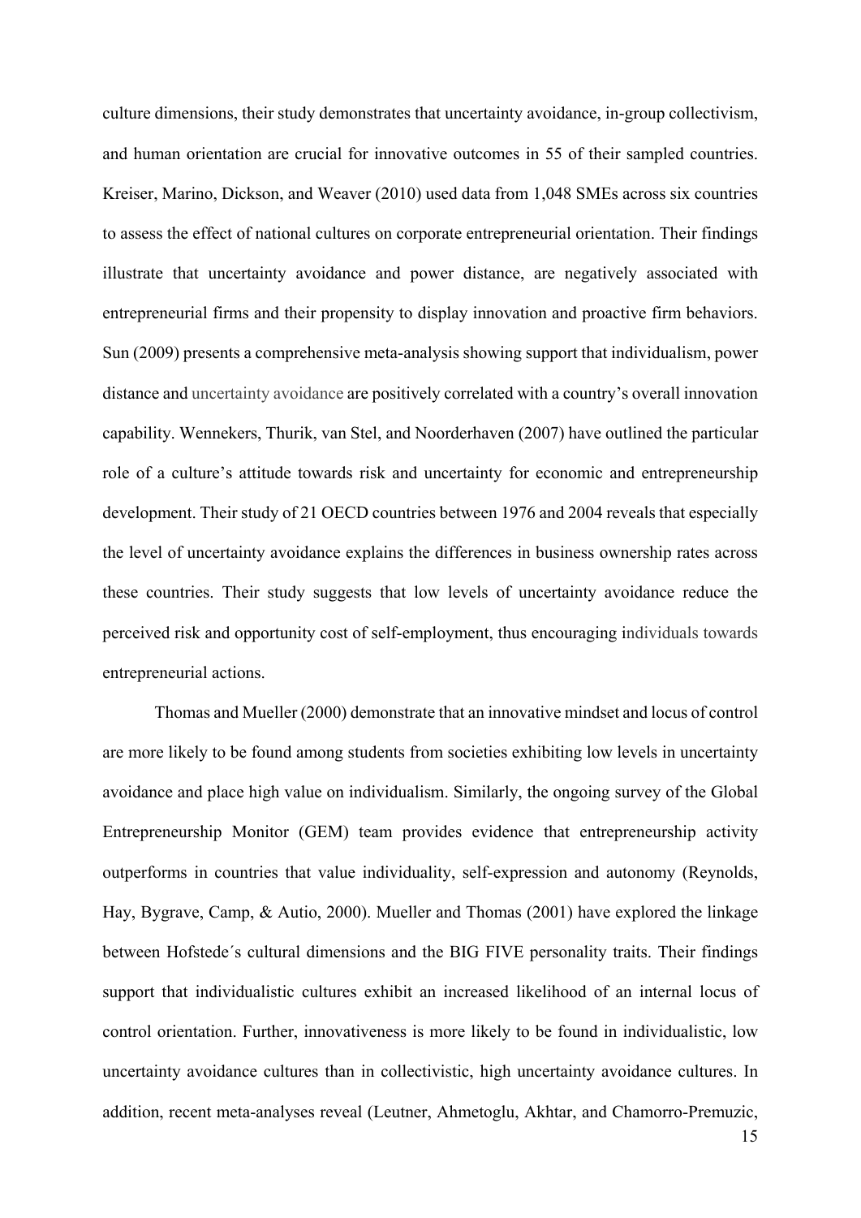culture dimensions, their study demonstrates that uncertainty avoidance, in-group collectivism, and human orientation are crucial for innovative outcomes in 55 of their sampled countries. Kreiser, Marino, Dickson, and Weaver (2010) used data from 1,048 SMEs across six countries to assess the effect of national cultures on corporate entrepreneurial orientation. Their findings illustrate that uncertainty avoidance and power distance, are negatively associated with entrepreneurial firms and their propensity to display innovation and proactive firm behaviors. Sun (2009) presents a comprehensive meta-analysis showing support that individualism, power distance and uncertainty avoidance are positively correlated with a country's overall innovation capability. Wennekers, Thurik, van Stel, and Noorderhaven (2007) have outlined the particular role of a culture's attitude towards risk and uncertainty for economic and entrepreneurship development. Their study of 21 OECD countries between 1976 and 2004 reveals that especially the level of uncertainty avoidance explains the differences in business ownership rates across these countries. Their study suggests that low levels of uncertainty avoidance reduce the perceived risk and opportunity cost of self-employment, thus encouraging individuals towards entrepreneurial actions.

Thomas and Mueller (2000) demonstrate that an innovative mindset and locus of control are more likely to be found among students from societies exhibiting low levels in uncertainty avoidance and place high value on individualism. Similarly, the ongoing survey of the Global Entrepreneurship Monitor (GEM) team provides evidence that entrepreneurship activity outperforms in countries that value individuality, self-expression and autonomy (Reynolds, Hay, Bygrave, Camp, & Autio, 2000). Mueller and Thomas (2001) have explored the linkage between Hofstede´s cultural dimensions and the BIG FIVE personality traits. Their findings support that individualistic cultures exhibit an increased likelihood of an internal locus of control orientation. Further, innovativeness is more likely to be found in individualistic, low uncertainty avoidance cultures than in collectivistic, high uncertainty avoidance cultures. In addition, recent meta-analyses reveal (Leutner, Ahmetoglu, Akhtar, and Chamorro-Premuzic,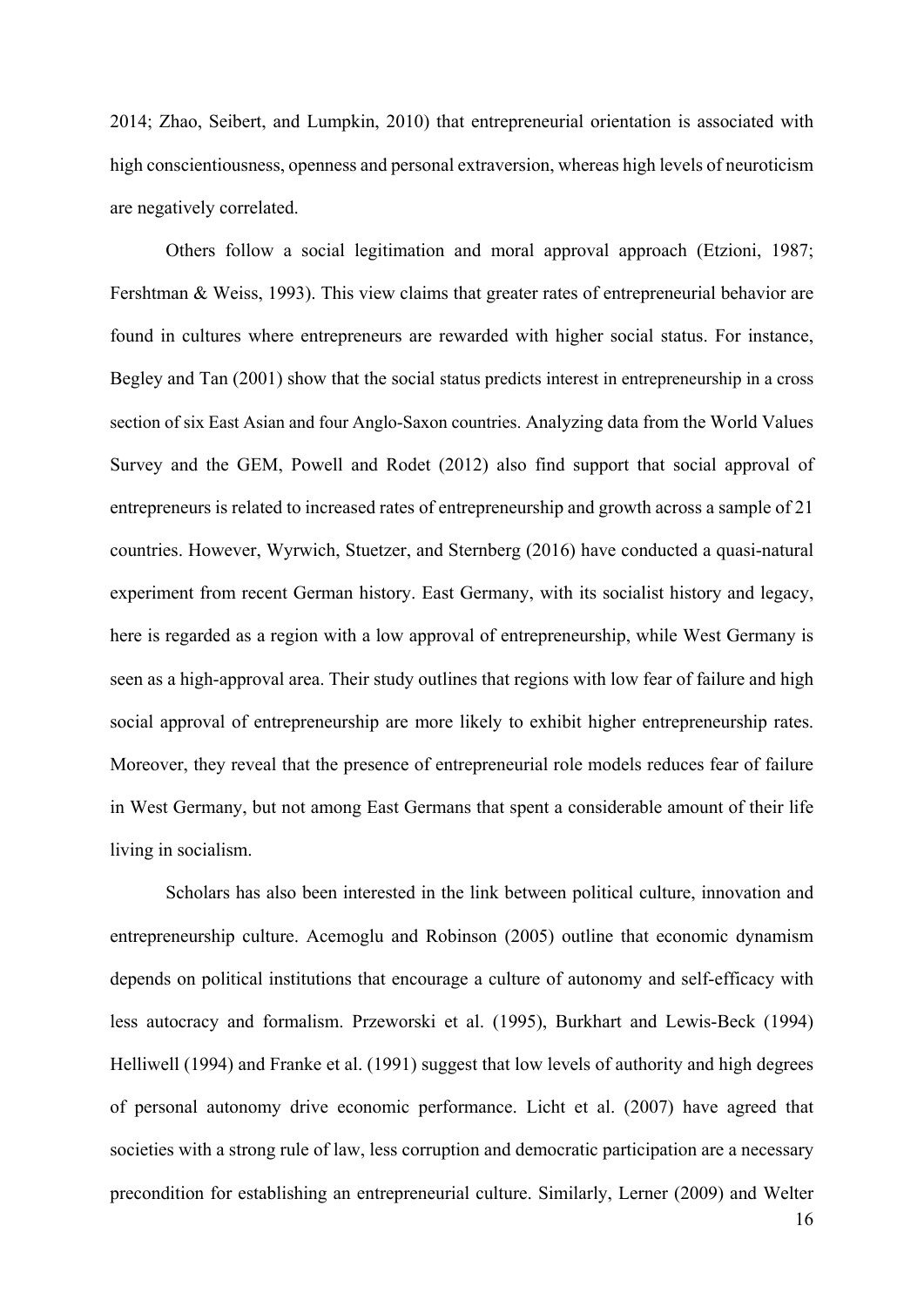2014; Zhao, Seibert, and Lumpkin, 2010) that entrepreneurial orientation is associated with high conscientiousness, openness and personal extraversion, whereas high levels of neuroticism are negatively correlated.

Others follow a social legitimation and moral approval approach (Etzioni, 1987; Fershtman & Weiss, 1993). This view claims that greater rates of entrepreneurial behavior are found in cultures where entrepreneurs are rewarded with higher social status. For instance, Begley and Tan (2001) show that the social status predicts interest in entrepreneurship in a cross section of six East Asian and four Anglo-Saxon countries. Analyzing data from the World Values Survey and the GEM, Powell and Rodet (2012) also find support that social approval of entrepreneurs is related to increased rates of entrepreneurship and growth across a sample of 21 countries. However, Wyrwich, Stuetzer, and Sternberg (2016) have conducted a quasi-natural experiment from recent German history. East Germany, with its socialist history and legacy, here is regarded as a region with a low approval of entrepreneurship, while West Germany is seen as a high-approval area. Their study outlines that regions with low fear of failure and high social approval of entrepreneurship are more likely to exhibit higher entrepreneurship rates. Moreover, they reveal that the presence of entrepreneurial role models reduces fear of failure in West Germany, but not among East Germans that spent a considerable amount of their life living in socialism.

Scholars has also been interested in the link between political culture, innovation and entrepreneurship culture. Acemoglu and Robinson (2005) outline that economic dynamism depends on political institutions that encourage a culture of autonomy and self-efficacy with less autocracy and formalism. Przeworski et al. (1995), Burkhart and Lewis-Beck (1994) Helliwell (1994) and Franke et al. (1991) suggest that low levels of authority and high degrees of personal autonomy drive economic performance. Licht et al. (2007) have agreed that societies with a strong rule of law, less corruption and democratic participation are a necessary precondition for establishing an entrepreneurial culture. Similarly, Lerner (2009) and Welter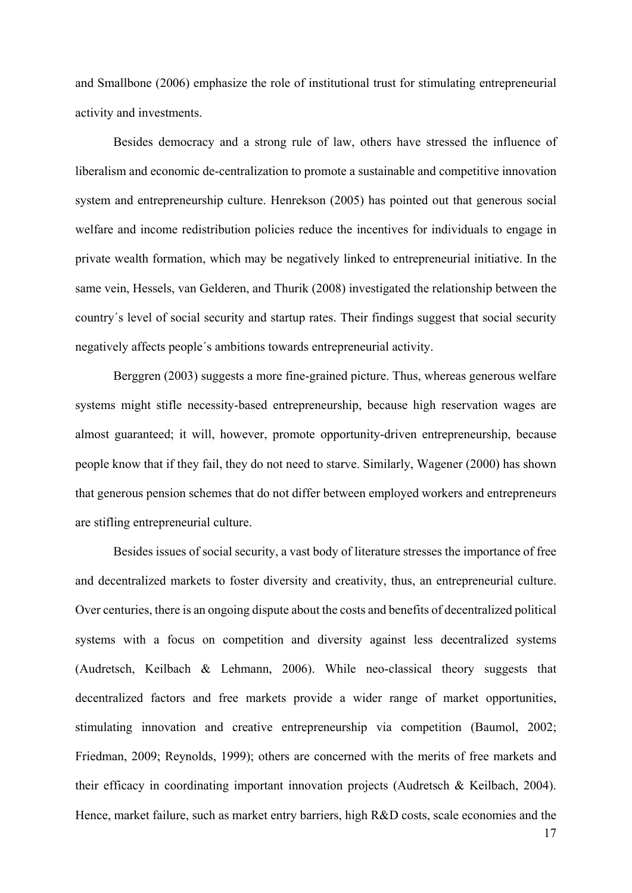and Smallbone (2006) emphasize the role of institutional trust for stimulating entrepreneurial activity and investments.

Besides democracy and a strong rule of law, others have stressed the influence of liberalism and economic de-centralization to promote a sustainable and competitive innovation system and entrepreneurship culture. Henrekson (2005) has pointed out that generous social welfare and income redistribution policies reduce the incentives for individuals to engage in private wealth formation, which may be negatively linked to entrepreneurial initiative. In the same vein, Hessels, van Gelderen, and Thurik (2008) investigated the relationship between the country´s level of social security and startup rates. Their findings suggest that social security negatively affects people´s ambitions towards entrepreneurial activity.

Berggren (2003) suggests a more fine-grained picture. Thus, whereas generous welfare systems might stifle necessity-based entrepreneurship, because high reservation wages are almost guaranteed; it will, however, promote opportunity-driven entrepreneurship, because people know that if they fail, they do not need to starve. Similarly, Wagener (2000) has shown that generous pension schemes that do not differ between employed workers and entrepreneurs are stifling entrepreneurial culture.

Besides issues of social security, a vast body of literature stresses the importance of free and decentralized markets to foster diversity and creativity, thus, an entrepreneurial culture. Over centuries, there is an ongoing dispute about the costs and benefits of decentralized political systems with a focus on competition and diversity against less decentralized systems (Audretsch, Keilbach & Lehmann, 2006). While neo-classical theory suggests that decentralized factors and free markets provide a wider range of market opportunities, stimulating innovation and creative entrepreneurship via competition (Baumol, 2002; Friedman, 2009; Reynolds, 1999); others are concerned with the merits of free markets and their efficacy in coordinating important innovation projects (Audretsch & Keilbach, 2004). Hence, market failure, such as market entry barriers, high R&D costs, scale economies and the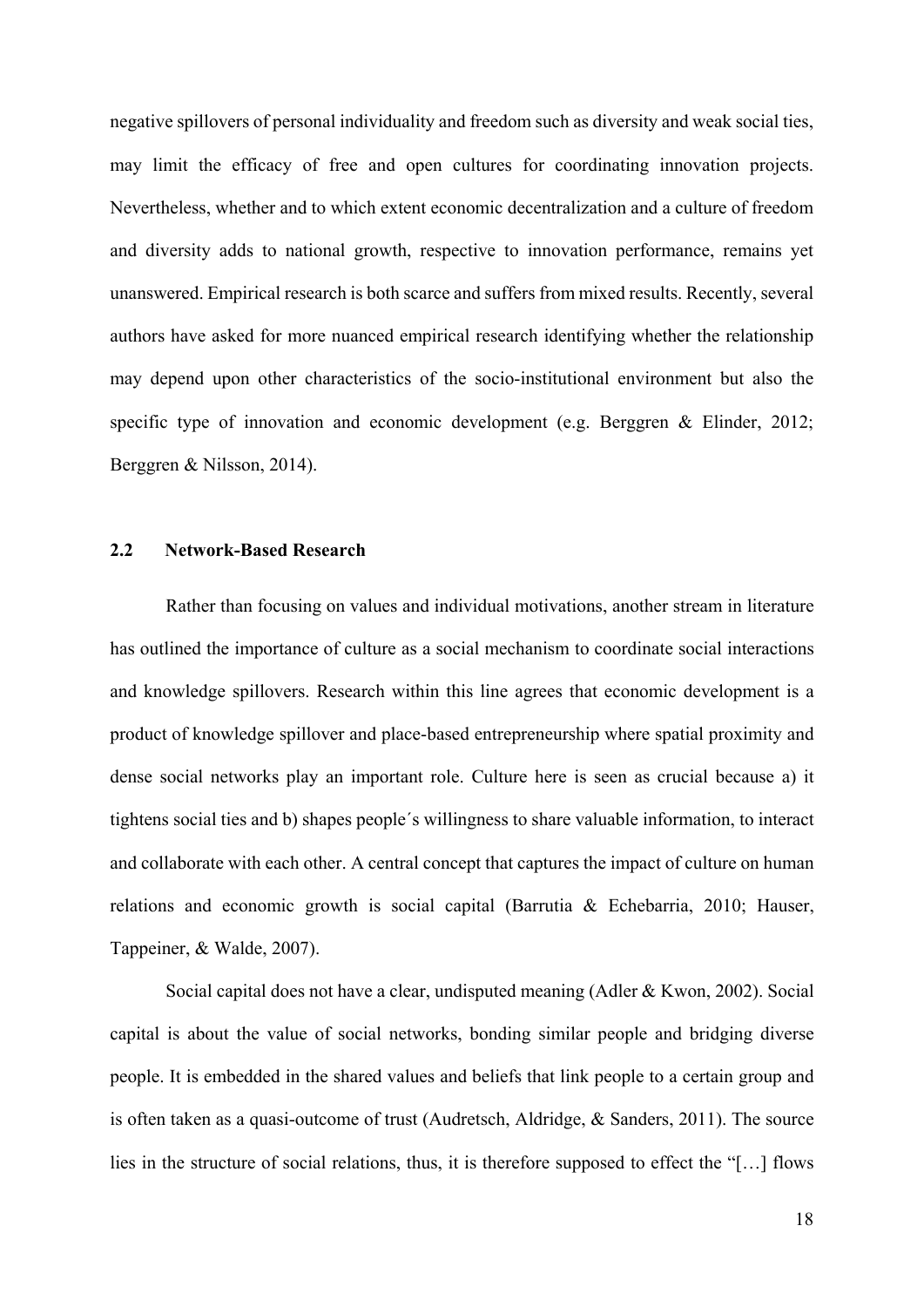negative spillovers of personal individuality and freedom such as diversity and weak social ties, may limit the efficacy of free and open cultures for coordinating innovation projects. Nevertheless, whether and to which extent economic decentralization and a culture of freedom and diversity adds to national growth, respective to innovation performance, remains yet unanswered. Empirical research is both scarce and suffers from mixed results. Recently, several authors have asked for more nuanced empirical research identifying whether the relationship may depend upon other characteristics of the socio-institutional environment but also the specific type of innovation and economic development (e.g. Berggren & Elinder, 2012; Berggren & Nilsson, 2014).

## 2.2 Network-Based Research

Rather than focusing on values and individual motivations, another stream in literature has outlined the importance of culture as a social mechanism to coordinate social interactions and knowledge spillovers. Research within this line agrees that economic development is a product of knowledge spillover and place-based entrepreneurship where spatial proximity and dense social networks play an important role. Culture here is seen as crucial because a) it tightens social ties and b) shapes people´s willingness to share valuable information, to interact and collaborate with each other. A central concept that captures the impact of culture on human relations and economic growth is social capital (Barrutia & Echebarria, 2010; Hauser, Tappeiner, & Walde, 2007).

Social capital does not have a clear, undisputed meaning (Adler & Kwon, 2002). Social capital is about the value of social networks, bonding similar people and bridging diverse people. It is embedded in the shared values and beliefs that link people to a certain group and is often taken as a quasi-outcome of trust (Audretsch, Aldridge, & Sanders, 2011). The source lies in the structure of social relations, thus, it is therefore supposed to effect the "[…] flows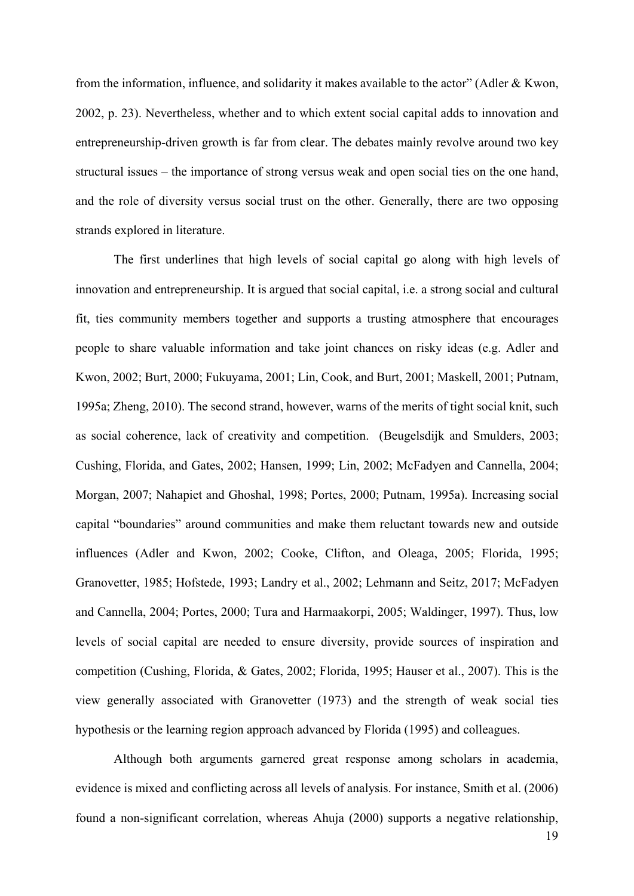from the information, influence, and solidarity it makes available to the actor" (Adler & Kwon, 2002, p. 23). Nevertheless, whether and to which extent social capital adds to innovation and entrepreneurship-driven growth is far from clear. The debates mainly revolve around two key structural issues – the importance of strong versus weak and open social ties on the one hand, and the role of diversity versus social trust on the other. Generally, there are two opposing strands explored in literature.

The first underlines that high levels of social capital go along with high levels of innovation and entrepreneurship. It is argued that social capital, i.e. a strong social and cultural fit, ties community members together and supports a trusting atmosphere that encourages people to share valuable information and take joint chances on risky ideas (e.g. Adler and Kwon, 2002; Burt, 2000; Fukuyama, 2001; Lin, Cook, and Burt, 2001; Maskell, 2001; Putnam, 1995a; Zheng, 2010). The second strand, however, warns of the merits of tight social knit, such as social coherence, lack of creativity and competition. (Beugelsdijk and Smulders, 2003; Cushing, Florida, and Gates, 2002; Hansen, 1999; Lin, 2002; McFadyen and Cannella, 2004; Morgan, 2007; Nahapiet and Ghoshal, 1998; Portes, 2000; Putnam, 1995a). Increasing social capital "boundaries" around communities and make them reluctant towards new and outside influences (Adler and Kwon, 2002; Cooke, Clifton, and Oleaga, 2005; Florida, 1995; Granovetter, 1985; Hofstede, 1993; Landry et al., 2002; Lehmann and Seitz, 2017; McFadyen and Cannella, 2004; Portes, 2000; Tura and Harmaakorpi, 2005; Waldinger, 1997). Thus, low levels of social capital are needed to ensure diversity, provide sources of inspiration and competition (Cushing, Florida, & Gates, 2002; Florida, 1995; Hauser et al., 2007). This is the view generally associated with Granovetter (1973) and the strength of weak social ties hypothesis or the learning region approach advanced by Florida (1995) and colleagues.

Although both arguments garnered great response among scholars in academia, evidence is mixed and conflicting across all levels of analysis. For instance, Smith et al. (2006) found a non-significant correlation, whereas Ahuja (2000) supports a negative relationship,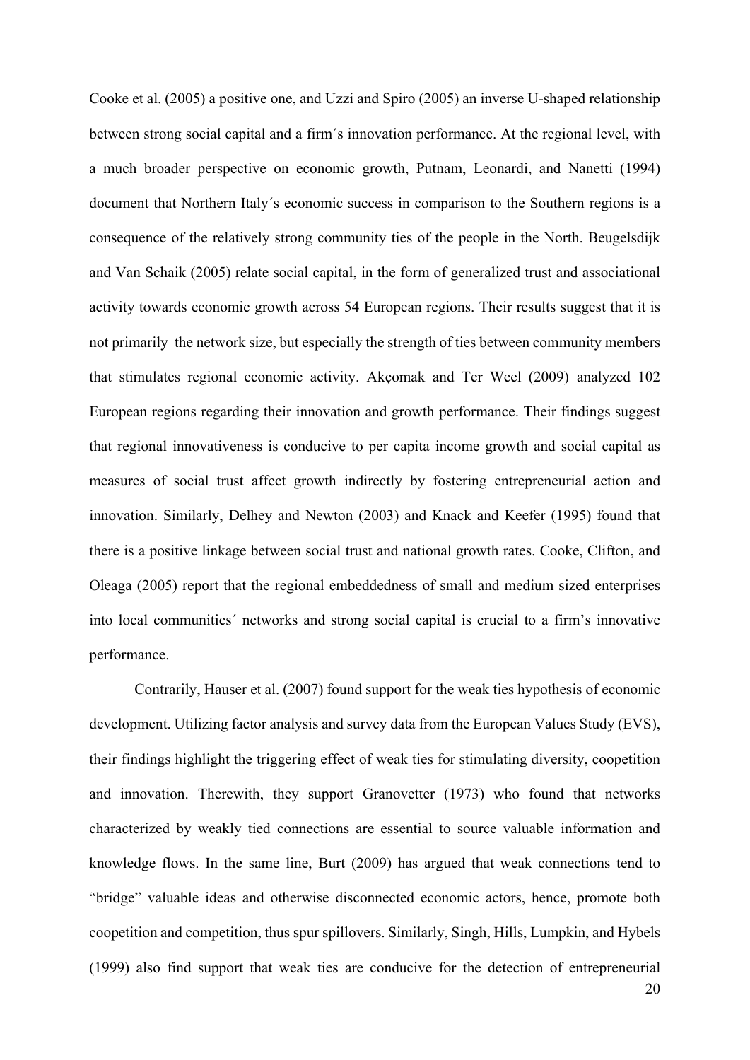Cooke et al. (2005) a positive one, and Uzzi and Spiro (2005) an inverse U-shaped relationship between strong social capital and a firm´s innovation performance. At the regional level, with a much broader perspective on economic growth, Putnam, Leonardi, and Nanetti (1994) document that Northern Italy´s economic success in comparison to the Southern regions is a consequence of the relatively strong community ties of the people in the North. Beugelsdijk and Van Schaik (2005) relate social capital, in the form of generalized trust and associational activity towards economic growth across 54 European regions. Their results suggest that it is not primarily the network size, but especially the strength of ties between community members that stimulates regional economic activity. Akçomak and Ter Weel (2009) analyzed 102 European regions regarding their innovation and growth performance. Their findings suggest that regional innovativeness is conducive to per capita income growth and social capital as measures of social trust affect growth indirectly by fostering entrepreneurial action and innovation. Similarly, Delhey and Newton (2003) and Knack and Keefer (1995) found that there is a positive linkage between social trust and national growth rates. Cooke, Clifton, and Oleaga (2005) report that the regional embeddedness of small and medium sized enterprises into local communities´ networks and strong social capital is crucial to a firm's innovative performance.

Contrarily, Hauser et al. (2007) found support for the weak ties hypothesis of economic development. Utilizing factor analysis and survey data from the European Values Study (EVS), their findings highlight the triggering effect of weak ties for stimulating diversity, coopetition and innovation. Therewith, they support Granovetter (1973) who found that networks characterized by weakly tied connections are essential to source valuable information and knowledge flows. In the same line, Burt (2009) has argued that weak connections tend to "bridge" valuable ideas and otherwise disconnected economic actors, hence, promote both coopetition and competition, thus spur spillovers. Similarly, Singh, Hills, Lumpkin, and Hybels (1999) also find support that weak ties are conducive for the detection of entrepreneurial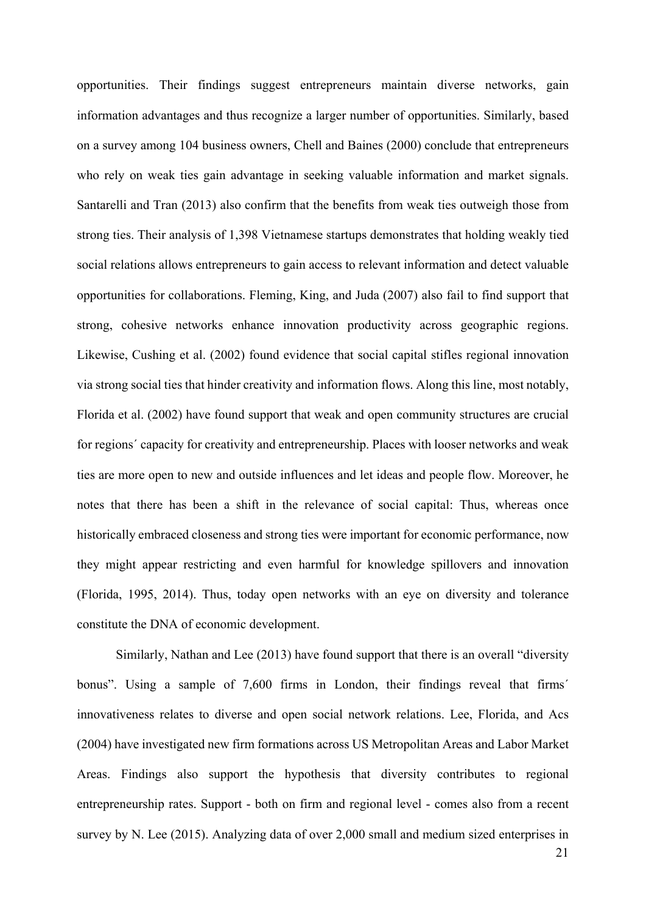opportunities. Their findings suggest entrepreneurs maintain diverse networks, gain information advantages and thus recognize a larger number of opportunities. Similarly, based on a survey among 104 business owners, Chell and Baines (2000) conclude that entrepreneurs who rely on weak ties gain advantage in seeking valuable information and market signals. Santarelli and Tran (2013) also confirm that the benefits from weak ties outweigh those from strong ties. Their analysis of 1,398 Vietnamese startups demonstrates that holding weakly tied social relations allows entrepreneurs to gain access to relevant information and detect valuable opportunities for collaborations. Fleming, King, and Juda (2007) also fail to find support that strong, cohesive networks enhance innovation productivity across geographic regions. Likewise, Cushing et al. (2002) found evidence that social capital stifles regional innovation via strong social ties that hinder creativity and information flows. Along this line, most notably, Florida et al. (2002) have found support that weak and open community structures are crucial for regions´ capacity for creativity and entrepreneurship. Places with looser networks and weak ties are more open to new and outside influences and let ideas and people flow. Moreover, he notes that there has been a shift in the relevance of social capital: Thus, whereas once historically embraced closeness and strong ties were important for economic performance, now they might appear restricting and even harmful for knowledge spillovers and innovation (Florida, 1995, 2014). Thus, today open networks with an eye on diversity and tolerance constitute the DNA of economic development.

Similarly, Nathan and Lee (2013) have found support that there is an overall "diversity bonus". Using a sample of 7,600 firms in London, their findings reveal that firms´ innovativeness relates to diverse and open social network relations. Lee, Florida, and Acs (2004) have investigated new firm formations across US Metropolitan Areas and Labor Market Areas. Findings also support the hypothesis that diversity contributes to regional entrepreneurship rates. Support - both on firm and regional level - comes also from a recent survey by N. Lee (2015). Analyzing data of over 2,000 small and medium sized enterprises in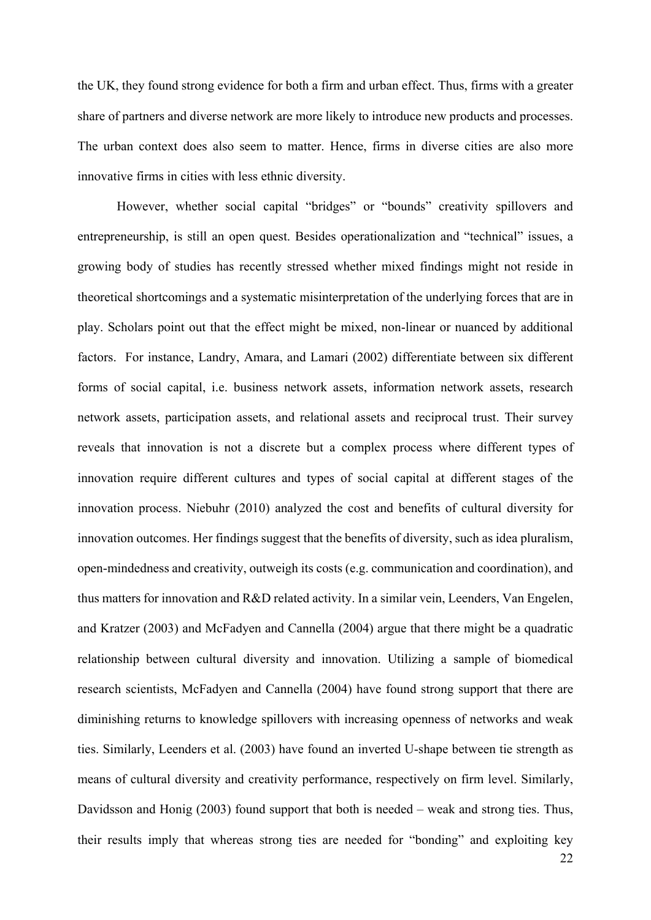the UK, they found strong evidence for both a firm and urban effect. Thus, firms with a greater share of partners and diverse network are more likely to introduce new products and processes. The urban context does also seem to matter. Hence, firms in diverse cities are also more innovative firms in cities with less ethnic diversity.

However, whether social capital "bridges" or "bounds" creativity spillovers and entrepreneurship, is still an open quest. Besides operationalization and "technical" issues, a growing body of studies has recently stressed whether mixed findings might not reside in theoretical shortcomings and a systematic misinterpretation of the underlying forces that are in play. Scholars point out that the effect might be mixed, non-linear or nuanced by additional factors. For instance, Landry, Amara, and Lamari (2002) differentiate between six different forms of social capital, i.e. business network assets, information network assets, research network assets, participation assets, and relational assets and reciprocal trust. Their survey reveals that innovation is not a discrete but a complex process where different types of innovation require different cultures and types of social capital at different stages of the innovation process. Niebuhr (2010) analyzed the cost and benefits of cultural diversity for innovation outcomes. Her findings suggest that the benefits of diversity, such as idea pluralism, open-mindedness and creativity, outweigh its costs (e.g. communication and coordination), and thus matters for innovation and R&D related activity. In a similar vein, Leenders, Van Engelen, and Kratzer (2003) and McFadyen and Cannella (2004) argue that there might be a quadratic relationship between cultural diversity and innovation. Utilizing a sample of biomedical research scientists, McFadyen and Cannella (2004) have found strong support that there are diminishing returns to knowledge spillovers with increasing openness of networks and weak ties. Similarly, Leenders et al. (2003) have found an inverted U-shape between tie strength as means of cultural diversity and creativity performance, respectively on firm level. Similarly, Davidsson and Honig (2003) found support that both is needed – weak and strong ties. Thus, their results imply that whereas strong ties are needed for "bonding" and exploiting key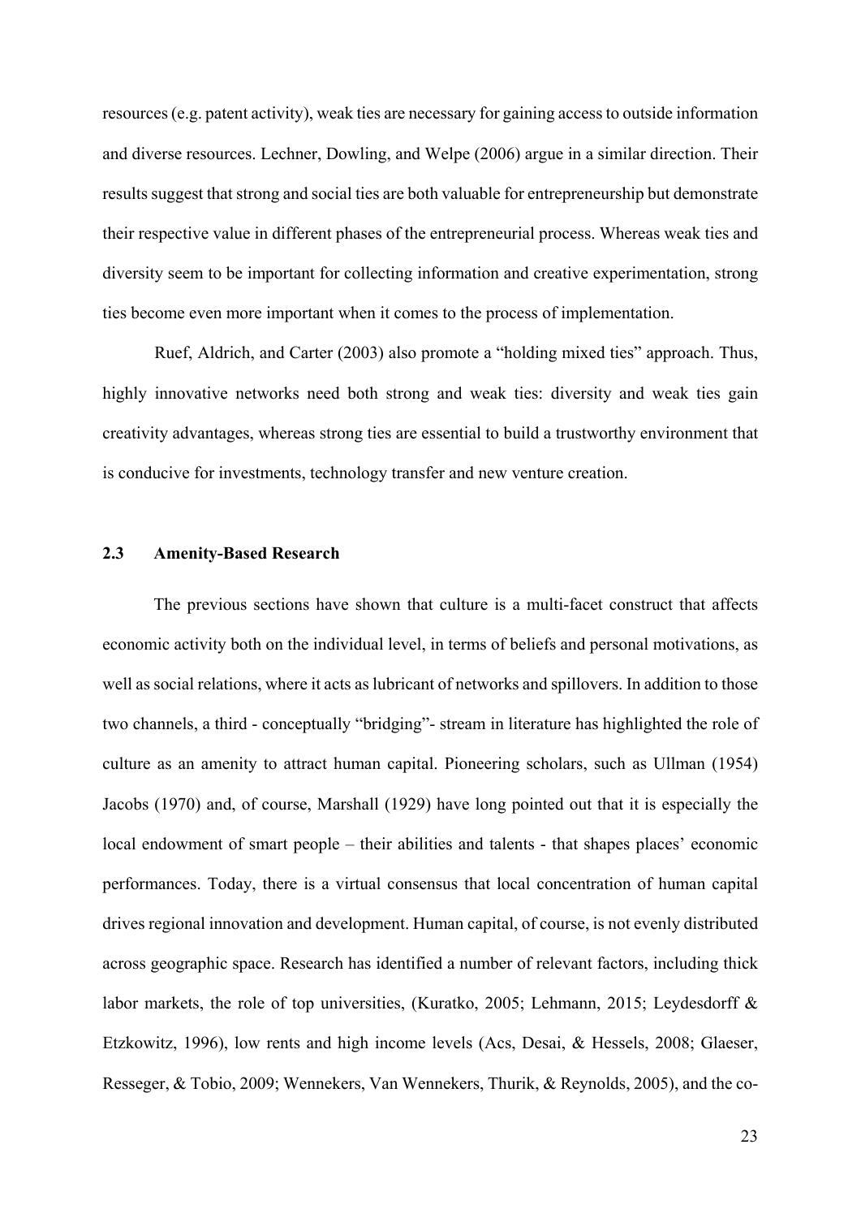resources (e.g. patent activity), weak ties are necessary for gaining access to outside information and diverse resources. Lechner, Dowling, and Welpe (2006) argue in a similar direction. Their results suggest that strong and social ties are both valuable for entrepreneurship but demonstrate their respective value in different phases of the entrepreneurial process. Whereas weak ties and diversity seem to be important for collecting information and creative experimentation, strong ties become even more important when it comes to the process of implementation.

Ruef, Aldrich, and Carter (2003) also promote a "holding mixed ties" approach. Thus, highly innovative networks need both strong and weak ties: diversity and weak ties gain creativity advantages, whereas strong ties are essential to build a trustworthy environment that is conducive for investments, technology transfer and new venture creation.

### 2.3 Amenity-Based Research

The previous sections have shown that culture is a multi-facet construct that affects economic activity both on the individual level, in terms of beliefs and personal motivations, as well as social relations, where it acts as lubricant of networks and spillovers. In addition to those two channels, a third - conceptually "bridging"- stream in literature has highlighted the role of culture as an amenity to attract human capital. Pioneering scholars, such as Ullman (1954) Jacobs (1970) and, of course, Marshall (1929) have long pointed out that it is especially the local endowment of smart people – their abilities and talents - that shapes places' economic performances. Today, there is a virtual consensus that local concentration of human capital drives regional innovation and development. Human capital, of course, is not evenly distributed across geographic space. Research has identified a number of relevant factors, including thick labor markets, the role of top universities, (Kuratko, 2005; Lehmann, 2015; Leydesdorff & Etzkowitz, 1996), low rents and high income levels (Acs, Desai, & Hessels, 2008; Glaeser, Resseger, & Tobio, 2009; Wennekers, Van Wennekers, Thurik, & Reynolds, 2005), and the co-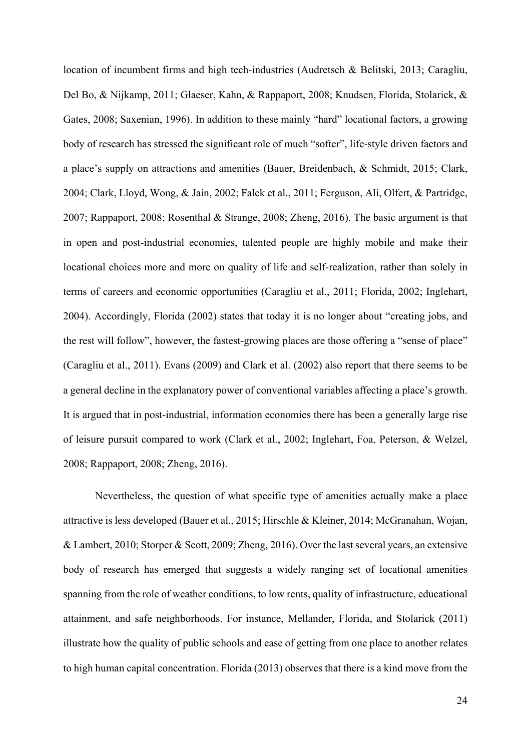location of incumbent firms and high tech-industries (Audretsch & Belitski, 2013; Caragliu, Del Bo, & Nijkamp, 2011; Glaeser, Kahn, & Rappaport, 2008; Knudsen, Florida, Stolarick, & Gates, 2008; Saxenian, 1996). In addition to these mainly "hard" locational factors, a growing body of research has stressed the significant role of much "softer", life-style driven factors and a place's supply on attractions and amenities (Bauer, Breidenbach, & Schmidt, 2015; Clark, 2004; Clark, Lloyd, Wong, & Jain, 2002; Falck et al., 2011; Ferguson, Ali, Olfert, & Partridge, 2007; Rappaport, 2008; Rosenthal & Strange, 2008; Zheng, 2016). The basic argument is that in open and post-industrial economies, talented people are highly mobile and make their locational choices more and more on quality of life and self-realization, rather than solely in terms of careers and economic opportunities (Caragliu et al., 2011; Florida, 2002; Inglehart, 2004). Accordingly, Florida (2002) states that today it is no longer about "creating jobs, and the rest will follow", however, the fastest-growing places are those offering a "sense of place" (Caragliu et al., 2011). Evans (2009) and Clark et al. (2002) also report that there seems to be a general decline in the explanatory power of conventional variables affecting a place's growth. It is argued that in post-industrial, information economies there has been a generally large rise of leisure pursuit compared to work (Clark et al., 2002; Inglehart, Foa, Peterson, & Welzel, 2008; Rappaport, 2008; Zheng, 2016).

Nevertheless, the question of what specific type of amenities actually make a place attractive is less developed (Bauer et al., 2015; Hirschle & Kleiner, 2014; McGranahan, Wojan, & Lambert, 2010; Storper & Scott, 2009; Zheng, 2016). Over the last several years, an extensive body of research has emerged that suggests a widely ranging set of locational amenities spanning from the role of weather conditions, to low rents, quality of infrastructure, educational attainment, and safe neighborhoods. For instance, Mellander, Florida, and Stolarick (2011) illustrate how the quality of public schools and ease of getting from one place to another relates to high human capital concentration. Florida (2013) observes that there is a kind move from the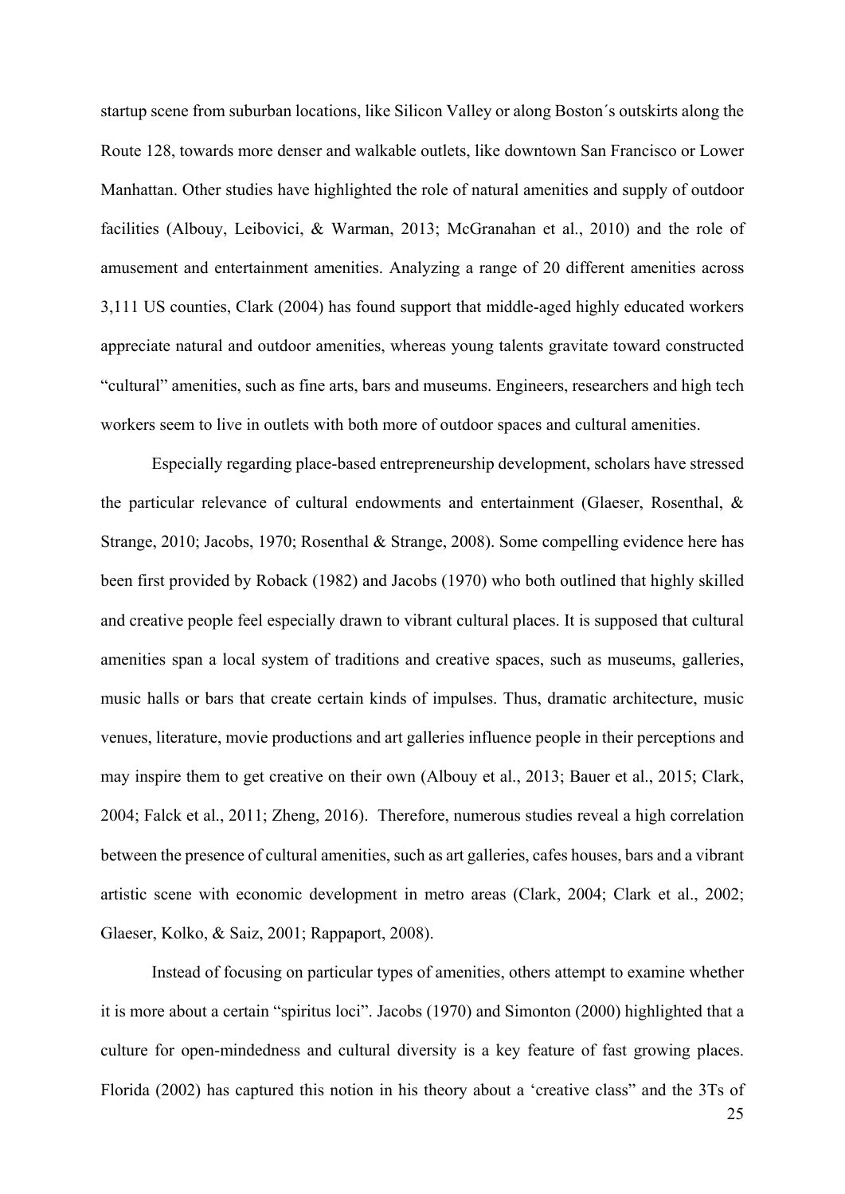startup scene from suburban locations, like Silicon Valley or along Boston´s outskirts along the Route 128, towards more denser and walkable outlets, like downtown San Francisco or Lower Manhattan. Other studies have highlighted the role of natural amenities and supply of outdoor facilities (Albouy, Leibovici, & Warman, 2013; McGranahan et al., 2010) and the role of amusement and entertainment amenities. Analyzing a range of 20 different amenities across 3,111 US counties, Clark (2004) has found support that middle-aged highly educated workers appreciate natural and outdoor amenities, whereas young talents gravitate toward constructed "cultural" amenities, such as fine arts, bars and museums. Engineers, researchers and high tech workers seem to live in outlets with both more of outdoor spaces and cultural amenities.

Especially regarding place-based entrepreneurship development, scholars have stressed the particular relevance of cultural endowments and entertainment (Glaeser, Rosenthal, & Strange, 2010; Jacobs, 1970; Rosenthal & Strange, 2008). Some compelling evidence here has been first provided by Roback (1982) and Jacobs (1970) who both outlined that highly skilled and creative people feel especially drawn to vibrant cultural places. It is supposed that cultural amenities span a local system of traditions and creative spaces, such as museums, galleries, music halls or bars that create certain kinds of impulses. Thus, dramatic architecture, music venues, literature, movie productions and art galleries influence people in their perceptions and may inspire them to get creative on their own (Albouy et al., 2013; Bauer et al., 2015; Clark, 2004; Falck et al., 2011; Zheng, 2016). Therefore, numerous studies reveal a high correlation between the presence of cultural amenities, such as art galleries, cafes houses, bars and a vibrant artistic scene with economic development in metro areas (Clark, 2004; Clark et al., 2002; Glaeser, Kolko, & Saiz, 2001; Rappaport, 2008).

Instead of focusing on particular types of amenities, others attempt to examine whether it is more about a certain "spiritus loci". Jacobs (1970) and Simonton (2000) highlighted that a culture for open-mindedness and cultural diversity is a key feature of fast growing places. Florida (2002) has captured this notion in his theory about a 'creative class" and the 3Ts of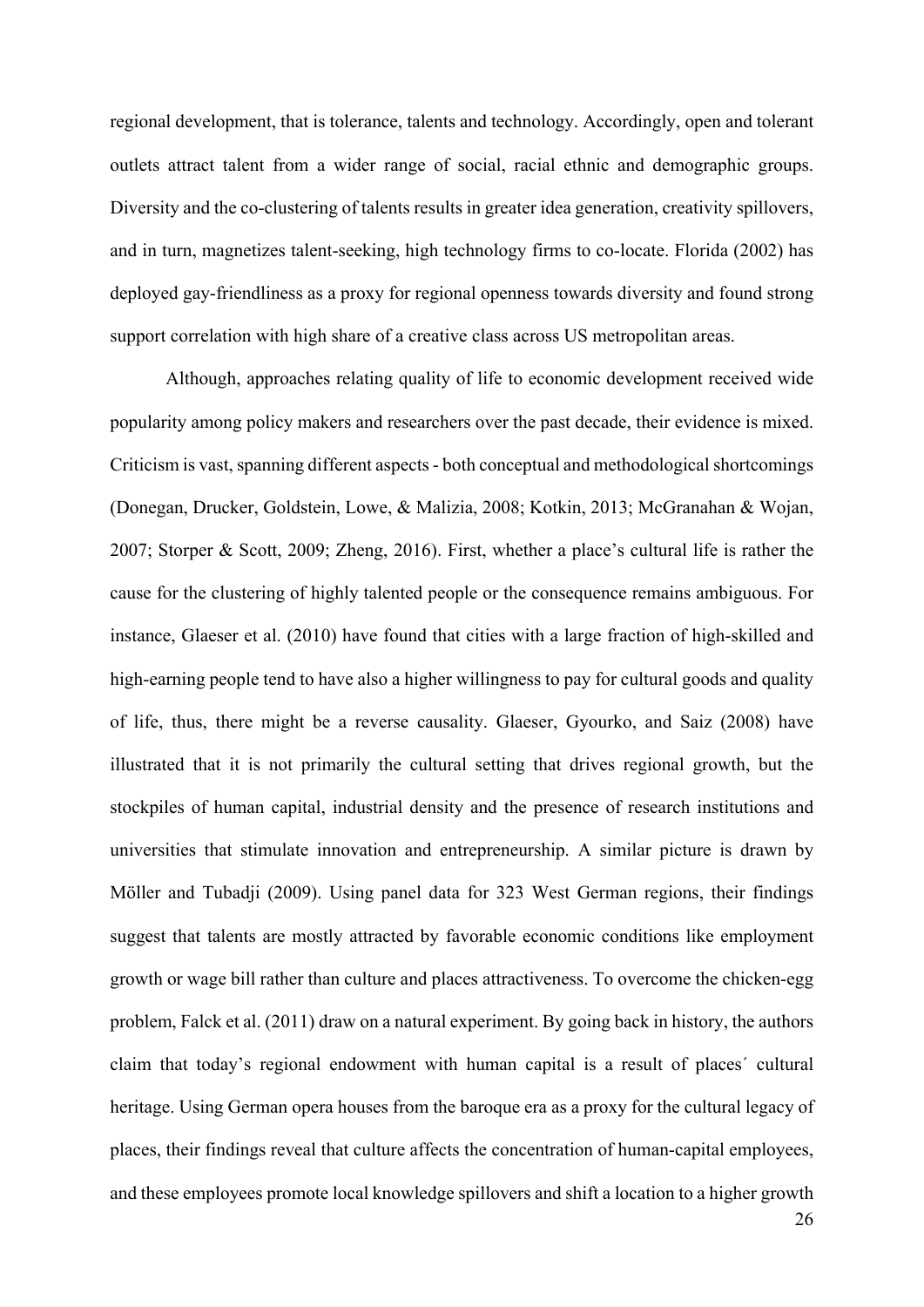regional development, that is tolerance, talents and technology. Accordingly, open and tolerant outlets attract talent from a wider range of social, racial ethnic and demographic groups. Diversity and the co-clustering of talents results in greater idea generation, creativity spillovers, and in turn, magnetizes talent-seeking, high technology firms to co-locate. Florida (2002) has deployed gay-friendliness as a proxy for regional openness towards diversity and found strong support correlation with high share of a creative class across US metropolitan areas.

Although, approaches relating quality of life to economic development received wide popularity among policy makers and researchers over the past decade, their evidence is mixed. Criticism is vast, spanning different aspects - both conceptual and methodological shortcomings (Donegan, Drucker, Goldstein, Lowe, & Malizia, 2008; Kotkin, 2013; McGranahan & Wojan, 2007; Storper & Scott, 2009; Zheng, 2016). First, whether a place's cultural life is rather the cause for the clustering of highly talented people or the consequence remains ambiguous. For instance, Glaeser et al. (2010) have found that cities with a large fraction of high-skilled and high-earning people tend to have also a higher willingness to pay for cultural goods and quality of life, thus, there might be a reverse causality. Glaeser, Gyourko, and Saiz (2008) have illustrated that it is not primarily the cultural setting that drives regional growth, but the stockpiles of human capital, industrial density and the presence of research institutions and universities that stimulate innovation and entrepreneurship. A similar picture is drawn by Möller and Tubadji (2009). Using panel data for 323 West German regions, their findings suggest that talents are mostly attracted by favorable economic conditions like employment growth or wage bill rather than culture and places attractiveness. To overcome the chicken-egg problem, Falck et al. (2011) draw on a natural experiment. By going back in history, the authors claim that today's regional endowment with human capital is a result of places´ cultural heritage. Using German opera houses from the baroque era as a proxy for the cultural legacy of places, their findings reveal that culture affects the concentration of human-capital employees, and these employees promote local knowledge spillovers and shift a location to a higher growth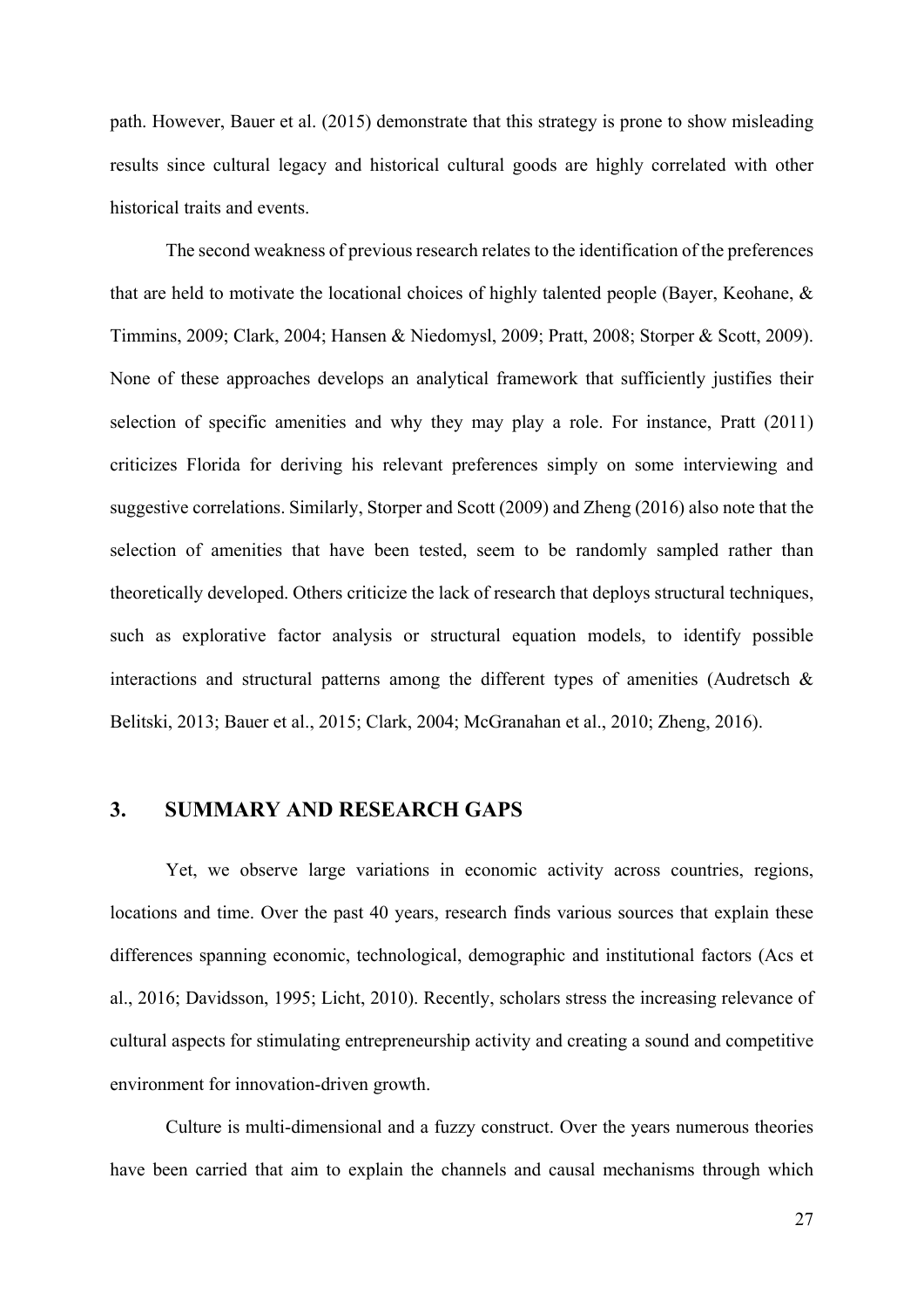path. However, Bauer et al. (2015) demonstrate that this strategy is prone to show misleading results since cultural legacy and historical cultural goods are highly correlated with other historical traits and events.

The second weakness of previous research relates to the identification of the preferences that are held to motivate the locational choices of highly talented people (Bayer, Keohane, & Timmins, 2009; Clark, 2004; Hansen & Niedomysl, 2009; Pratt, 2008; Storper & Scott, 2009). None of these approaches develops an analytical framework that sufficiently justifies their selection of specific amenities and why they may play a role. For instance, Pratt (2011) criticizes Florida for deriving his relevant preferences simply on some interviewing and suggestive correlations. Similarly, Storper and Scott (2009) and Zheng (2016) also note that the selection of amenities that have been tested, seem to be randomly sampled rather than theoretically developed. Others criticize the lack of research that deploys structural techniques, such as explorative factor analysis or structural equation models, to identify possible interactions and structural patterns among the different types of amenities (Audretsch & Belitski, 2013; Bauer et al., 2015; Clark, 2004; McGranahan et al., 2010; Zheng, 2016).

## 3. SUMMARY AND RESEARCH GAPS

Yet, we observe large variations in economic activity across countries, regions, locations and time. Over the past 40 years, research finds various sources that explain these differences spanning economic, technological, demographic and institutional factors (Acs et al., 2016; Davidsson, 1995; Licht, 2010). Recently, scholars stress the increasing relevance of cultural aspects for stimulating entrepreneurship activity and creating a sound and competitive environment for innovation-driven growth.

Culture is multi-dimensional and a fuzzy construct. Over the years numerous theories have been carried that aim to explain the channels and causal mechanisms through which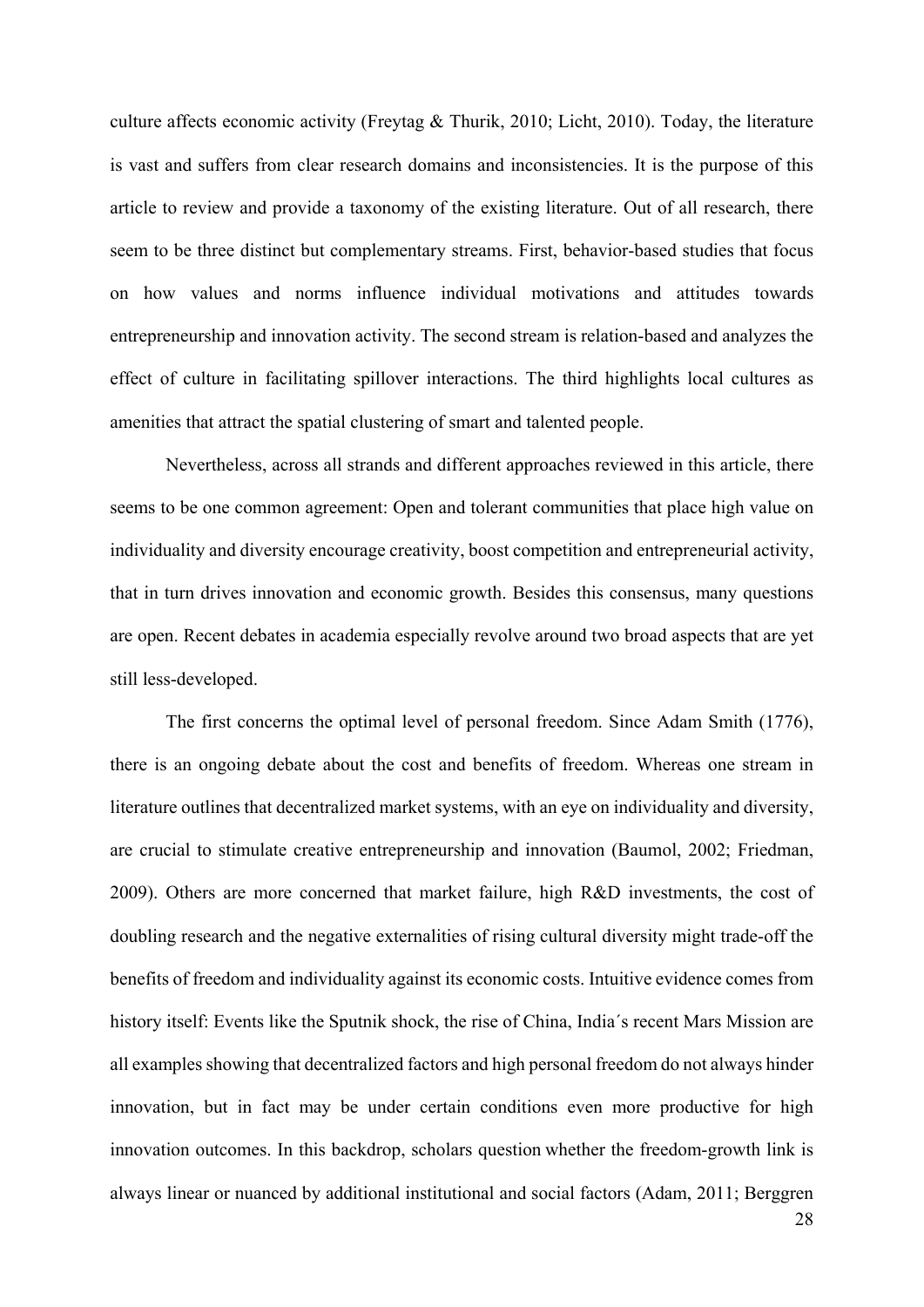culture affects economic activity (Freytag & Thurik, 2010; Licht, 2010). Today, the literature is vast and suffers from clear research domains and inconsistencies. It is the purpose of this article to review and provide a taxonomy of the existing literature. Out of all research, there seem to be three distinct but complementary streams. First, behavior-based studies that focus on how values and norms influence individual motivations and attitudes towards entrepreneurship and innovation activity. The second stream is relation-based and analyzes the effect of culture in facilitating spillover interactions. The third highlights local cultures as amenities that attract the spatial clustering of smart and talented people.

Nevertheless, across all strands and different approaches reviewed in this article, there seems to be one common agreement: Open and tolerant communities that place high value on individuality and diversity encourage creativity, boost competition and entrepreneurial activity, that in turn drives innovation and economic growth. Besides this consensus, many questions are open. Recent debates in academia especially revolve around two broad aspects that are yet still less-developed.

The first concerns the optimal level of personal freedom. Since Adam Smith (1776), there is an ongoing debate about the cost and benefits of freedom. Whereas one stream in literature outlines that decentralized market systems, with an eye on individuality and diversity, are crucial to stimulate creative entrepreneurship and innovation (Baumol, 2002; Friedman, 2009). Others are more concerned that market failure, high R&D investments, the cost of doubling research and the negative externalities of rising cultural diversity might trade-off the benefits of freedom and individuality against its economic costs. Intuitive evidence comes from history itself: Events like the Sputnik shock, the rise of China, India´s recent Mars Mission are all examples showing that decentralized factors and high personal freedom do not always hinder innovation, but in fact may be under certain conditions even more productive for high innovation outcomes. In this backdrop, scholars question whether the freedom-growth link is always linear or nuanced by additional institutional and social factors (Adam, 2011; Berggren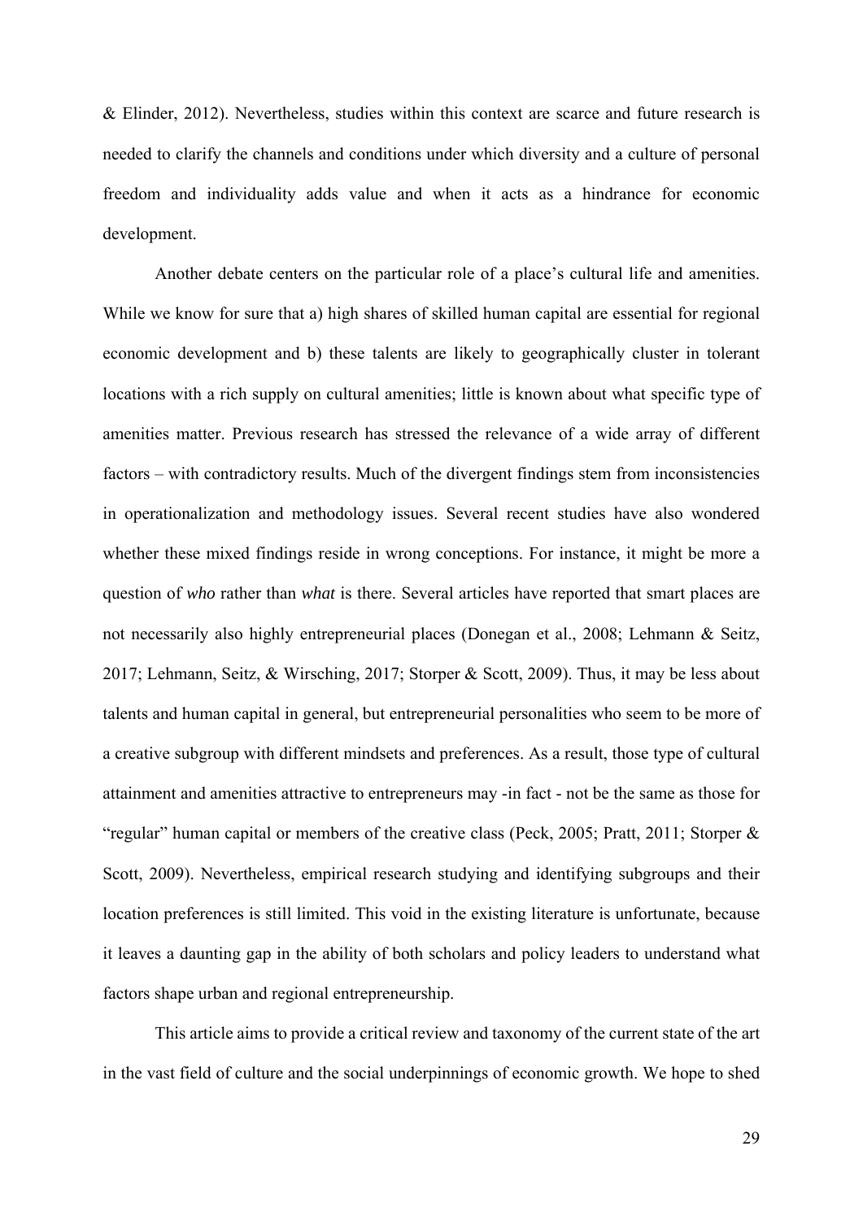& Elinder, 2012). Nevertheless, studies within this context are scarce and future research is needed to clarify the channels and conditions under which diversity and a culture of personal freedom and individuality adds value and when it acts as a hindrance for economic development.

Another debate centers on the particular role of a place's cultural life and amenities. While we know for sure that a) high shares of skilled human capital are essential for regional economic development and b) these talents are likely to geographically cluster in tolerant locations with a rich supply on cultural amenities; little is known about what specific type of amenities matter. Previous research has stressed the relevance of a wide array of different factors – with contradictory results. Much of the divergent findings stem from inconsistencies in operationalization and methodology issues. Several recent studies have also wondered whether these mixed findings reside in wrong conceptions. For instance, it might be more a question of *who* rather than *what* is there. Several articles have reported that smart places are not necessarily also highly entrepreneurial places (Donegan et al., 2008; Lehmann & Seitz, 2017; Lehmann, Seitz, & Wirsching, 2017; Storper & Scott, 2009). Thus, it may be less about talents and human capital in general, but entrepreneurial personalities who seem to be more of a creative subgroup with different mindsets and preferences. As a result, those type of cultural attainment and amenities attractive to entrepreneurs may -in fact - not be the same as those for "regular" human capital or members of the creative class (Peck, 2005; Pratt, 2011; Storper & Scott, 2009). Nevertheless, empirical research studying and identifying subgroups and their location preferences is still limited. This void in the existing literature is unfortunate, because it leaves a daunting gap in the ability of both scholars and policy leaders to understand what factors shape urban and regional entrepreneurship.

This article aims to provide a critical review and taxonomy of the current state of the art in the vast field of culture and the social underpinnings of economic growth. We hope to shed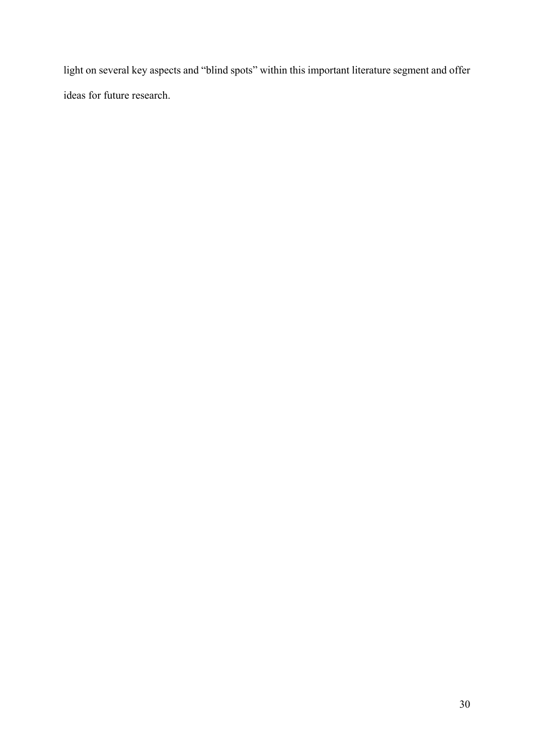light on several key aspects and "blind spots" within this important literature segment and offer ideas for future research.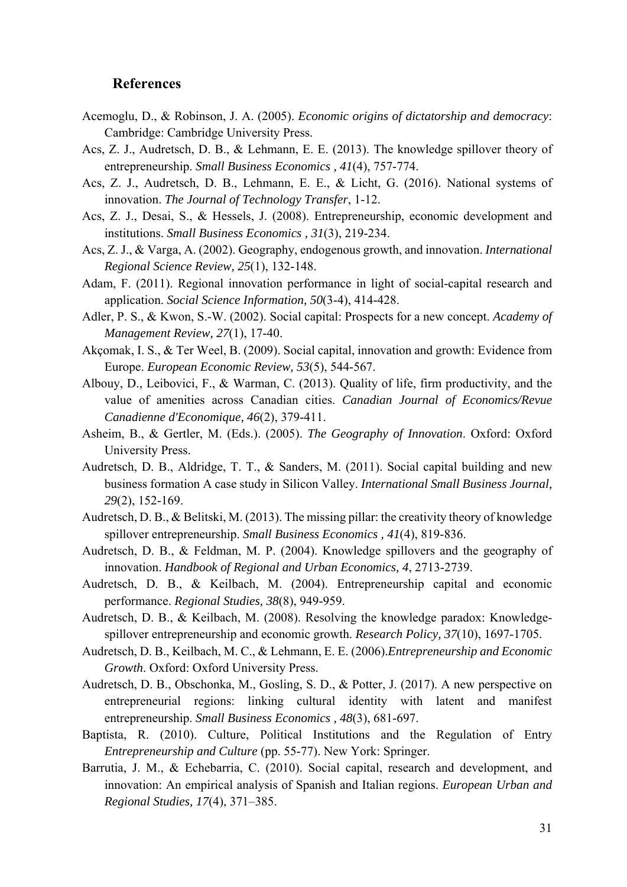## References

Acemoglu, D., & Robinson, J. A. (2005). *Economic origins of dictatorship and democracy*: Cambridge: Cambridge University Press.

Acs, Z. J., Audretsch, D. B., & Lehmann, E. E. (2013). The knowledge spillover theory of entrepreneurship. *Small Business Economics , 41*(4), 757-774.

Acs, Z. J., Audretsch, D. B., Lehmann, E. E., & Licht, G. (2016). National systems of innovation. *The Journal of Technology Transfer*, 1-12.

Acs, Z. J., Desai, S., & Hessels, J. (2008). Entrepreneurship, economic development and institutions. *Small Business Economics , 31*(3), 219-234.

Acs, Z. J., & Varga, A. (2002). Geography, endogenous growth, and innovation. *International Regional Science Review, 25*(1), 132-148.

Adam, F. (2011). Regional innovation performance in light of social-capital research and application. *Social Science Information, 50*(3-4), 414-428.

Adler, P. S., & Kwon, S.-W. (2002). Social capital: Prospects for a new concept. *Academy of Management Review, 27*(1), 17-40.

Akçomak, I. S., & Ter Weel, B. (2009). Social capital, innovation and growth: Evidence from Europe. *European Economic Review, 53*(5), 544-567.

Albouy, D., Leibovici, F., & Warman, C. (2013). Quality of life, firm productivity, and the value of amenities across Canadian cities. *Canadian Journal of Economics/Revue Canadienne d'Economique, 46*(2), 379-411.

Asheim, B., & Gertler, M. (Eds.). (2005). *The Geography of Innovation*. Oxford: Oxford University Press.

Audretsch, D. B., Aldridge, T. T., & Sanders, M. (2011). Social capital building and new business formation A case study in Silicon Valley. *International Small Business Journal, 29*(2), 152-169.

Audretsch, D. B., & Belitski, M. (2013). The missing pillar: the creativity theory of knowledge spillover entrepreneurship. *Small Business Economics , 41*(4), 819-836.

Audretsch, D. B., & Feldman, M. P. (2004). Knowledge spillovers and the geography of innovation. *Handbook of Regional and Urban Economics, 4*, 2713-2739.

Audretsch, D. B., & Keilbach, M. (2004). Entrepreneurship capital and economic performance. *Regional Studies, 38*(8), 949-959.

Audretsch, D. B., & Keilbach, M. (2008). Resolving the knowledge paradox: Knowledge-spillover entrepreneurship and economic growth. *Research Policy, 37*(10), 1697-1705.

Audretsch, D. B., Keilbach, M. C., & Lehmann, E. E. (2006).*Entrepreneurship and Economic Growth*. Oxford: Oxford University Press.

Audretsch, D. B., Obschonka, M., Gosling, S. D., & Potter, J. (2017). A new perspective on entrepreneurial regions: linking cultural identity with latent and manifest entrepreneurship. *Small Business Economics , 48*(3), 681-697.

Baptista, R. (2010). Culture, Political Institutions and the Regulation of Entry *Entrepreneurship and Culture* (pp. 55-77). New York: Springer.

Barrutia, J. M., & Echebarria, C. (2010). Social capital, research and development, and innovation: An empirical analysis of Spanish and Italian regions. *European Urban and Regional Studies, 17*(4), 371–385.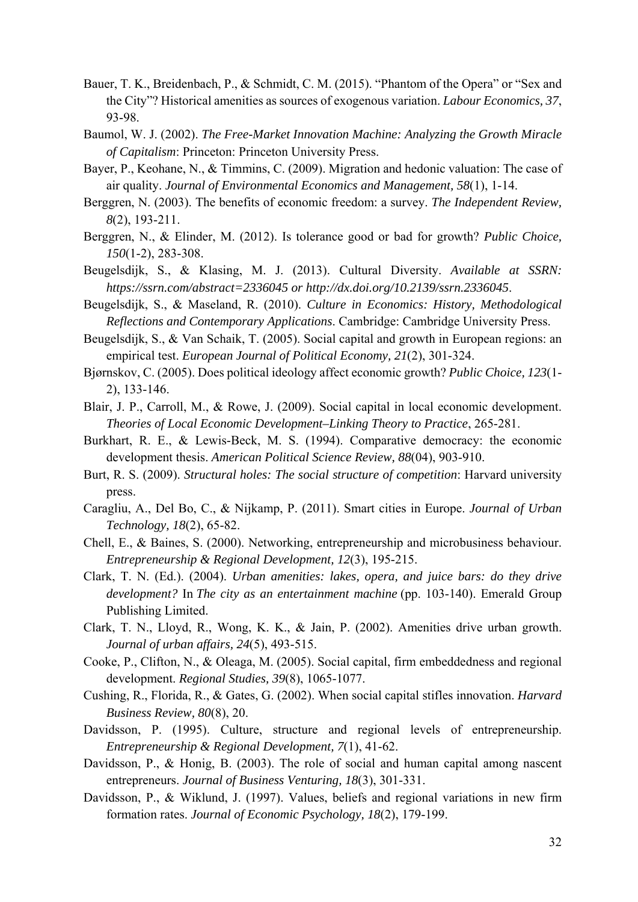Bauer, T. K., Breidenbach, P., & Schmidt, C. M. (2015). "Phantom of the Opera" or "Sex and the City"? Historical amenities as sources of exogenous variation. *Labour Economics, 37*, 93-98.

Baumol, W. J. (2002). *The Free-Market Innovation Machine: Analyzing the Growth Miracle of Capitalism*: Princeton: Princeton University Press.

Bayer, P., Keohane, N., & Timmins, C. (2009). Migration and hedonic valuation: The case of air quality. *Journal of Environmental Economics and Management, 58*(1), 1-14.

Berggren, N. (2003). The benefits of economic freedom: a survey. *The Independent Review, 8*(2), 193-211.

Berggren, N., & Elinder, M. (2012). Is tolerance good or bad for growth? *Public Choice, 150*(1-2), 283-308.

Beugelsdijk, S., & Klasing, M. J. (2013). Cultural Diversity. *Available at SSRN: https://ssrn.com/abstract=2336045 or http://dx.doi.org/10.2139/ssrn.2336045*.

Beugelsdijk, S., & Maseland, R. (2010). *Culture in Economics: History, Methodological Reflections and Contemporary Applications*. Cambridge: Cambridge University Press.

Beugelsdijk, S., & Van Schaik, T. (2005). Social capital and growth in European regions: an empirical test. *European Journal of Political Economy, 21*(2), 301-324.

Bjørnskov, C. (2005). Does political ideology affect economic growth? *Public Choice, 123*(1-2), 133-146.

Blair, J. P., Carroll, M., & Rowe, J. (2009). Social capital in local economic development. *Theories of Local Economic Development–Linking Theory to Practice*, 265-281.

Burkhart, R. E., & Lewis-Beck, M. S. (1994). Comparative democracy: the economic development thesis. *American Political Science Review, 88*(04), 903-910.

Burt, R. S. (2009). *Structural holes: The social structure of competition*: Harvard university press.

Caragliu, A., Del Bo, C., & Nijkamp, P. (2011). Smart cities in Europe. *Journal of Urban Technology, 18*(2), 65-82.

Chell, E., & Baines, S. (2000). Networking, entrepreneurship and microbusiness behaviour. *Entrepreneurship & Regional Development, 12*(3), 195-215.

Clark, T. N. (Ed.). (2004). *Urban amenities: lakes, opera, and juice bars: do they drive development?* In *The city as an entertainment machine* (pp. 103-140). Emerald Group Publishing Limited.

Clark, T. N., Lloyd, R., Wong, K. K., & Jain, P. (2002). Amenities drive urban growth. *Journal of urban affairs, 24*(5), 493-515.

Cooke, P., Clifton, N., & Oleaga, M. (2005). Social capital, firm embeddedness and regional development. *Regional Studies, 39*(8), 1065-1077.

Cushing, R., Florida, R., & Gates, G. (2002). When social capital stifles innovation. *Harvard Business Review, 80*(8), 20.

Davidsson, P. (1995). Culture, structure and regional levels of entrepreneurship. *Entrepreneurship & Regional Development, 7*(1), 41-62.

Davidsson, P., & Honig, B. (2003). The role of social and human capital among nascent entrepreneurs. *Journal of Business Venturing, 18*(3), 301-331.

Davidsson, P., & Wiklund, J. (1997). Values, beliefs and regional variations in new firm formation rates. *Journal of Economic Psychology, 18*(2), 179-199.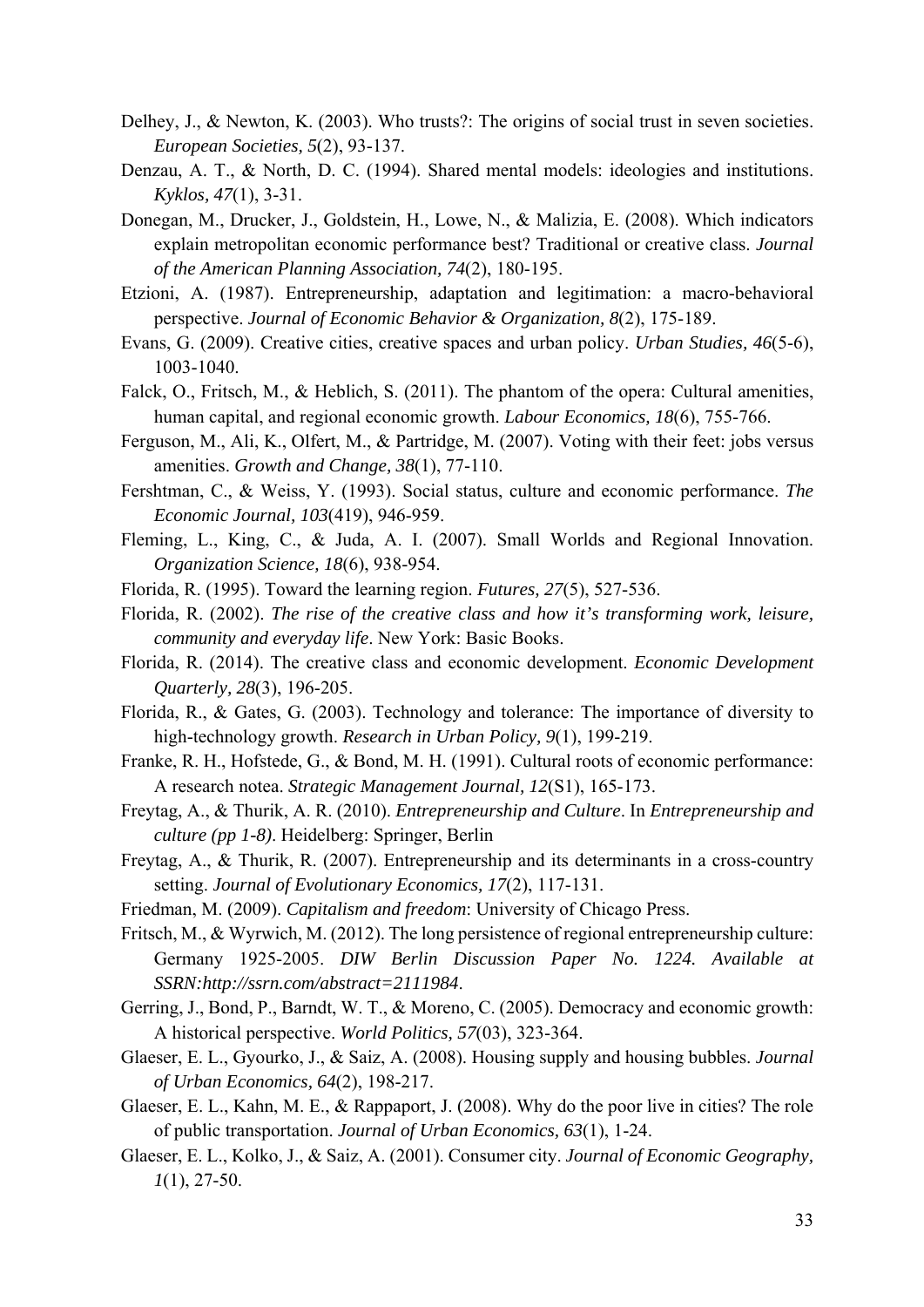Delhey, J., & Newton, K. (2003). Who trusts?: The origins of social trust in seven societies. *European Societies, 5*(2), 93-137.

Denzau, A. T., & North, D. C. (1994). Shared mental models: ideologies and institutions. *Kyklos, 47*(1), 3-31.

Donegan, M., Drucker, J., Goldstein, H., Lowe, N., & Malizia, E. (2008). Which indicators explain metropolitan economic performance best? Traditional or creative class. *Journal of the American Planning Association, 74*(2), 180-195.

Etzioni, A. (1987). Entrepreneurship, adaptation and legitimation: a macro-behavioral perspective. *Journal of Economic Behavior & Organization, 8*(2), 175-189.

Evans, G. (2009). Creative cities, creative spaces and urban policy. *Urban Studies, 46*(5-6), 1003-1040.

Falck, O., Fritsch, M., & Heblich, S. (2011). The phantom of the opera: Cultural amenities, human capital, and regional economic growth. *Labour Economics, 18*(6), 755-766.

Ferguson, M., Ali, K., Olfert, M., & Partridge, M. (2007). Voting with their feet: jobs versus amenities. *Growth and Change, 38*(1), 77-110.

Fershtman, C., & Weiss, Y. (1993). Social status, culture and economic performance. *The Economic Journal, 103*(419), 946-959.

Fleming, L., King, C., & Juda, A. I. (2007). Small Worlds and Regional Innovation. *Organization Science, 18*(6), 938-954.

Florida, R. (1995). Toward the learning region. *Futures, 27*(5), 527-536.

Florida, R. (2002). *The rise of the creative class and how it's transforming work, leisure, community and everyday life*. New York: Basic Books.

Florida, R. (2014). The creative class and economic development. *Economic Development Quarterly, 28*(3), 196-205.

Florida, R., & Gates, G. (2003). Technology and tolerance: The importance of diversity to high-technology growth. *Research in Urban Policy, 9*(1), 199-219.

Franke, R. H., Hofstede, G., & Bond, M. H. (1991). Cultural roots of economic performance: A research notea. *Strategic Management Journal, 12*(S1), 165-173.

Freytag, A., & Thurik, A. R. (2010). *Entrepreneurship and Culture*. In *Entrepreneurship and culture (pp 1-8)*. Heidelberg: Springer, Berlin

Freytag, A., & Thurik, R. (2007). Entrepreneurship and its determinants in a cross-country setting. *Journal of Evolutionary Economics, 17*(2), 117-131.

Friedman, M. (2009). *Capitalism and freedom*: University of Chicago Press.

Fritsch, M., & Wyrwich, M. (2012). The long persistence of regional entrepreneurship culture: Germany 1925-2005. *DIW Berlin Discussion Paper No. 1224. Available at SSRN:http://ssrn.com/abstract=2111984*.

Gerring, J., Bond, P., Barndt, W. T., & Moreno, C. (2005). Democracy and economic growth: A historical perspective. *World Politics, 57*(03), 323-364.

Glaeser, E. L., Gyourko, J., & Saiz, A. (2008). Housing supply and housing bubbles. *Journal of Urban Economics, 64*(2), 198-217.

Glaeser, E. L., Kahn, M. E., & Rappaport, J. (2008). Why do the poor live in cities? The role of public transportation. *Journal of Urban Economics, 63*(1), 1-24.

Glaeser, E. L., Kolko, J., & Saiz, A. (2001). Consumer city. *Journal of Economic Geography, 1*(1), 27-50.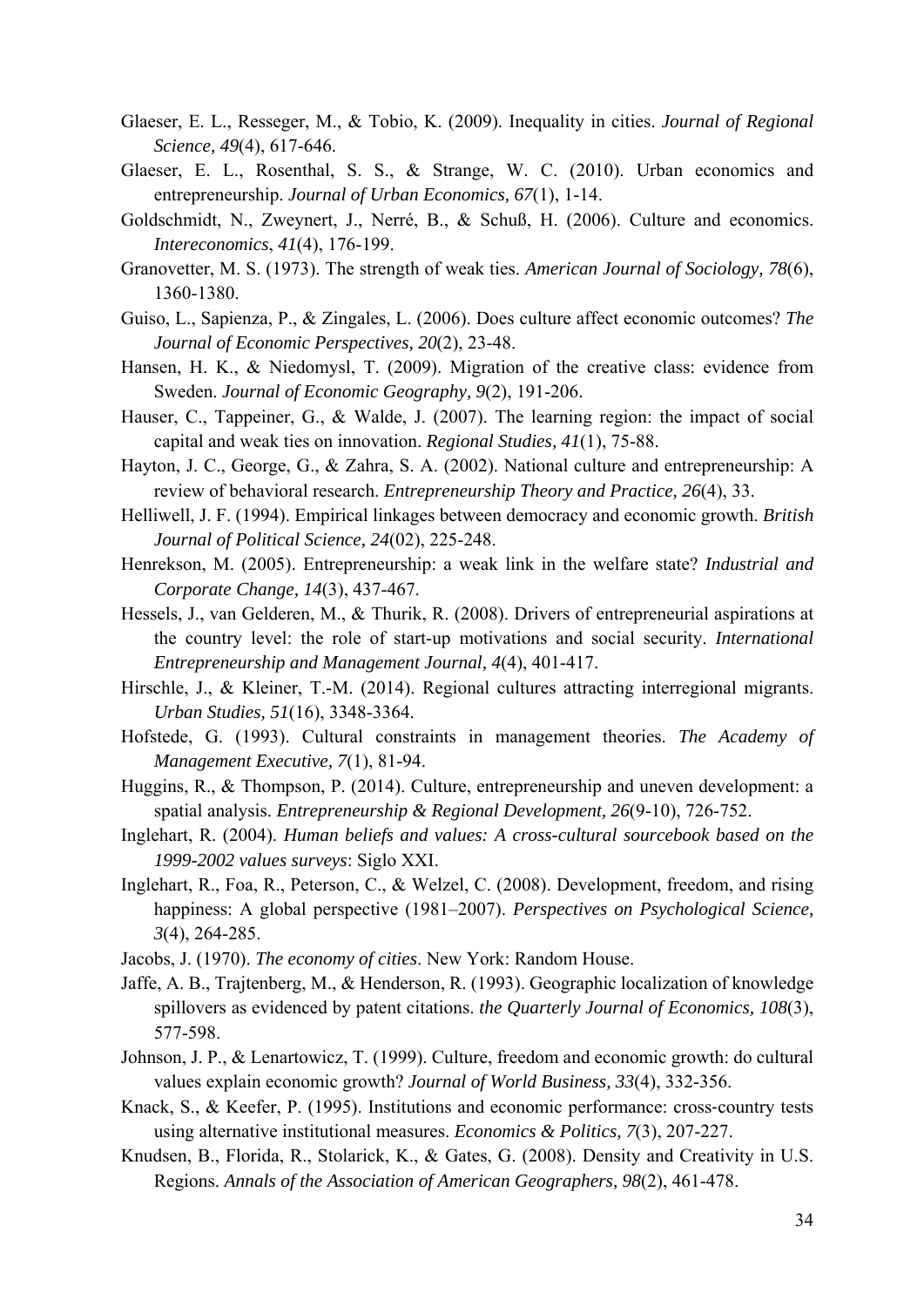Glaeser, E. L., Resseger, M., & Tobio, K. (2009). Inequality in cities. *Journal of Regional Science, 49*(4), 617-646.

Glaeser, E. L., Rosenthal, S. S., & Strange, W. C. (2010). Urban economics and entrepreneurship. *Journal of Urban Economics, 67*(1), 1-14.

Goldschmidt, N., Zweynert, J., Nerré, B., & Schuß, H. (2006). Culture and economics. *Intereconomics*, *41*(4), 176-199.

Granovetter, M. S. (1973). The strength of weak ties. *American Journal of Sociology, 78*(6), 1360-1380.

Guiso, L., Sapienza, P., & Zingales, L. (2006). Does culture affect economic outcomes? *The Journal of Economic Perspectives, 20*(2), 23-48.

Hansen, H. K., & Niedomysl, T. (2009). Migration of the creative class: evidence from Sweden. *Journal of Economic Geography, 9*(2), 191-206.

Hauser, C., Tappeiner, G., & Walde, J. (2007). The learning region: the impact of social capital and weak ties on innovation. *Regional Studies, 41*(1), 75-88.

Hayton, J. C., George, G., & Zahra, S. A. (2002). National culture and entrepreneurship: A review of behavioral research. *Entrepreneurship Theory and Practice, 26*(4), 33.

Helliwell, J. F. (1994). Empirical linkages between democracy and economic growth. *British Journal of Political Science, 24*(02), 225-248.

Henrekson, M. (2005). Entrepreneurship: a weak link in the welfare state? *Industrial and Corporate Change, 14*(3), 437-467.

Hessels, J., van Gelderen, M., & Thurik, R. (2008). Drivers of entrepreneurial aspirations at the country level: the role of start-up motivations and social security. *International Entrepreneurship and Management Journal, 4*(4), 401-417.

Hirschle, J., & Kleiner, T.-M. (2014). Regional cultures attracting interregional migrants. *Urban Studies, 51*(16), 3348-3364.

Hofstede, G. (1993). Cultural constraints in management theories. *The Academy of Management Executive, 7*(1), 81-94.

Huggins, R., & Thompson, P. (2014). Culture, entrepreneurship and uneven development: a spatial analysis. *Entrepreneurship & Regional Development, 26*(9-10), 726-752.

Inglehart, R. (2004). *Human beliefs and values: A cross-cultural sourcebook based on the 1999-2002 values surveys*: Siglo XXI.

Inglehart, R., Foa, R., Peterson, C., & Welzel, C. (2008). Development, freedom, and rising happiness: A global perspective (1981–2007). *Perspectives on Psychological Science, 3*(4), 264-285.

Jacobs, J. (1970). *The economy of cities*. New York: Random House.

Jaffe, A. B., Trajtenberg, M., & Henderson, R. (1993). Geographic localization of knowledge spillovers as evidenced by patent citations. *the Quarterly Journal of Economics, 108*(3), 577-598.

Johnson, J. P., & Lenartowicz, T. (1999). Culture, freedom and economic growth: do cultural values explain economic growth? *Journal of World Business, 33*(4), 332-356.

Knack, S., & Keefer, P. (1995). Institutions and economic performance: cross-country tests using alternative institutional measures. *Economics & Politics, 7*(3), 207-227.

Knudsen, B., Florida, R., Stolarick, K., & Gates, G. (2008). Density and Creativity in U.S. Regions. *Annals of the Association of American Geographers, 98*(2), 461-478.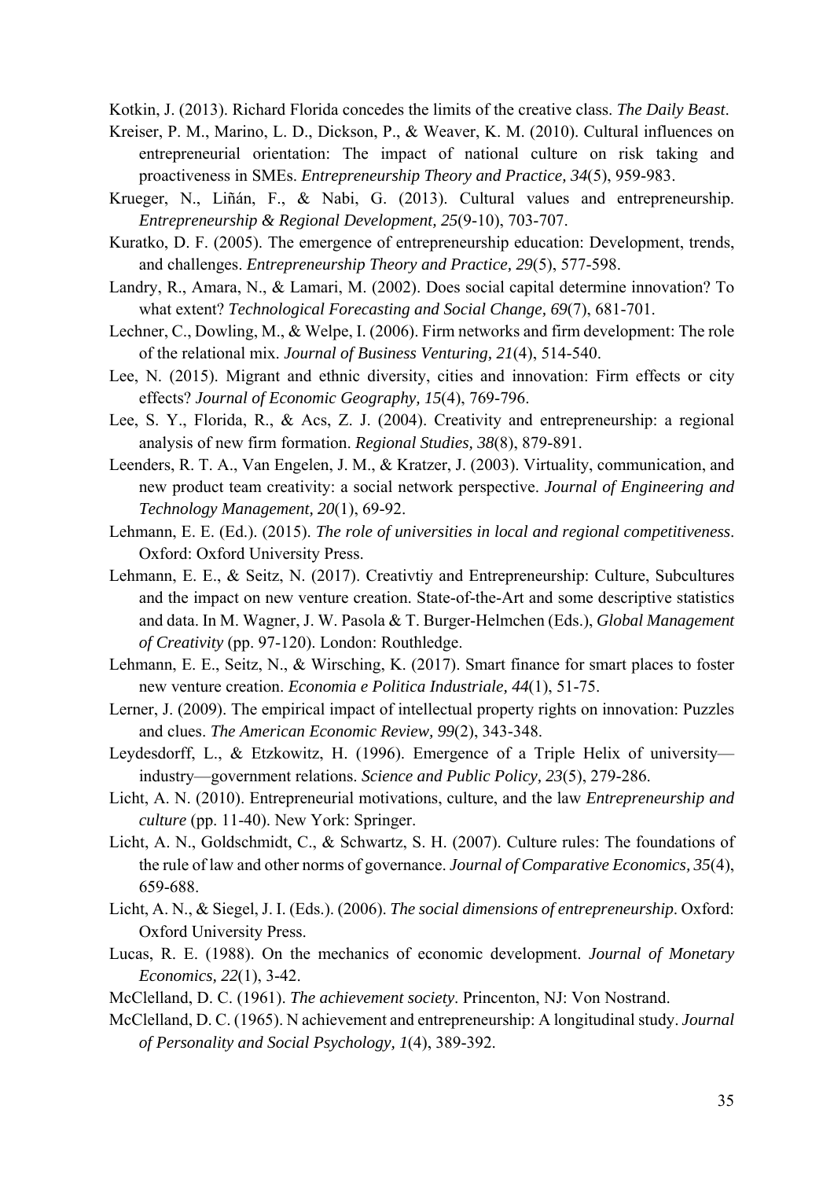Kotkin, J. (2013). Richard Florida concedes the limits of the creative class. *The Daily Beast*.

Kreiser, P. M., Marino, L. D., Dickson, P., & Weaver, K. M. (2010). Cultural influences on entrepreneurial orientation: The impact of national culture on risk taking and proactiveness in SMEs. *Entrepreneurship Theory and Practice, 34*(5), 959-983.

Krueger, N., Liñán, F., & Nabi, G. (2013). Cultural values and entrepreneurship. *Entrepreneurship & Regional Development, 25*(9-10), 703-707.

Kuratko, D. F. (2005). The emergence of entrepreneurship education: Development, trends, and challenges. *Entrepreneurship Theory and Practice, 29*(5), 577-598.

Landry, R., Amara, N., & Lamari, M. (2002). Does social capital determine innovation? To what extent? *Technological Forecasting and Social Change, 69*(7), 681-701.

Lechner, C., Dowling, M., & Welpe, I. (2006). Firm networks and firm development: The role of the relational mix. *Journal of Business Venturing, 21*(4), 514-540.

Lee, N. (2015). Migrant and ethnic diversity, cities and innovation: Firm effects or city effects? *Journal of Economic Geography, 15*(4), 769-796.

Lee, S. Y., Florida, R., & Acs, Z. J. (2004). Creativity and entrepreneurship: a regional analysis of new firm formation. *Regional Studies, 38*(8), 879-891.

Leenders, R. T. A., Van Engelen, J. M., & Kratzer, J. (2003). Virtuality, communication, and new product team creativity: a social network perspective. *Journal of Engineering and Technology Management, 20*(1), 69-92.

Lehmann, E. E. (Ed.). (2015). *The role of universities in local and regional competitiveness*. Oxford: Oxford University Press.

Lehmann, E. E., & Seitz, N. (2017). Creativtiy and Entrepreneurship: Culture, Subcultures and the impact on new venture creation. State-of-the-Art and some descriptive statistics and data. In M. Wagner, J. W. Pasola & T. Burger-Helmchen (Eds.), *Global Management of Creativity* (pp. 97-120). London: Routhledge.

Lehmann, E. E., Seitz, N., & Wirsching, K. (2017). Smart finance for smart places to foster new venture creation. *Economia e Politica Industriale, 44*(1), 51-75.

Lerner, J. (2009). The empirical impact of intellectual property rights on innovation: Puzzles and clues. *The American Economic Review, 99*(2), 343-348.

Leydesdorff, L., & Etzkowitz, H. (1996). Emergence of a Triple Helix of university—industry—government relations. *Science and Public Policy, 23*(5), 279-286.

Licht, A. N. (2010). Entrepreneurial motivations, culture, and the law *Entrepreneurship and culture* (pp. 11-40). New York: Springer.

Licht, A. N., Goldschmidt, C., & Schwartz, S. H. (2007). Culture rules: The foundations of the rule of law and other norms of governance. *Journal of Comparative Economics, 35*(4), 659-688.

Licht, A. N., & Siegel, J. I. (Eds.). (2006). *The social dimensions of entrepreneurship*. Oxford: Oxford University Press.

Lucas, R. E. (1988). On the mechanics of economic development. *Journal of Monetary Economics, 22*(1), 3-42.

McClelland, D. C. (1961). *The achievement society*. Princenton, NJ: Von Nostrand.

McClelland, D. C. (1965). N achievement and entrepreneurship: A longitudinal study. *Journal of Personality and Social Psychology, 1*(4), 389-392.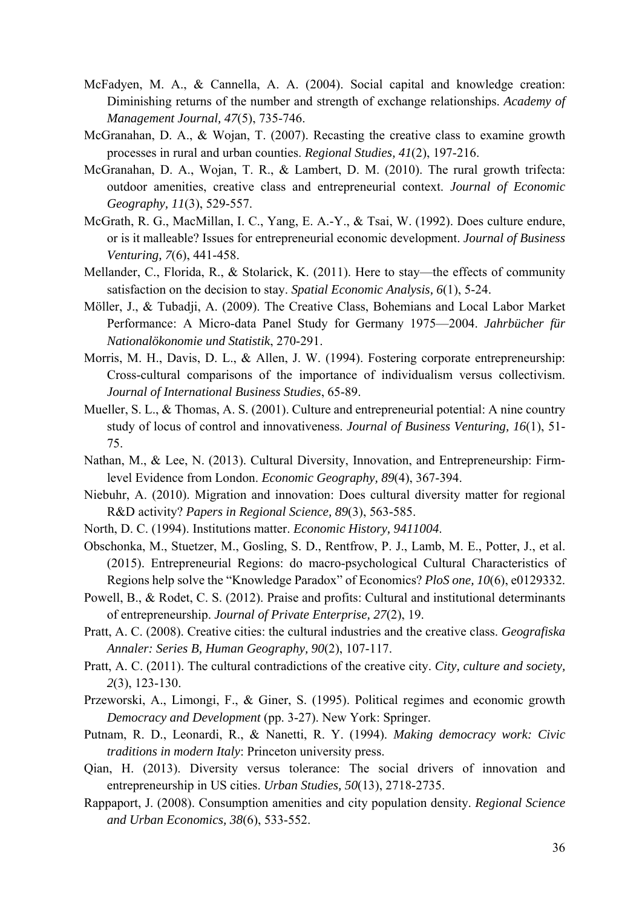McFadyen, M. A., & Cannella, A. A. (2004). Social capital and knowledge creation: Diminishing returns of the number and strength of exchange relationships. *Academy of Management Journal, 47*(5), 735-746.

McGranahan, D. A., & Wojan, T. (2007). Recasting the creative class to examine growth processes in rural and urban counties. *Regional Studies, 41*(2), 197-216.

McGranahan, D. A., Wojan, T. R., & Lambert, D. M. (2010). The rural growth trifecta: outdoor amenities, creative class and entrepreneurial context. *Journal of Economic Geography, 11*(3), 529-557.

McGrath, R. G., MacMillan, I. C., Yang, E. A.-Y., & Tsai, W. (1992). Does culture endure, or is it malleable? Issues for entrepreneurial economic development. *Journal of Business Venturing, 7*(6), 441-458.

Mellander, C., Florida, R., & Stolarick, K. (2011). Here to stay—the effects of community satisfaction on the decision to stay. *Spatial Economic Analysis, 6*(1), 5-24.

Möller, J., & Tubadji, A. (2009). The Creative Class, Bohemians and Local Labor Market Performance: A Micro-data Panel Study for Germany 1975—2004. *Jahrbücher für Nationalökonomie und Statistik*, 270-291.

Morris, M. H., Davis, D. L., & Allen, J. W. (1994). Fostering corporate entrepreneurship: Cross-cultural comparisons of the importance of individualism versus collectivism. *Journal of International Business Studies*, 65-89.

Mueller, S. L., & Thomas, A. S. (2001). Culture and entrepreneurial potential: A nine country study of locus of control and innovativeness. *Journal of Business Venturing, 16*(1), 51-75.

Nathan, M., & Lee, N. (2013). Cultural Diversity, Innovation, and Entrepreneurship: Firm-level Evidence from London. *Economic Geography, 89*(4), 367-394.

Niebuhr, A. (2010). Migration and innovation: Does cultural diversity matter for regional R&D activity? *Papers in Regional Science, 89*(3), 563-585.

North, D. C. (1994). Institutions matter. *Economic History, 9411004*.

Obschonka, M., Stuetzer, M., Gosling, S. D., Rentfrow, P. J., Lamb, M. E., Potter, J., et al. (2015). Entrepreneurial Regions: do macro-psychological Cultural Characteristics of Regions help solve the "Knowledge Paradox" of Economics? *PloS one, 10*(6), e0129332.

Powell, B., & Rodet, C. S. (2012). Praise and profits: Cultural and institutional determinants of entrepreneurship. *Journal of Private Enterprise, 27*(2), 19.

Pratt, A. C. (2008). Creative cities: the cultural industries and the creative class. *Geografiska Annaler: Series B, Human Geography, 90*(2), 107-117.

Pratt, A. C. (2011). The cultural contradictions of the creative city. *City, culture and society, 2*(3), 123-130.

Przeworski, A., Limongi, F., & Giner, S. (1995). Political regimes and economic growth *Democracy and Development* (pp. 3-27). New York: Springer.

Putnam, R. D., Leonardi, R., & Nanetti, R. Y. (1994). *Making democracy work: Civic traditions in modern Italy*: Princeton university press.

Qian, H. (2013). Diversity versus tolerance: The social drivers of innovation and entrepreneurship in US cities. *Urban Studies, 50*(13), 2718-2735.

Rappaport, J. (2008). Consumption amenities and city population density. *Regional Science and Urban Economics, 38*(6), 533-552.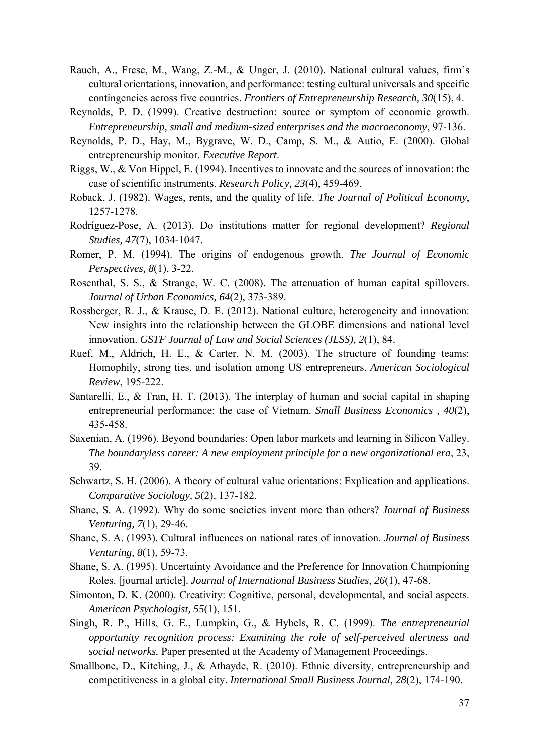Rauch, A., Frese, M., Wang, Z.-M., & Unger, J. (2010). National cultural values, firm's cultural orientations, innovation, and performance: testing cultural universals and specific contingencies across five countries. *Frontiers of Entrepreneurship Research, 30*(15), 4.

Reynolds, P. D. (1999). Creative destruction: source or symptom of economic growth. *Entrepreneurship, small and medium-sized enterprises and the macroeconomy*, 97-136.

Reynolds, P. D., Hay, M., Bygrave, W. D., Camp, S. M., & Autio, E. (2000). Global entrepreneurship monitor. *Executive Report*.

Riggs, W., & Von Hippel, E. (1994). Incentives to innovate and the sources of innovation: the case of scientific instruments. *Research Policy, 23*(4), 459-469.

Roback, J. (1982). Wages, rents, and the quality of life. *The Journal of Political Economy*, 1257-1278.

Rodríguez-Pose, A. (2013). Do institutions matter for regional development? *Regional Studies, 47*(7), 1034-1047.

Romer, P. M. (1994). The origins of endogenous growth. *The Journal of Economic Perspectives, 8*(1), 3-22.

Rosenthal, S. S., & Strange, W. C. (2008). The attenuation of human capital spillovers. *Journal of Urban Economics, 64*(2), 373-389.

Rossberger, R. J., & Krause, D. E. (2012). National culture, heterogeneity and innovation: New insights into the relationship between the GLOBE dimensions and national level innovation. *GSTF Journal of Law and Social Sciences (JLSS), 2*(1), 84.

Ruef, M., Aldrich, H. E., & Carter, N. M. (2003). The structure of founding teams: Homophily, strong ties, and isolation among US entrepreneurs. *American Sociological Review*, 195-222.

Santarelli, E., & Tran, H. T. (2013). The interplay of human and social capital in shaping entrepreneurial performance: the case of Vietnam. *Small Business Economics , 40*(2), 435-458.

Saxenian, A. (1996). Beyond boundaries: Open labor markets and learning in Silicon Valley. *The boundaryless career: A new employment principle for a new organizational era*, 23, 39.

Schwartz, S. H. (2006). A theory of cultural value orientations: Explication and applications. *Comparative Sociology, 5*(2), 137-182.

Shane, S. A. (1992). Why do some societies invent more than others? *Journal of Business Venturing, 7*(1), 29-46.

Shane, S. A. (1993). Cultural influences on national rates of innovation. *Journal of Business Venturing, 8*(1), 59-73.

Shane, S. A. (1995). Uncertainty Avoidance and the Preference for Innovation Championing Roles. [journal article]. *Journal of International Business Studies, 26*(1), 47-68.

Simonton, D. K. (2000). Creativity: Cognitive, personal, developmental, and social aspects. *American Psychologist, 55*(1), 151.

Singh, R. P., Hills, G. E., Lumpkin, G., & Hybels, R. C. (1999). ***The entrepreneurial opportunity recognition process: Examining the role of self-perceived alertness and social networks.*** Paper presented at the Academy of Management Proceedings.

Smallbone, D., Kitching, J., & Athayde, R. (2010). Ethnic diversity, entrepreneurship and competitiveness in a global city. *International Small Business Journal, 28*(2), 174-190.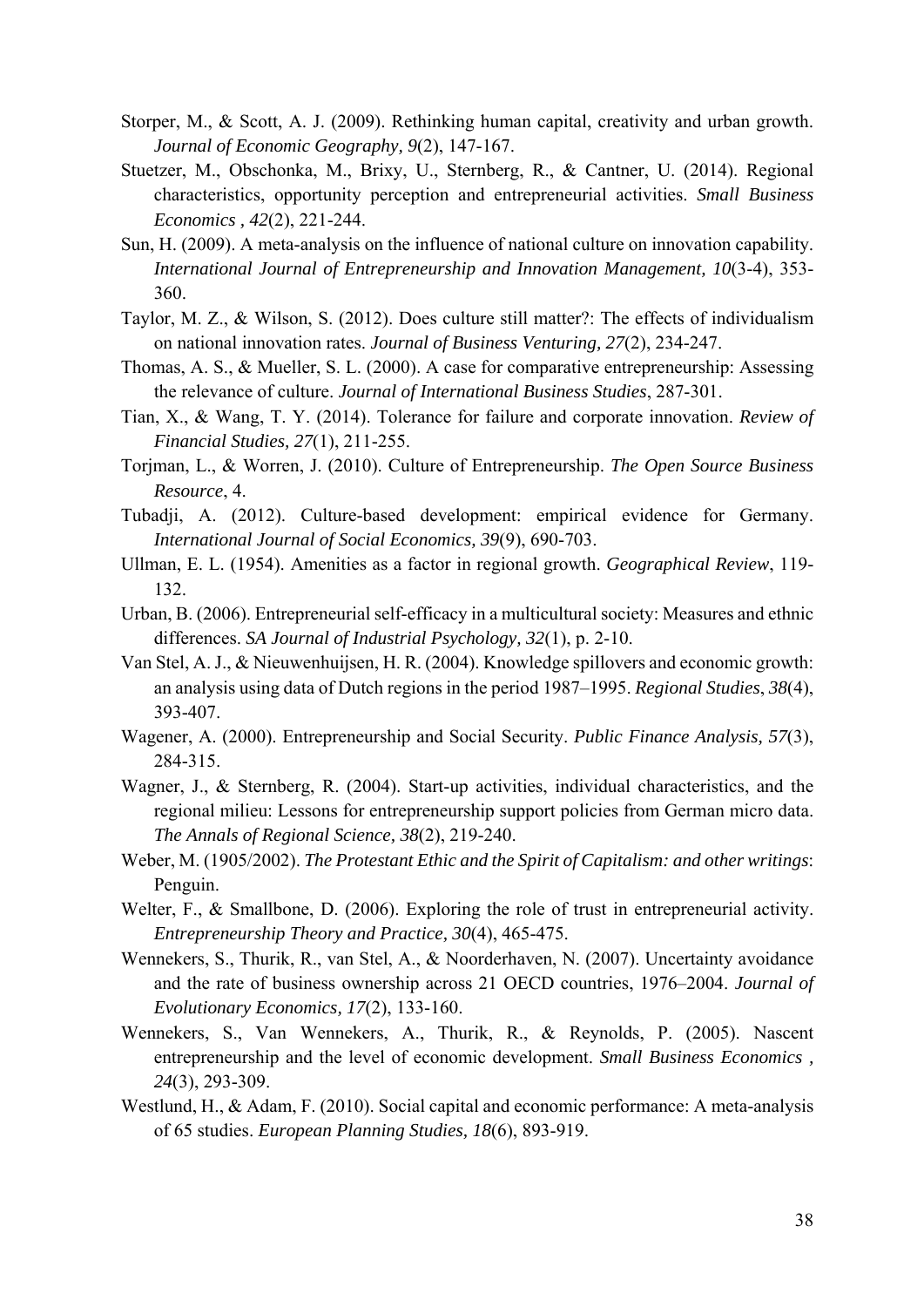Storper, M., & Scott, A. J. (2009). Rethinking human capital, creativity and urban growth. *Journal of Economic Geography, 9*(2), 147-167.

Stuetzer, M., Obschonka, M., Brixy, U., Sternberg, R., & Cantner, U. (2014). Regional characteristics, opportunity perception and entrepreneurial activities. *Small Business Economics , 42*(2), 221-244.

Sun, H. (2009). A meta-analysis on the influence of national culture on innovation capability. *International Journal of Entrepreneurship and Innovation Management, 10*(3-4), 353-360.

Taylor, M. Z., & Wilson, S. (2012). Does culture still matter?: The effects of individualism on national innovation rates. *Journal of Business Venturing, 27*(2), 234-247.

Thomas, A. S., & Mueller, S. L. (2000). A case for comparative entrepreneurship: Assessing the relevance of culture. *Journal of International Business Studies*, 287-301.

Tian, X., & Wang, T. Y. (2014). Tolerance for failure and corporate innovation. *Review of Financial Studies, 27*(1), 211-255.

Torjman, L., & Worren, J. (2010). Culture of Entrepreneurship. *The Open Source Business Resource*, 4.

Tubadji, A. (2012). Culture-based development: empirical evidence for Germany. *International Journal of Social Economics, 39*(9), 690-703.

Ullman, E. L. (1954). Amenities as a factor in regional growth. *Geographical Review*, 119-132.

Urban, B. (2006). Entrepreneurial self-efficacy in a multicultural society: Measures and ethnic differences. *SA Journal of Industrial Psychology, 32*(1), p. 2-10.

Van Stel, A. J., & Nieuwenhuijsen, H. R. (2004). Knowledge spillovers and economic growth: an analysis using data of Dutch regions in the period 1987–1995. *Regional Studies*, *38*(4), 393-407.

Wagener, A. (2000). Entrepreneurship and Social Security. *Public Finance Analysis, 57*(3), 284-315.

Wagner, J., & Sternberg, R. (2004). Start-up activities, individual characteristics, and the regional milieu: Lessons for entrepreneurship support policies from German micro data. *The Annals of Regional Science, 38*(2), 219-240.

Weber, M. (1905/2002). *The Protestant Ethic and the Spirit of Capitalism: and other writings*: Penguin.

Welter, F., & Smallbone, D. (2006). Exploring the role of trust in entrepreneurial activity. *Entrepreneurship Theory and Practice, 30*(4), 465-475.

Wennekers, S., Thurik, R., van Stel, A., & Noorderhaven, N. (2007). Uncertainty avoidance and the rate of business ownership across 21 OECD countries, 1976–2004. *Journal of Evolutionary Economics, 17*(2), 133-160.

Wennekers, S., Van Wennekers, A., Thurik, R., & Reynolds, P. (2005). Nascent entrepreneurship and the level of economic development. *Small Business Economics , 24*(3), 293-309.

Westlund, H., & Adam, F. (2010). Social capital and economic performance: A meta-analysis of 65 studies. *European Planning Studies, 18*(6), 893-919.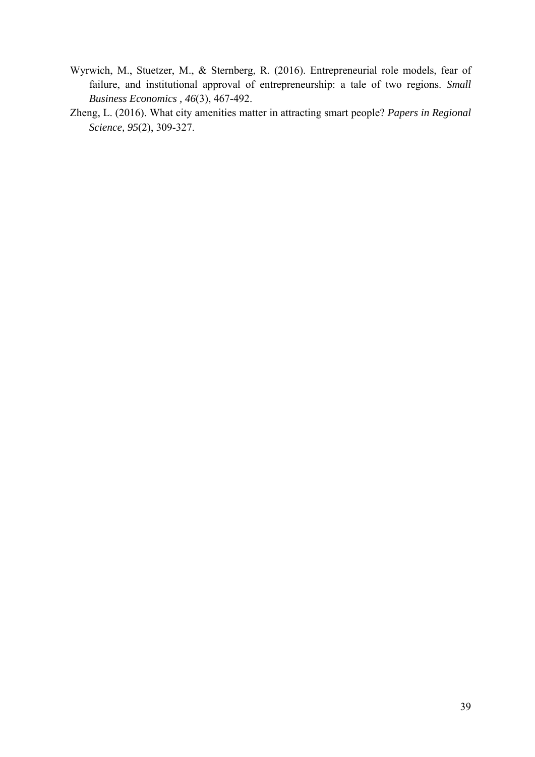Wyrwich, M., Stuetzer, M., & Sternberg, R. (2016). Entrepreneurial role models, fear of failure, and institutional approval of entrepreneurship: a tale of two regions. *Small Business Economics , 46*(3), 467-492.

Zheng, L. (2016). What city amenities matter in attracting smart people? *Papers in Regional Science, 95*(2), 309-327.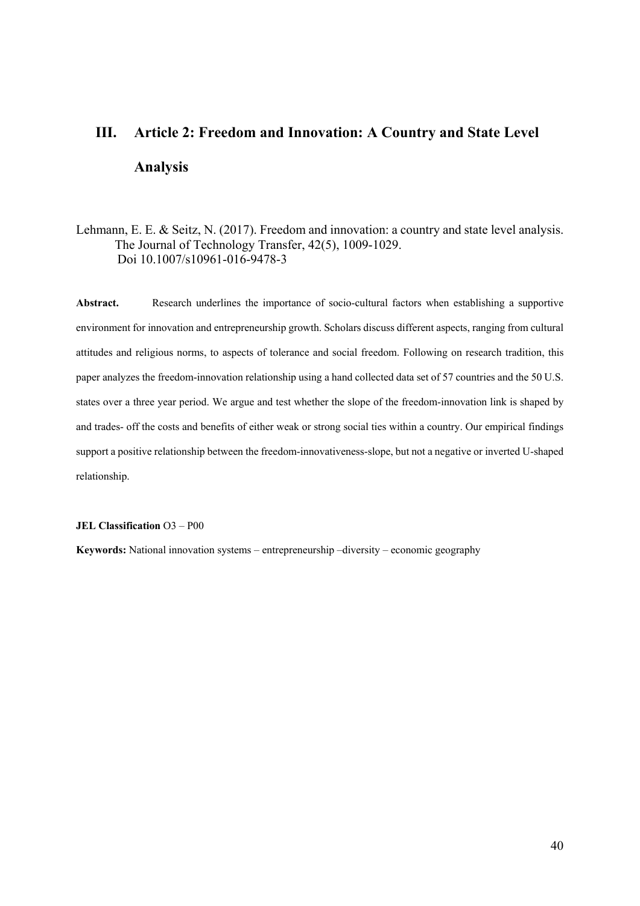# III. Article 2: Freedom and Innovation: A Country and State Level Analysis

Lehmann, E. E. & Seitz, N. (2017). Freedom and innovation: a country and state level analysis. The Journal of Technology Transfer, 42(5), 1009-1029.
Doi 10.1007/s10961-016-9478-3

**Abstract.** Research underlines the importance of socio-cultural factors when establishing a supportive environment for innovation and entrepreneurship growth. Scholars discuss different aspects, ranging from cultural attitudes and religious norms, to aspects of tolerance and social freedom. Following on research tradition, this paper analyzes the freedom-innovation relationship using a hand collected data set of 57 countries and the 50 U.S. states over a three year period. We argue and test whether the slope of the freedom-innovation link is shaped by and trades- off the costs and benefits of either weak or strong social ties within a country. Our empirical findings support a positive relationship between the freedom-innovativeness-slope, but not a negative or inverted U-shaped relationship.

**JEL Classification** O3 – P00

**Keywords:** National innovation systems – entrepreneurship –diversity – economic geography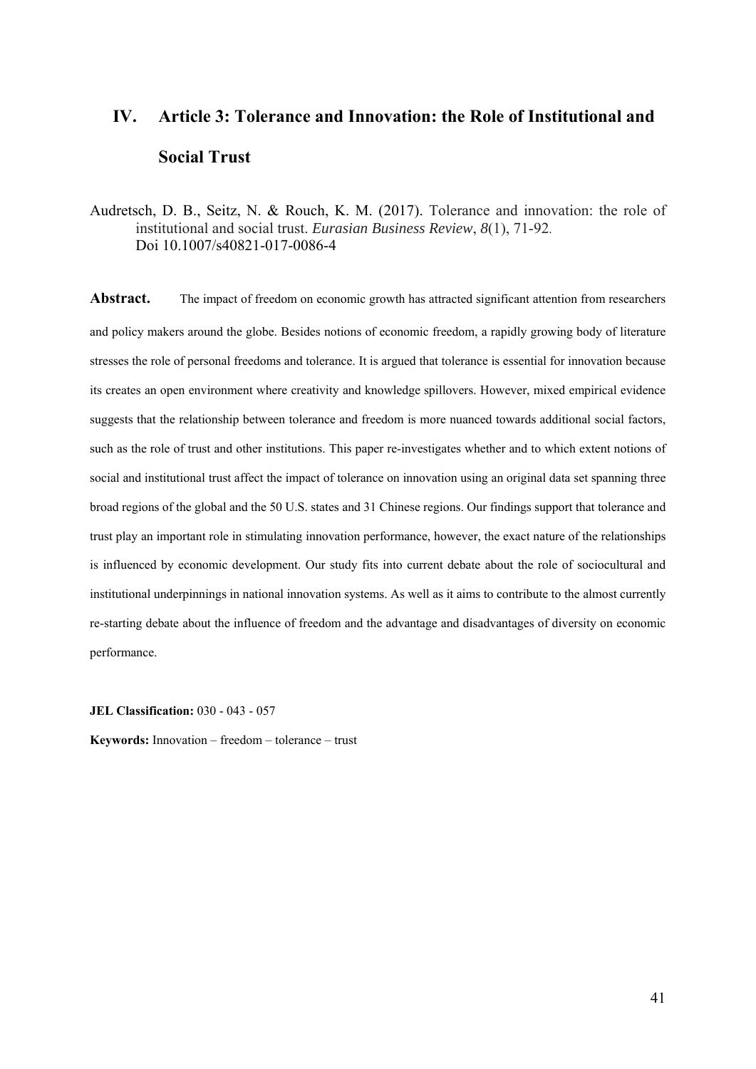# IV. Article 3: Tolerance and Innovation: the Role of Institutional and Social Trust

Audretsch, D. B., Seitz, N. & Rouch, K. M. (2017). Tolerance and innovation: the role of institutional and social trust. *Eurasian Business Review*, *8*(1), 71-92. Doi 10.1007/s40821-017-0086-4

**Abstract.** The impact of freedom on economic growth has attracted significant attention from researchers and policy makers around the globe. Besides notions of economic freedom, a rapidly growing body of literature stresses the role of personal freedoms and tolerance. It is argued that tolerance is essential for innovation because its creates an open environment where creativity and knowledge spillovers. However, mixed empirical evidence suggests that the relationship between tolerance and freedom is more nuanced towards additional social factors, such as the role of trust and other institutions. This paper re-investigates whether and to which extent notions of social and institutional trust affect the impact of tolerance on innovation using an original data set spanning three broad regions of the global and the 50 U.S. states and 31 Chinese regions. Our findings support that tolerance and trust play an important role in stimulating innovation performance, however, the exact nature of the relationships is influenced by economic development. Our study fits into current debate about the role of sociocultural and institutional underpinnings in national innovation systems. As well as it aims to contribute to the almost currently re-starting debate about the influence of freedom and the advantage and disadvantages of diversity on economic performance.

**JEL Classification:** 030 - 043 - 057

**Keywords:** Innovation – freedom – tolerance – trust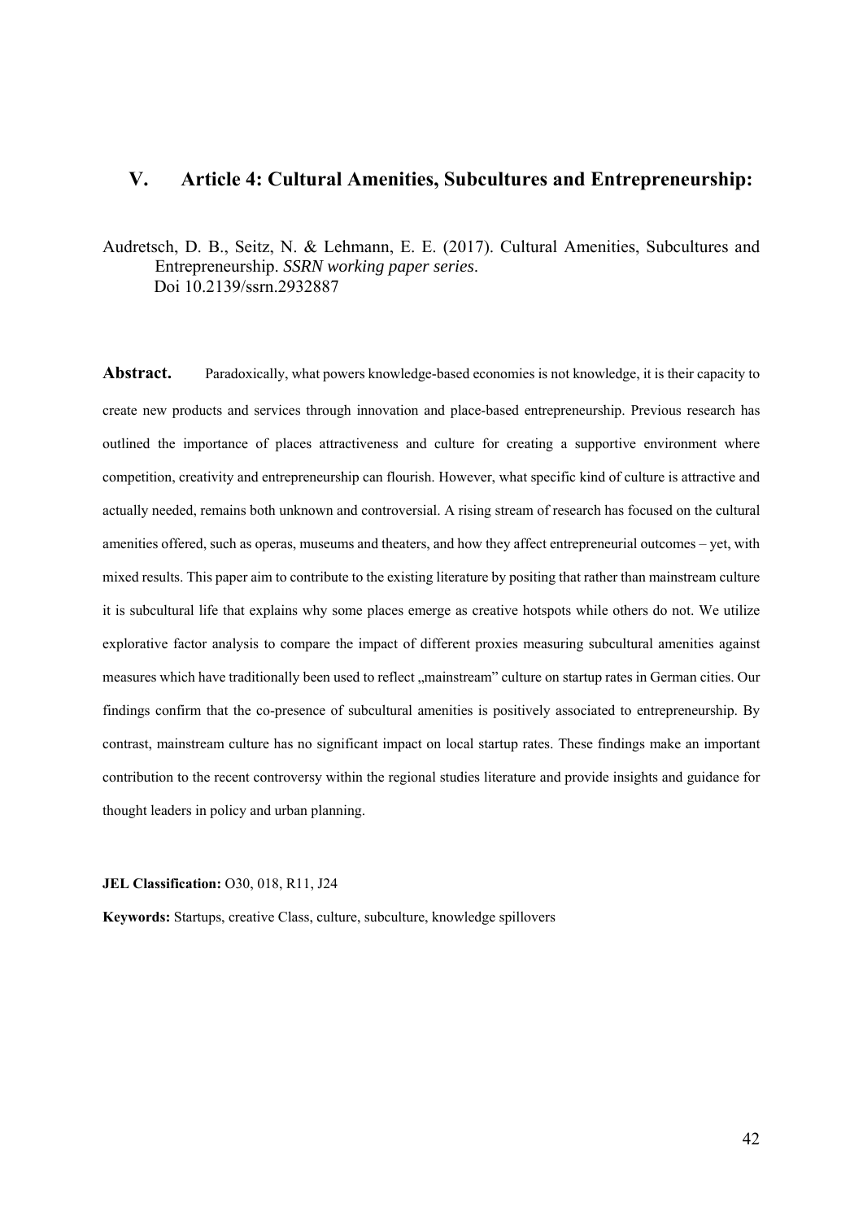# V. Article 4: Cultural Amenities, Subcultures and Entrepreneurship:

Audretsch, D. B., Seitz, N. & Lehmann, E. E. (2017). Cultural Amenities, Subcultures and Entrepreneurship. *SSRN working paper series*. Doi 10.2139/ssrn.2932887

**Abstract.** Paradoxically, what powers knowledge-based economies is not knowledge, it is their capacity to create new products and services through innovation and place-based entrepreneurship. Previous research has outlined the importance of places attractiveness and culture for creating a supportive environment where competition, creativity and entrepreneurship can flourish. However, what specific kind of culture is attractive and actually needed, remains both unknown and controversial. A rising stream of research has focused on the cultural amenities offered, such as operas, museums and theaters, and how they affect entrepreneurial outcomes – yet, with mixed results. This paper aim to contribute to the existing literature by positing that rather than mainstream culture it is subcultural life that explains why some places emerge as creative hotspots while others do not. We utilize explorative factor analysis to compare the impact of different proxies measuring subcultural amenities against measures which have traditionally been used to reflect „mainstream" culture on startup rates in German cities. Our findings confirm that the co-presence of subcultural amenities is positively associated to entrepreneurship. By contrast, mainstream culture has no significant impact on local startup rates. These findings make an important contribution to the recent controversy within the regional studies literature and provide insights and guidance for thought leaders in policy and urban planning.

**JEL Classification:** O30, 018, R11, J24

**Keywords:** Startups, creative Class, culture, subculture, knowledge spillovers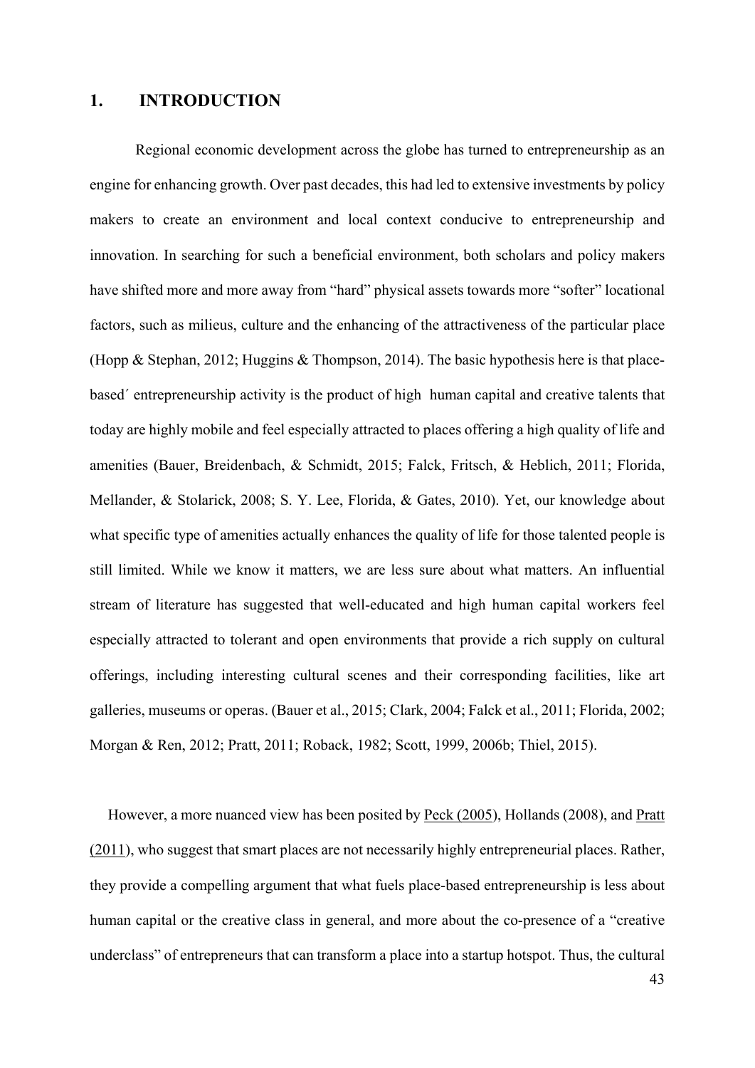## 1. INTRODUCTION

Regional economic development across the globe has turned to entrepreneurship as an engine for enhancing growth. Over past decades, this had led to extensive investments by policy makers to create an environment and local context conducive to entrepreneurship and innovation. In searching for such a beneficial environment, both scholars and policy makers have shifted more and more away from "hard" physical assets towards more "softer" locational factors, such as milieus, culture and the enhancing of the attractiveness of the particular place (Hopp & Stephan, 2012; Huggins & Thompson, 2014). The basic hypothesis here is that place-based´ entrepreneurship activity is the product of high human capital and creative talents that today are highly mobile and feel especially attracted to places offering a high quality of life and amenities (Bauer, Breidenbach, & Schmidt, 2015; Falck, Fritsch, & Heblich, 2011; Florida, Mellander, & Stolarick, 2008; S. Y. Lee, Florida, & Gates, 2010). Yet, our knowledge about what specific type of amenities actually enhances the quality of life for those talented people is still limited. While we know it matters, we are less sure about what matters. An influential stream of literature has suggested that well-educated and high human capital workers feel especially attracted to tolerant and open environments that provide a rich supply on cultural offerings, including interesting cultural scenes and their corresponding facilities, like art galleries, museums or operas. (Bauer et al., 2015; Clark, 2004; Falck et al., 2011; Florida, 2002; Morgan & Ren, 2012; Pratt, 2011; Roback, 1982; Scott, 1999, 2006b; Thiel, 2015).

However, a more nuanced view has been posited by Peck (2005), Hollands (2008), and Pratt (2011), who suggest that smart places are not necessarily highly entrepreneurial places. Rather, they provide a compelling argument that what fuels place-based entrepreneurship is less about human capital or the creative class in general, and more about the co-presence of a "creative underclass" of entrepreneurs that can transform a place into a startup hotspot. Thus, the cultural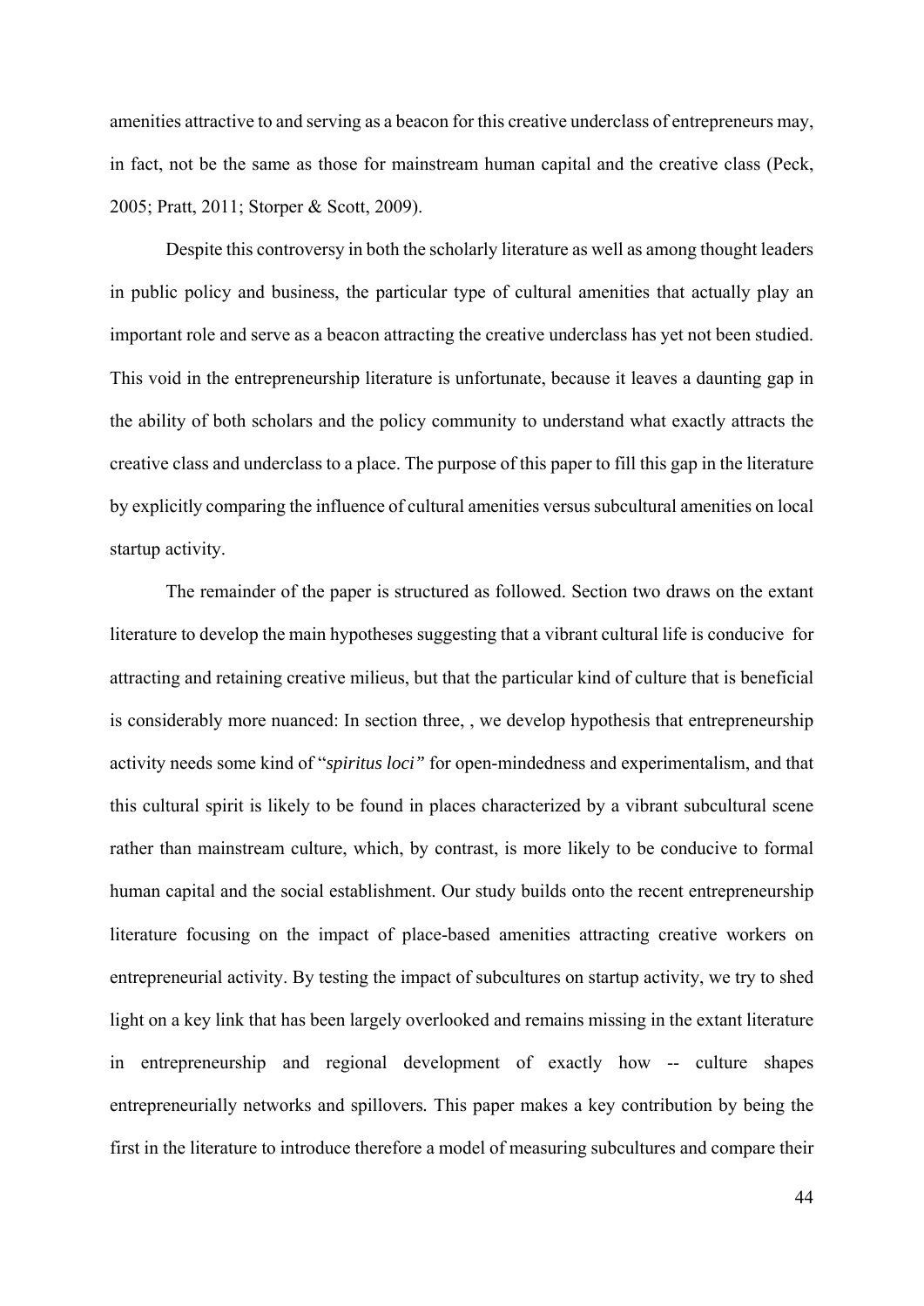amenities attractive to and serving as a beacon for this creative underclass of entrepreneurs may, in fact, not be the same as those for mainstream human capital and the creative class (Peck, 2005; Pratt, 2011; Storper & Scott, 2009).

Despite this controversy in both the scholarly literature as well as among thought leaders in public policy and business, the particular type of cultural amenities that actually play an important role and serve as a beacon attracting the creative underclass has yet not been studied. This void in the entrepreneurship literature is unfortunate, because it leaves a daunting gap in the ability of both scholars and the policy community to understand what exactly attracts the creative class and underclass to a place. The purpose of this paper to fill this gap in the literature by explicitly comparing the influence of cultural amenities versus subcultural amenities on local startup activity.

The remainder of the paper is structured as followed. Section two draws on the extant literature to develop the main hypotheses suggesting that a vibrant cultural life is conducive for attracting and retaining creative milieus, but that the particular kind of culture that is beneficial is considerably more nuanced: In section three, , we develop hypothesis that entrepreneurship activity needs some kind of "*spiritus loci"* for open-mindedness and experimentalism, and that this cultural spirit is likely to be found in places characterized by a vibrant subcultural scene rather than mainstream culture, which, by contrast, is more likely to be conducive to formal human capital and the social establishment. Our study builds onto the recent entrepreneurship literature focusing on the impact of place-based amenities attracting creative workers on entrepreneurial activity. By testing the impact of subcultures on startup activity, we try to shed light on a key link that has been largely overlooked and remains missing in the extant literature in entrepreneurship and regional development of exactly how -- culture shapes entrepreneurially networks and spillovers. This paper makes a key contribution by being the first in the literature to introduce therefore a model of measuring subcultures and compare their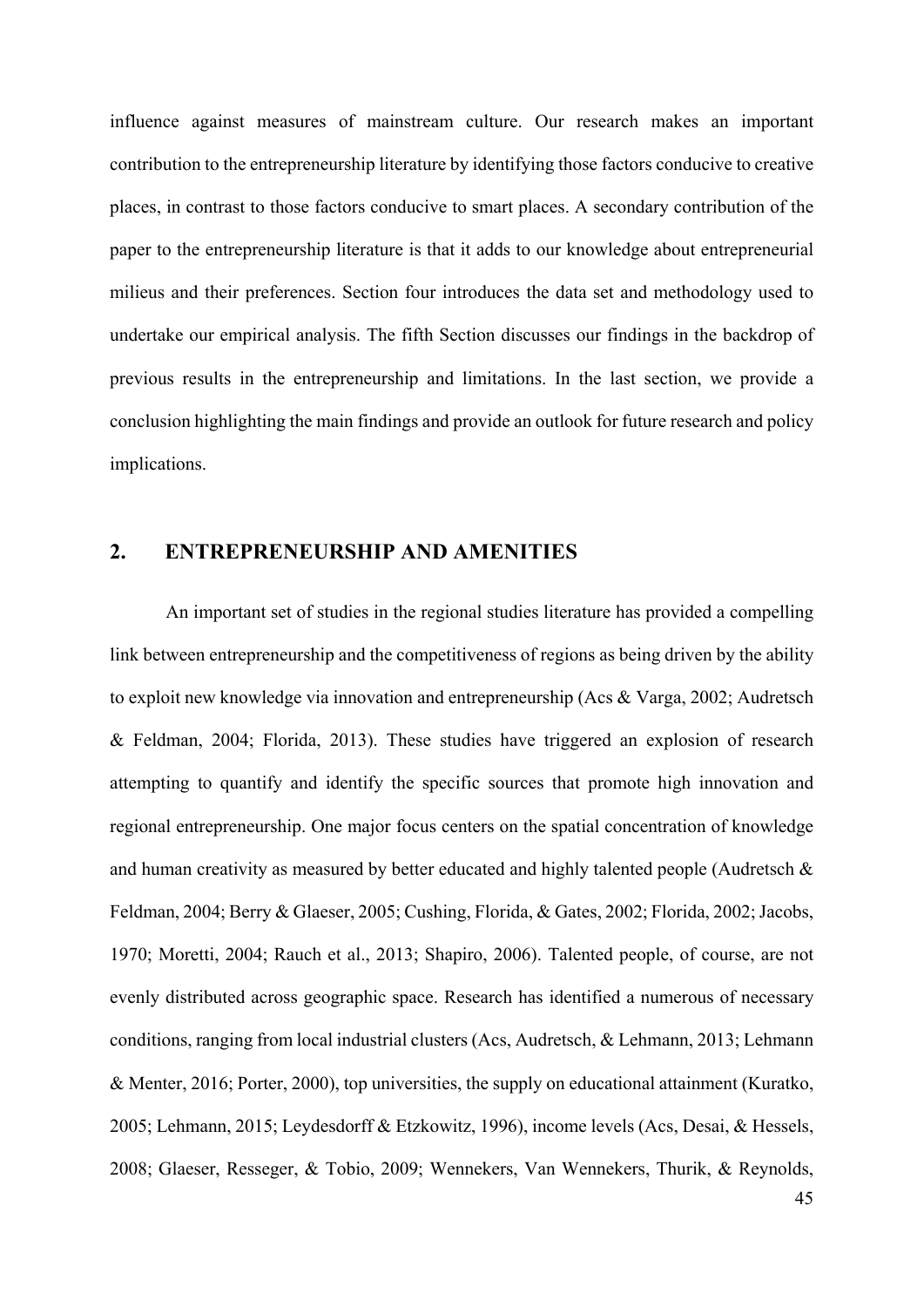influence against measures of mainstream culture. Our research makes an important contribution to the entrepreneurship literature by identifying those factors conducive to creative places, in contrast to those factors conducive to smart places. A secondary contribution of the paper to the entrepreneurship literature is that it adds to our knowledge about entrepreneurial milieus and their preferences. Section four introduces the data set and methodology used to undertake our empirical analysis. The fifth Section discusses our findings in the backdrop of previous results in the entrepreneurship and limitations. In the last section, we provide a conclusion highlighting the main findings and provide an outlook for future research and policy implications.

## 2. ENTREPRENEURSHIP AND AMENITIES

An important set of studies in the regional studies literature has provided a compelling link between entrepreneurship and the competitiveness of regions as being driven by the ability to exploit new knowledge via innovation and entrepreneurship (Acs & Varga, 2002; Audretsch & Feldman, 2004; Florida, 2013). These studies have triggered an explosion of research attempting to quantify and identify the specific sources that promote high innovation and regional entrepreneurship. One major focus centers on the spatial concentration of knowledge and human creativity as measured by better educated and highly talented people (Audretsch & Feldman, 2004; Berry & Glaeser, 2005; Cushing, Florida, & Gates, 2002; Florida, 2002; Jacobs, 1970; Moretti, 2004; Rauch et al., 2013; Shapiro, 2006). Talented people, of course, are not evenly distributed across geographic space. Research has identified a numerous of necessary conditions, ranging from local industrial clusters (Acs, Audretsch, & Lehmann, 2013; Lehmann & Menter, 2016; Porter, 2000), top universities, the supply on educational attainment (Kuratko, 2005; Lehmann, 2015; Leydesdorff & Etzkowitz, 1996), income levels (Acs, Desai, & Hessels, 2008; Glaeser, Resseger, & Tobio, 2009; Wennekers, Van Wennekers, Thurik, & Reynolds,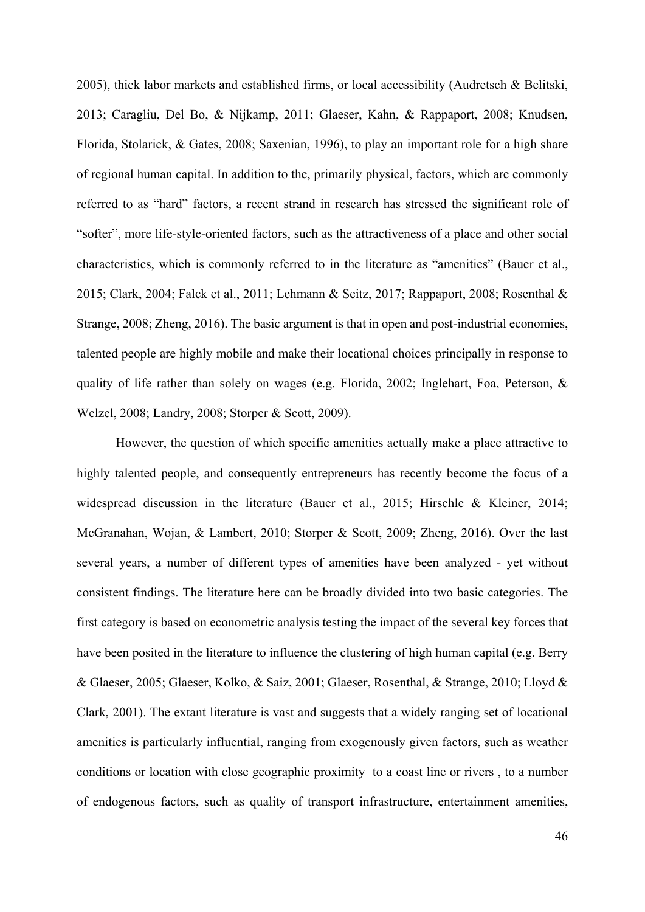2005), thick labor markets and established firms, or local accessibility (Audretsch & Belitski, 2013; Caragliu, Del Bo, & Nijkamp, 2011; Glaeser, Kahn, & Rappaport, 2008; Knudsen, Florida, Stolarick, & Gates, 2008; Saxenian, 1996), to play an important role for a high share of regional human capital. In addition to the, primarily physical, factors, which are commonly referred to as "hard" factors, a recent strand in research has stressed the significant role of "softer", more life-style-oriented factors, such as the attractiveness of a place and other social characteristics, which is commonly referred to in the literature as "amenities" (Bauer et al., 2015; Clark, 2004; Falck et al., 2011; Lehmann & Seitz, 2017; Rappaport, 2008; Rosenthal & Strange, 2008; Zheng, 2016). The basic argument is that in open and post-industrial economies, talented people are highly mobile and make their locational choices principally in response to quality of life rather than solely on wages (e.g. Florida, 2002; Inglehart, Foa, Peterson, & Welzel, 2008; Landry, 2008; Storper & Scott, 2009).

However, the question of which specific amenities actually make a place attractive to highly talented people, and consequently entrepreneurs has recently become the focus of a widespread discussion in the literature (Bauer et al., 2015; Hirschle & Kleiner, 2014; McGranahan, Wojan, & Lambert, 2010; Storper & Scott, 2009; Zheng, 2016). Over the last several years, a number of different types of amenities have been analyzed - yet without consistent findings. The literature here can be broadly divided into two basic categories. The first category is based on econometric analysis testing the impact of the several key forces that have been posited in the literature to influence the clustering of high human capital (e.g. Berry & Glaeser, 2005; Glaeser, Kolko, & Saiz, 2001; Glaeser, Rosenthal, & Strange, 2010; Lloyd & Clark, 2001). The extant literature is vast and suggests that a widely ranging set of locational amenities is particularly influential, ranging from exogenously given factors, such as weather conditions or location with close geographic proximity to a coast line or rivers , to a number of endogenous factors, such as quality of transport infrastructure, entertainment amenities,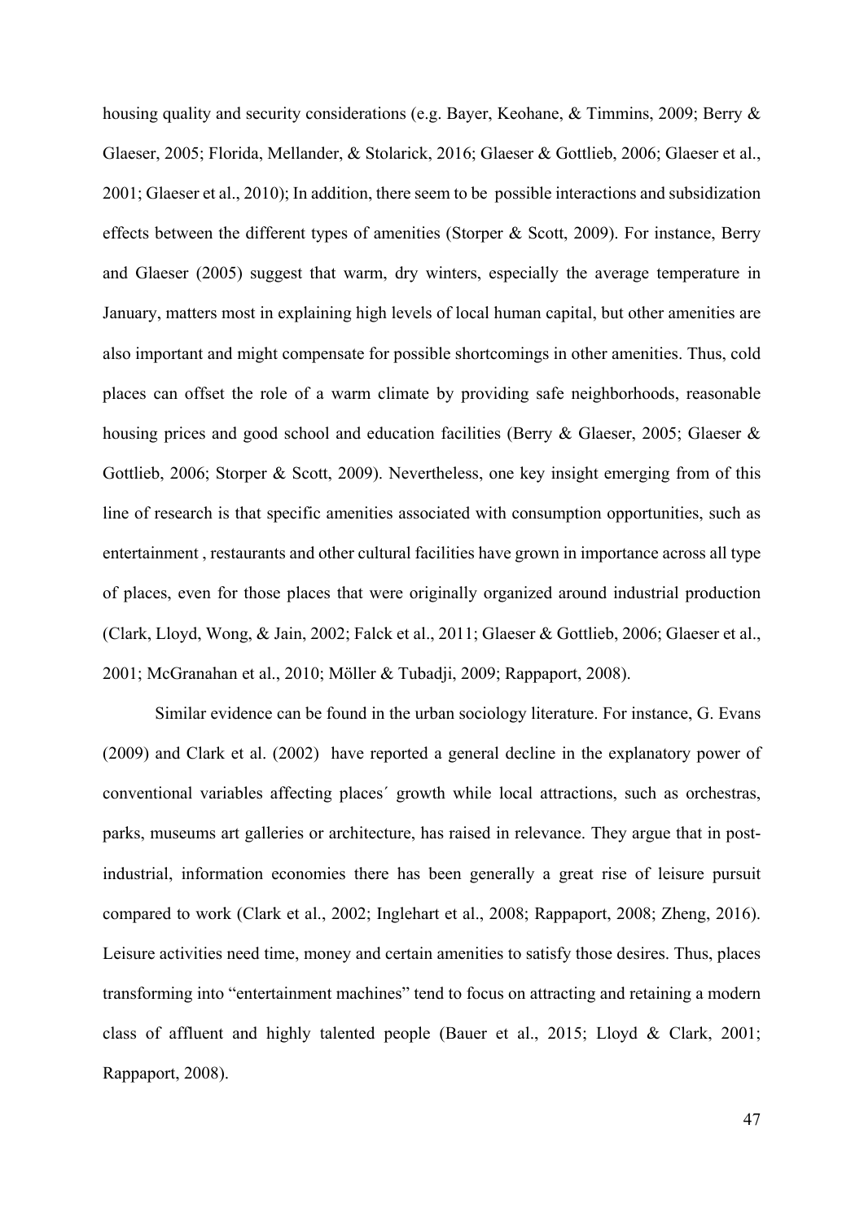housing quality and security considerations (e.g. Bayer, Keohane, & Timmins, 2009; Berry & Glaeser, 2005; Florida, Mellander, & Stolarick, 2016; Glaeser & Gottlieb, 2006; Glaeser et al., 2001; Glaeser et al., 2010); In addition, there seem to be possible interactions and subsidization effects between the different types of amenities (Storper & Scott, 2009). For instance, Berry and Glaeser (2005) suggest that warm, dry winters, especially the average temperature in January, matters most in explaining high levels of local human capital, but other amenities are also important and might compensate for possible shortcomings in other amenities. Thus, cold places can offset the role of a warm climate by providing safe neighborhoods, reasonable housing prices and good school and education facilities (Berry & Glaeser, 2005; Glaeser & Gottlieb, 2006; Storper & Scott, 2009). Nevertheless, one key insight emerging from of this line of research is that specific amenities associated with consumption opportunities, such as entertainment , restaurants and other cultural facilities have grown in importance across all type of places, even for those places that were originally organized around industrial production (Clark, Lloyd, Wong, & Jain, 2002; Falck et al., 2011; Glaeser & Gottlieb, 2006; Glaeser et al., 2001; McGranahan et al., 2010; Möller & Tubadji, 2009; Rappaport, 2008).

Similar evidence can be found in the urban sociology literature. For instance, G. Evans (2009) and Clark et al. (2002) have reported a general decline in the explanatory power of conventional variables affecting places´ growth while local attractions, such as orchestras, parks, museums art galleries or architecture, has raised in relevance. They argue that in post-industrial, information economies there has been generally a great rise of leisure pursuit compared to work (Clark et al., 2002; Inglehart et al., 2008; Rappaport, 2008; Zheng, 2016). Leisure activities need time, money and certain amenities to satisfy those desires. Thus, places transforming into "entertainment machines" tend to focus on attracting and retaining a modern class of affluent and highly talented people (Bauer et al., 2015; Lloyd & Clark, 2001; Rappaport, 2008).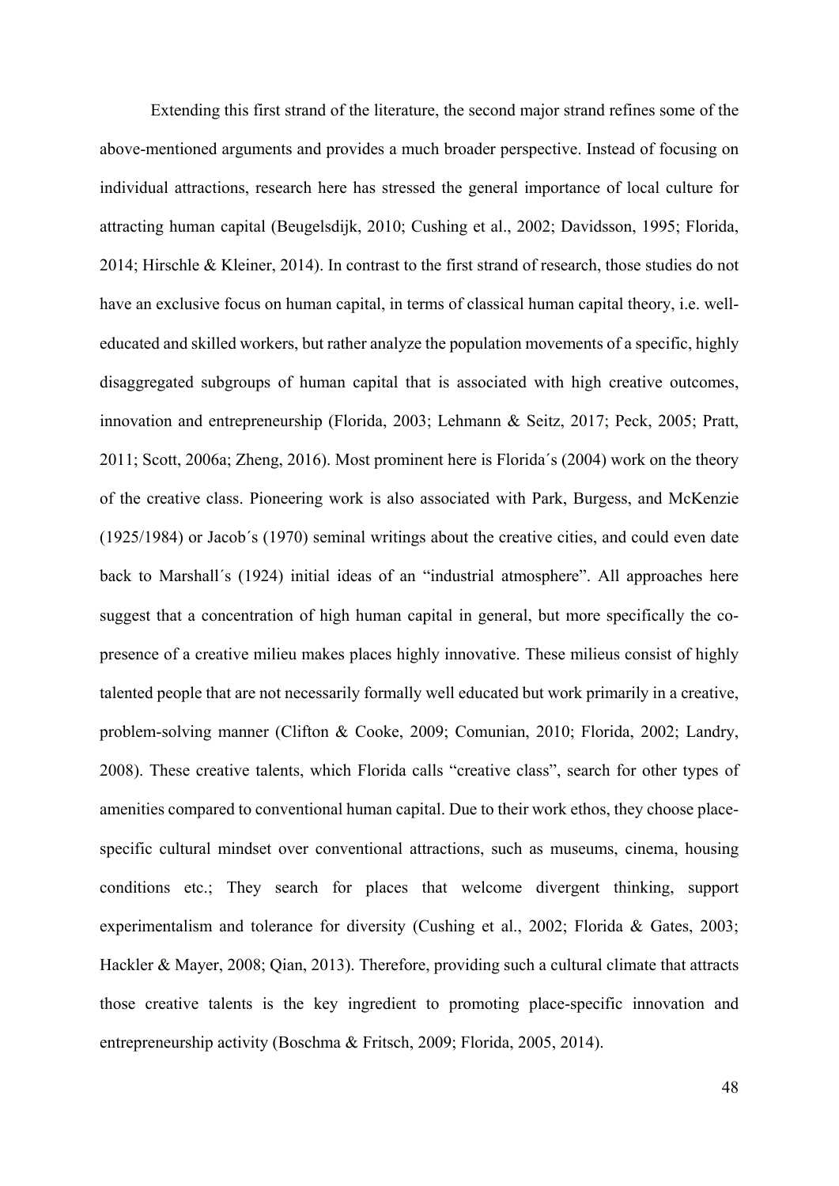Extending this first strand of the literature, the second major strand refines some of the above-mentioned arguments and provides a much broader perspective. Instead of focusing on individual attractions, research here has stressed the general importance of local culture for attracting human capital (Beugelsdijk, 2010; Cushing et al., 2002; Davidsson, 1995; Florida, 2014; Hirschle & Kleiner, 2014). In contrast to the first strand of research, those studies do not have an exclusive focus on human capital, in terms of classical human capital theory, i.e. well-educated and skilled workers, but rather analyze the population movements of a specific, highly disaggregated subgroups of human capital that is associated with high creative outcomes, innovation and entrepreneurship (Florida, 2003; Lehmann & Seitz, 2017; Peck, 2005; Pratt, 2011; Scott, 2006a; Zheng, 2016). Most prominent here is Florida´s (2004) work on the theory of the creative class. Pioneering work is also associated with Park, Burgess, and McKenzie (1925/1984) or Jacob´s (1970) seminal writings about the creative cities, and could even date back to Marshall´s (1924) initial ideas of an "industrial atmosphere". All approaches here suggest that a concentration of high human capital in general, but more specifically the co-presence of a creative milieu makes places highly innovative. These milieus consist of highly talented people that are not necessarily formally well educated but work primarily in a creative, problem-solving manner (Clifton & Cooke, 2009; Comunian, 2010; Florida, 2002; Landry, 2008). These creative talents, which Florida calls "creative class", search for other types of amenities compared to conventional human capital. Due to their work ethos, they choose place-specific cultural mindset over conventional attractions, such as museums, cinema, housing conditions etc.; They search for places that welcome divergent thinking, support experimentalism and tolerance for diversity (Cushing et al., 2002; Florida & Gates, 2003; Hackler & Mayer, 2008; Qian, 2013). Therefore, providing such a cultural climate that attracts those creative talents is the key ingredient to promoting place-specific innovation and entrepreneurship activity (Boschma & Fritsch, 2009; Florida, 2005, 2014).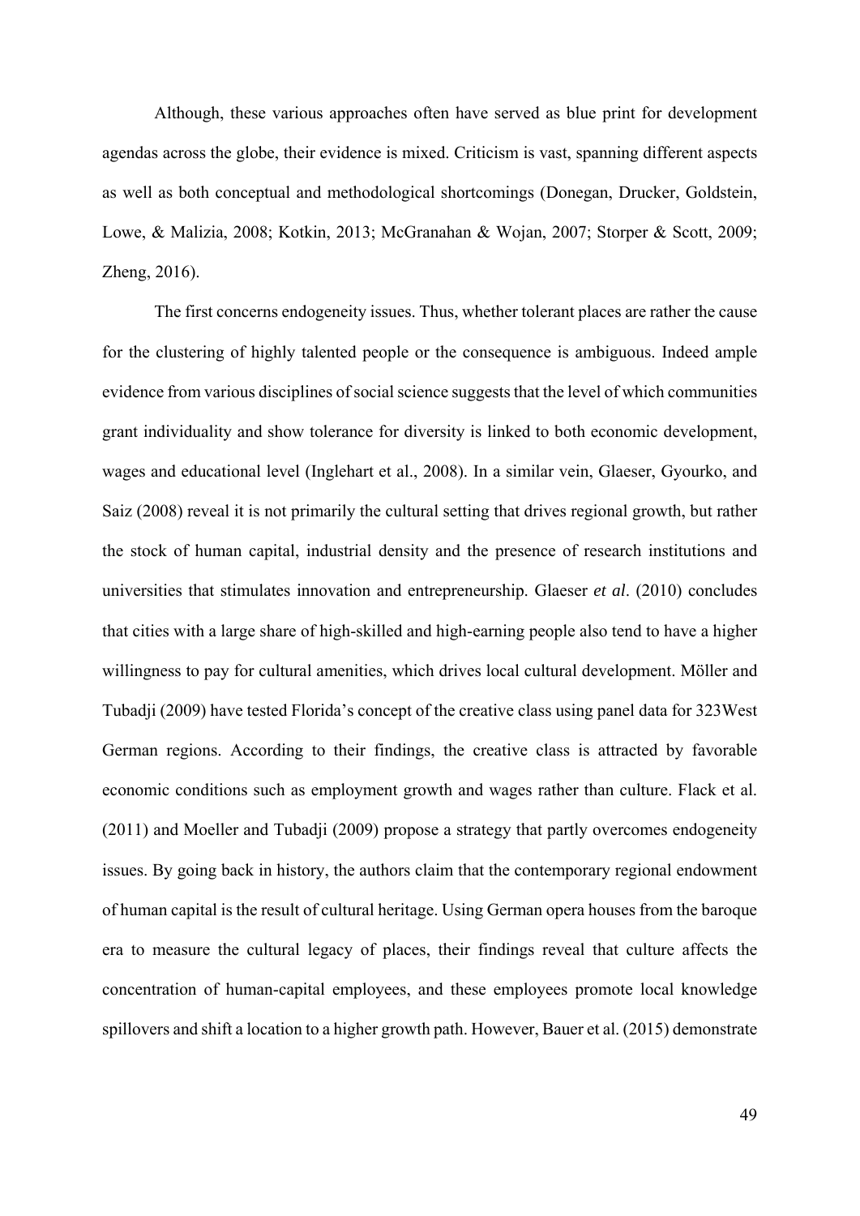Although, these various approaches often have served as blue print for development agendas across the globe, their evidence is mixed. Criticism is vast, spanning different aspects as well as both conceptual and methodological shortcomings (Donegan, Drucker, Goldstein, Lowe, & Malizia, 2008; Kotkin, 2013; McGranahan & Wojan, 2007; Storper & Scott, 2009; Zheng, 2016).

The first concerns endogeneity issues. Thus, whether tolerant places are rather the cause for the clustering of highly talented people or the consequence is ambiguous. Indeed ample evidence from various disciplines of social science suggests that the level of which communities grant individuality and show tolerance for diversity is linked to both economic development, wages and educational level (Inglehart et al., 2008). In a similar vein, Glaeser, Gyourko, and Saiz (2008) reveal it is not primarily the cultural setting that drives regional growth, but rather the stock of human capital, industrial density and the presence of research institutions and universities that stimulates innovation and entrepreneurship. Glaeser *et al.* (2010) concludes that cities with a large share of high-skilled and high-earning people also tend to have a higher willingness to pay for cultural amenities, which drives local cultural development. Möller and Tubadji (2009) have tested Florida's concept of the creative class using panel data for 323West German regions. According to their findings, the creative class is attracted by favorable economic conditions such as employment growth and wages rather than culture. Flack et al. (2011) and Moeller and Tubadji (2009) propose a strategy that partly overcomes endogeneity issues. By going back in history, the authors claim that the contemporary regional endowment of human capital is the result of cultural heritage. Using German opera houses from the baroque era to measure the cultural legacy of places, their findings reveal that culture affects the concentration of human-capital employees, and these employees promote local knowledge spillovers and shift a location to a higher growth path. However, Bauer et al. (2015) demonstrate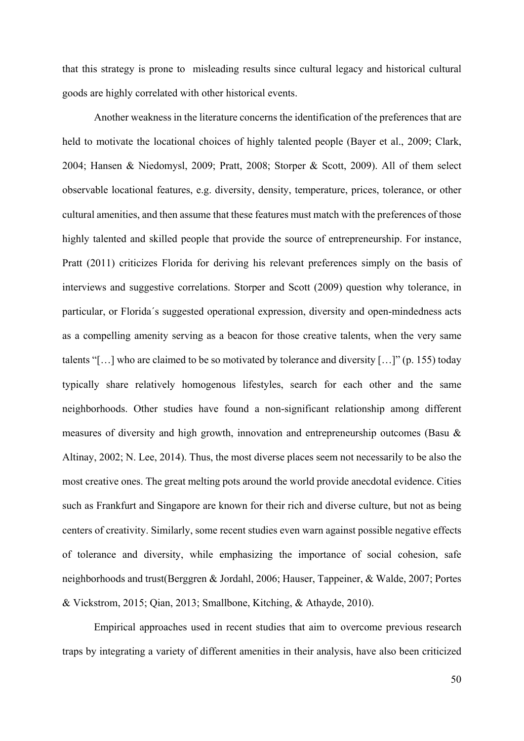that this strategy is prone to  misleading results since cultural legacy and historical cultural goods are highly correlated with other historical events.

Another weakness in the literature concerns the identification of the preferences that are held to motivate the locational choices of highly talented people (Bayer et al., 2009; Clark, 2004; Hansen & Niedomysl, 2009; Pratt, 2008; Storper & Scott, 2009). All of them select observable locational features, e.g. diversity, density, temperature, prices, tolerance, or other cultural amenities, and then assume that these features must match with the preferences of those highly talented and skilled people that provide the source of entrepreneurship. For instance, Pratt (2011) criticizes Florida for deriving his relevant preferences simply on the basis of interviews and suggestive correlations. Storper and Scott (2009) question why tolerance, in particular, or Florida´s suggested operational expression, diversity and open-mindedness acts as a compelling amenity serving as a beacon for those creative talents, when the very same talents "[…] who are claimed to be so motivated by tolerance and diversity […]" (p. 155) today typically share relatively homogenous lifestyles, search for each other and the same neighborhoods. Other studies have found a non-significant relationship among different measures of diversity and high growth, innovation and entrepreneurship outcomes (Basu & Altinay, 2002; N. Lee, 2014). Thus, the most diverse places seem not necessarily to be also the most creative ones. The great melting pots around the world provide anecdotal evidence. Cities such as Frankfurt and Singapore are known for their rich and diverse culture, but not as being centers of creativity. Similarly, some recent studies even warn against possible negative effects of tolerance and diversity, while emphasizing the importance of social cohesion, safe neighborhoods and trust(Berggren & Jordahl, 2006; Hauser, Tappeiner, & Walde, 2007; Portes & Vickstrom, 2015; Qian, 2013; Smallbone, Kitching, & Athayde, 2010).

Empirical approaches used in recent studies that aim to overcome previous research traps by integrating a variety of different amenities in their analysis, have also been criticized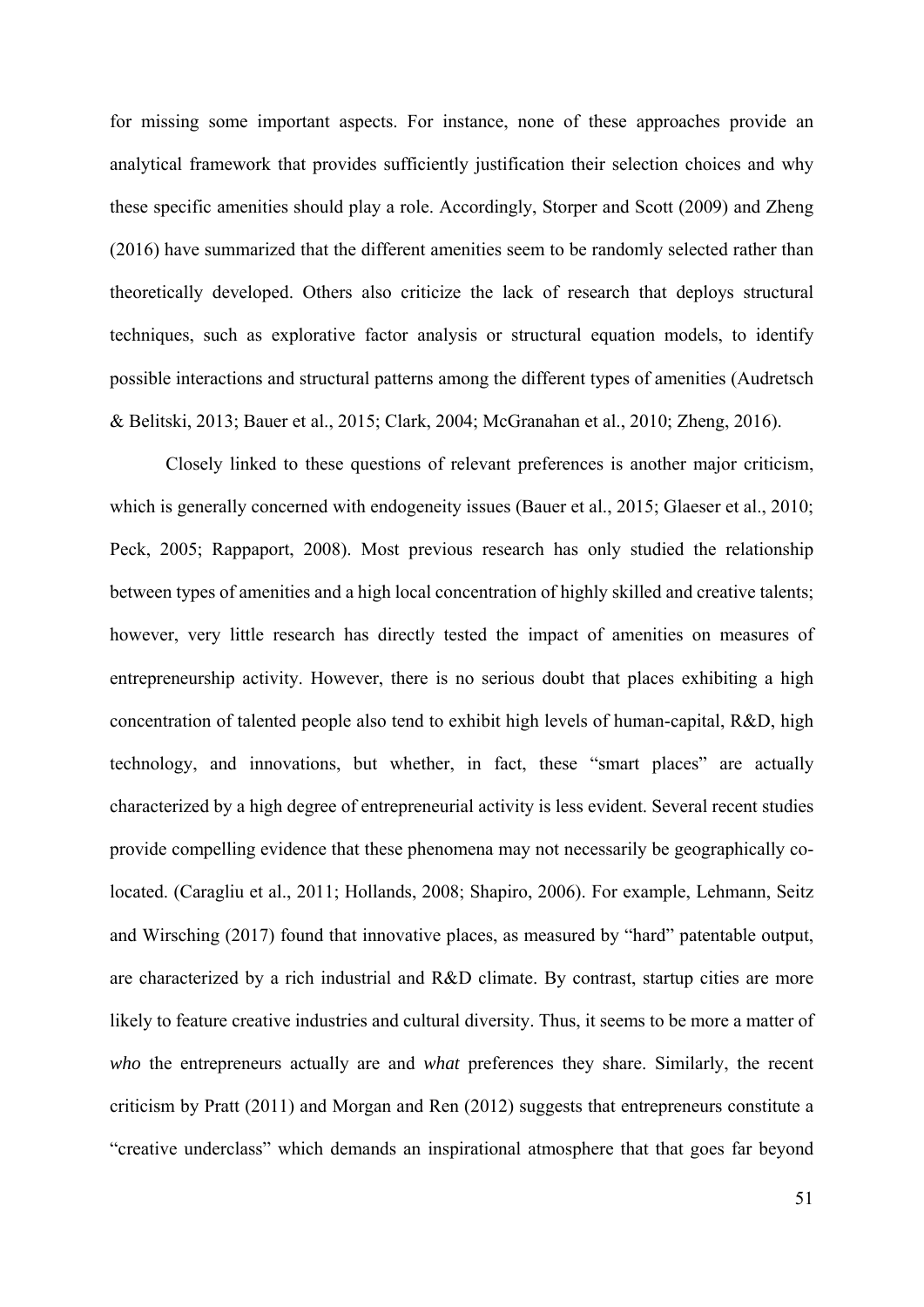for missing some important aspects. For instance, none of these approaches provide an analytical framework that provides sufficiently justification their selection choices and why these specific amenities should play a role. Accordingly, Storper and Scott (2009) and Zheng (2016) have summarized that the different amenities seem to be randomly selected rather than theoretically developed. Others also criticize the lack of research that deploys structural techniques, such as explorative factor analysis or structural equation models, to identify possible interactions and structural patterns among the different types of amenities (Audretsch & Belitski, 2013; Bauer et al., 2015; Clark, 2004; McGranahan et al., 2010; Zheng, 2016).

Closely linked to these questions of relevant preferences is another major criticism, which is generally concerned with endogeneity issues (Bauer et al., 2015; Glaeser et al., 2010; Peck, 2005; Rappaport, 2008). Most previous research has only studied the relationship between types of amenities and a high local concentration of highly skilled and creative talents; however, very little research has directly tested the impact of amenities on measures of entrepreneurship activity. However, there is no serious doubt that places exhibiting a high concentration of talented people also tend to exhibit high levels of human-capital, R&D, high technology, and innovations, but whether, in fact, these "smart places" are actually characterized by a high degree of entrepreneurial activity is less evident. Several recent studies provide compelling evidence that these phenomena may not necessarily be geographically co-located. (Caragliu et al., 2011; Hollands, 2008; Shapiro, 2006). For example, Lehmann, Seitz and Wirsching (2017) found that innovative places, as measured by "hard" patentable output, are characterized by a rich industrial and R&D climate. By contrast, startup cities are more likely to feature creative industries and cultural diversity. Thus, it seems to be more a matter of *who* the entrepreneurs actually are and *what* preferences they share. Similarly, the recent criticism by Pratt (2011) and Morgan and Ren (2012) suggests that entrepreneurs constitute a "creative underclass" which demands an inspirational atmosphere that that goes far beyond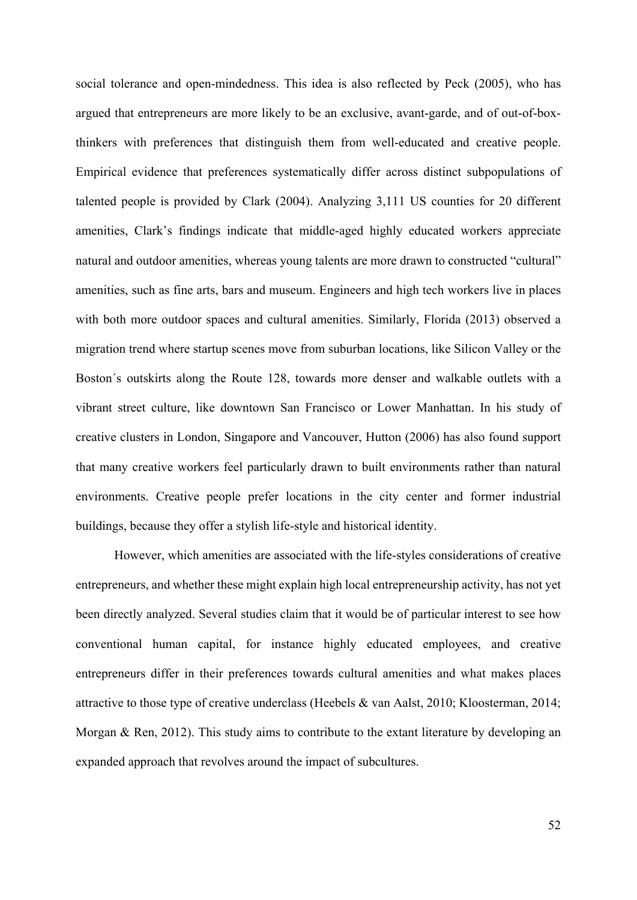social tolerance and open-mindedness. This idea is also reflected by Peck (2005), who has argued that entrepreneurs are more likely to be an exclusive, avant-garde, and of out-of-box-thinkers with preferences that distinguish them from well-educated and creative people. Empirical evidence that preferences systematically differ across distinct subpopulations of talented people is provided by Clark (2004). Analyzing 3,111 US counties for 20 different amenities, Clark's findings indicate that middle-aged highly educated workers appreciate natural and outdoor amenities, whereas young talents are more drawn to constructed "cultural" amenities, such as fine arts, bars and museum. Engineers and high tech workers live in places with both more outdoor spaces and cultural amenities. Similarly, Florida (2013) observed a migration trend where startup scenes move from suburban locations, like Silicon Valley or the Boston´s outskirts along the Route 128, towards more denser and walkable outlets with a vibrant street culture, like downtown San Francisco or Lower Manhattan. In his study of creative clusters in London, Singapore and Vancouver, Hutton (2006) has also found support that many creative workers feel particularly drawn to built environments rather than natural environments. Creative people prefer locations in the city center and former industrial buildings, because they offer a stylish life-style and historical identity.

However, which amenities are associated with the life-styles considerations of creative entrepreneurs, and whether these might explain high local entrepreneurship activity, has not yet been directly analyzed. Several studies claim that it would be of particular interest to see how conventional human capital, for instance highly educated employees, and creative entrepreneurs differ in their preferences towards cultural amenities and what makes places attractive to those type of creative underclass (Heebels & van Aalst, 2010; Kloosterman, 2014; Morgan & Ren, 2012). This study aims to contribute to the extant literature by developing an expanded approach that revolves around the impact of subcultures.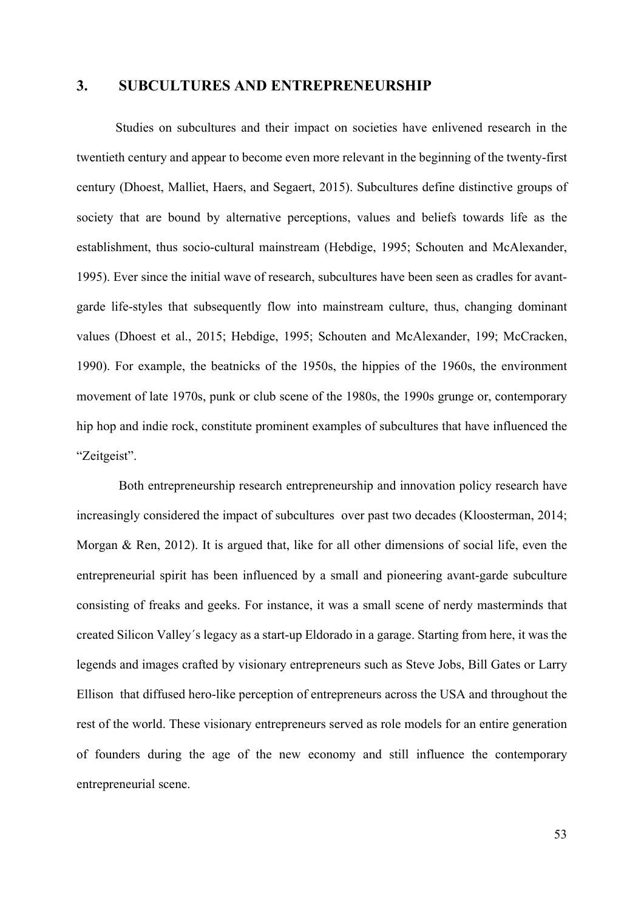## 3. SUBCULTURES AND ENTREPRENEURSHIP

Studies on subcultures and their impact on societies have enlivened research in the twentieth century and appear to become even more relevant in the beginning of the twenty-first century (Dhoest, Malliet, Haers, and Segaert, 2015). Subcultures define distinctive groups of society that are bound by alternative perceptions, values and beliefs towards life as the establishment, thus socio-cultural mainstream (Hebdige, 1995; Schouten and McAlexander, 1995). Ever since the initial wave of research, subcultures have been seen as cradles for avant-garde life-styles that subsequently flow into mainstream culture, thus, changing dominant values (Dhoest et al., 2015; Hebdige, 1995; Schouten and McAlexander, 199; McCracken, 1990). For example, the beatnicks of the 1950s, the hippies of the 1960s, the environment movement of late 1970s, punk or club scene of the 1980s, the 1990s grunge or, contemporary hip hop and indie rock, constitute prominent examples of subcultures that have influenced the "Zeitgeist".

Both entrepreneurship research entrepreneurship and innovation policy research have increasingly considered the impact of subcultures over past two decades (Kloosterman, 2014; Morgan & Ren, 2012). It is argued that, like for all other dimensions of social life, even the entrepreneurial spirit has been influenced by a small and pioneering avant-garde subculture consisting of freaks and geeks. For instance, it was a small scene of nerdy masterminds that created Silicon Valley´s legacy as a start-up Eldorado in a garage. Starting from here, it was the legends and images crafted by visionary entrepreneurs such as Steve Jobs, Bill Gates or Larry Ellison that diffused hero-like perception of entrepreneurs across the USA and throughout the rest of the world. These visionary entrepreneurs served as role models for an entire generation of founders during the age of the new economy and still influence the contemporary entrepreneurial scene.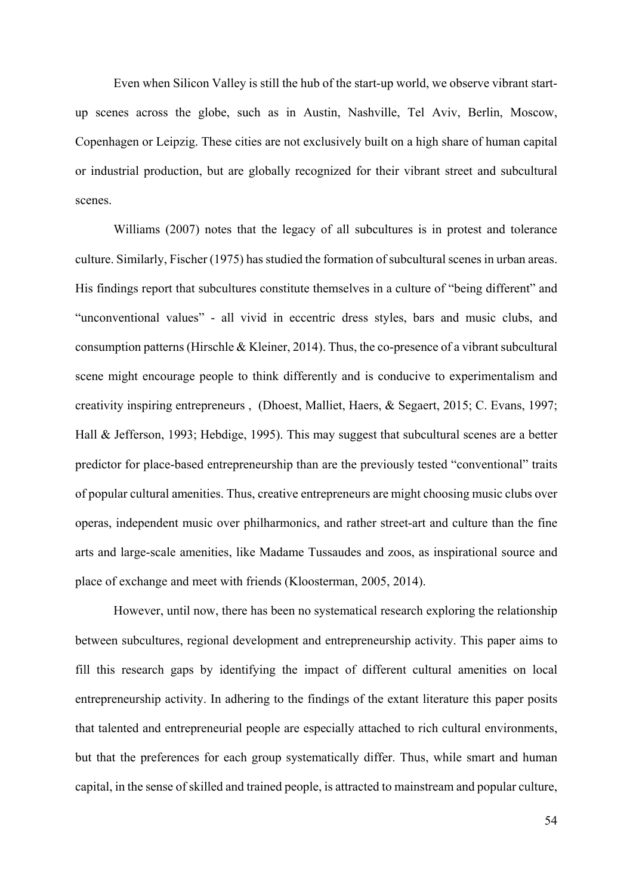Even when Silicon Valley is still the hub of the start-up world, we observe vibrant start-up scenes across the globe, such as in Austin, Nashville, Tel Aviv, Berlin, Moscow, Copenhagen or Leipzig. These cities are not exclusively built on a high share of human capital or industrial production, but are globally recognized for their vibrant street and subcultural scenes.

Williams (2007) notes that the legacy of all subcultures is in protest and tolerance culture. Similarly, Fischer (1975) has studied the formation of subcultural scenes in urban areas. His findings report that subcultures constitute themselves in a culture of "being different" and "unconventional values" - all vivid in eccentric dress styles, bars and music clubs, and consumption patterns (Hirschle & Kleiner, 2014). Thus, the co-presence of a vibrant subcultural scene might encourage people to think differently and is conducive to experimentalism and creativity inspiring entrepreneurs , (Dhoest, Malliet, Haers, & Segaert, 2015; C. Evans, 1997; Hall & Jefferson, 1993; Hebdige, 1995). This may suggest that subcultural scenes are a better predictor for place-based entrepreneurship than are the previously tested "conventional" traits of popular cultural amenities. Thus, creative entrepreneurs are might choosing music clubs over operas, independent music over philharmonics, and rather street-art and culture than the fine arts and large-scale amenities, like Madame Tussaudes and zoos, as inspirational source and place of exchange and meet with friends (Kloosterman, 2005, 2014).

However, until now, there has been no systematical research exploring the relationship between subcultures, regional development and entrepreneurship activity. This paper aims to fill this research gaps by identifying the impact of different cultural amenities on local entrepreneurship activity. In adhering to the findings of the extant literature this paper posits that talented and entrepreneurial people are especially attached to rich cultural environments, but that the preferences for each group systematically differ. Thus, while smart and human capital, in the sense of skilled and trained people, is attracted to mainstream and popular culture,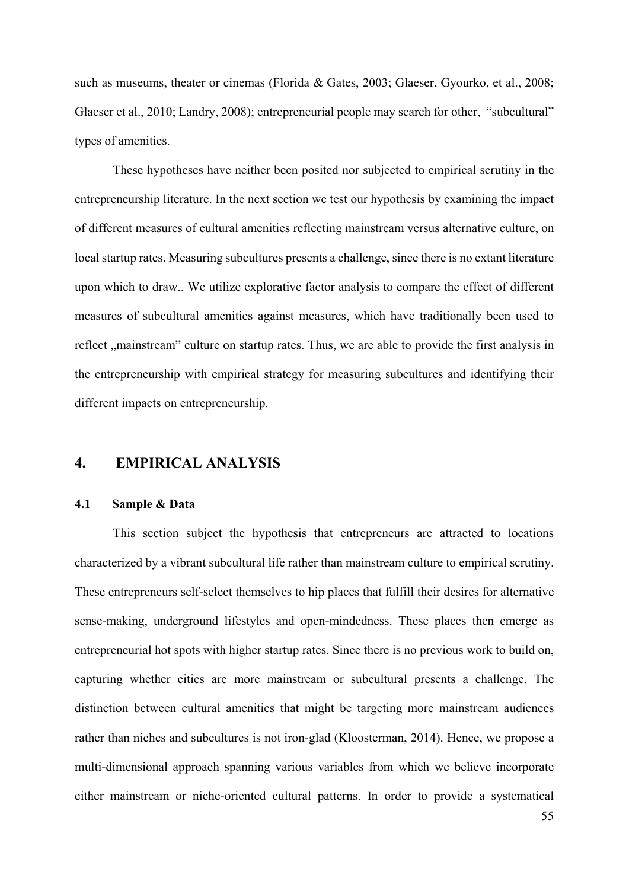such as museums, theater or cinemas (Florida & Gates, 2003; Glaeser, Gyourko, et al., 2008; Glaeser et al., 2010; Landry, 2008); entrepreneurial people may search for other, "subcultural" types of amenities.

These hypotheses have neither been posited nor subjected to empirical scrutiny in the entrepreneurship literature. In the next section we test our hypothesis by examining the impact of different measures of cultural amenities reflecting mainstream versus alternative culture, on local startup rates. Measuring subcultures presents a challenge, since there is no extant literature upon which to draw.. We utilize explorative factor analysis to compare the effect of different measures of subcultural amenities against measures, which have traditionally been used to reflect „mainstream" culture on startup rates. Thus, we are able to provide the first analysis in the entrepreneurship with empirical strategy for measuring subcultures and identifying their different impacts on entrepreneurship.

## 4. EMPIRICAL ANALYSIS

### 4.1 Sample & Data

This section subject the hypothesis that entrepreneurs are attracted to locations characterized by a vibrant subcultural life rather than mainstream culture to empirical scrutiny. These entrepreneurs self-select themselves to hip places that fulfill their desires for alternative sense-making, underground lifestyles and open-mindedness. These places then emerge as entrepreneurial hot spots with higher startup rates. Since there is no previous work to build on, capturing whether cities are more mainstream or subcultural presents a challenge. The distinction between cultural amenities that might be targeting more mainstream audiences rather than niches and subcultures is not iron-glad (Kloosterman, 2014). Hence, we propose a multi-dimensional approach spanning various variables from which we believe incorporate either mainstream or niche-oriented cultural patterns. In order to provide a systematical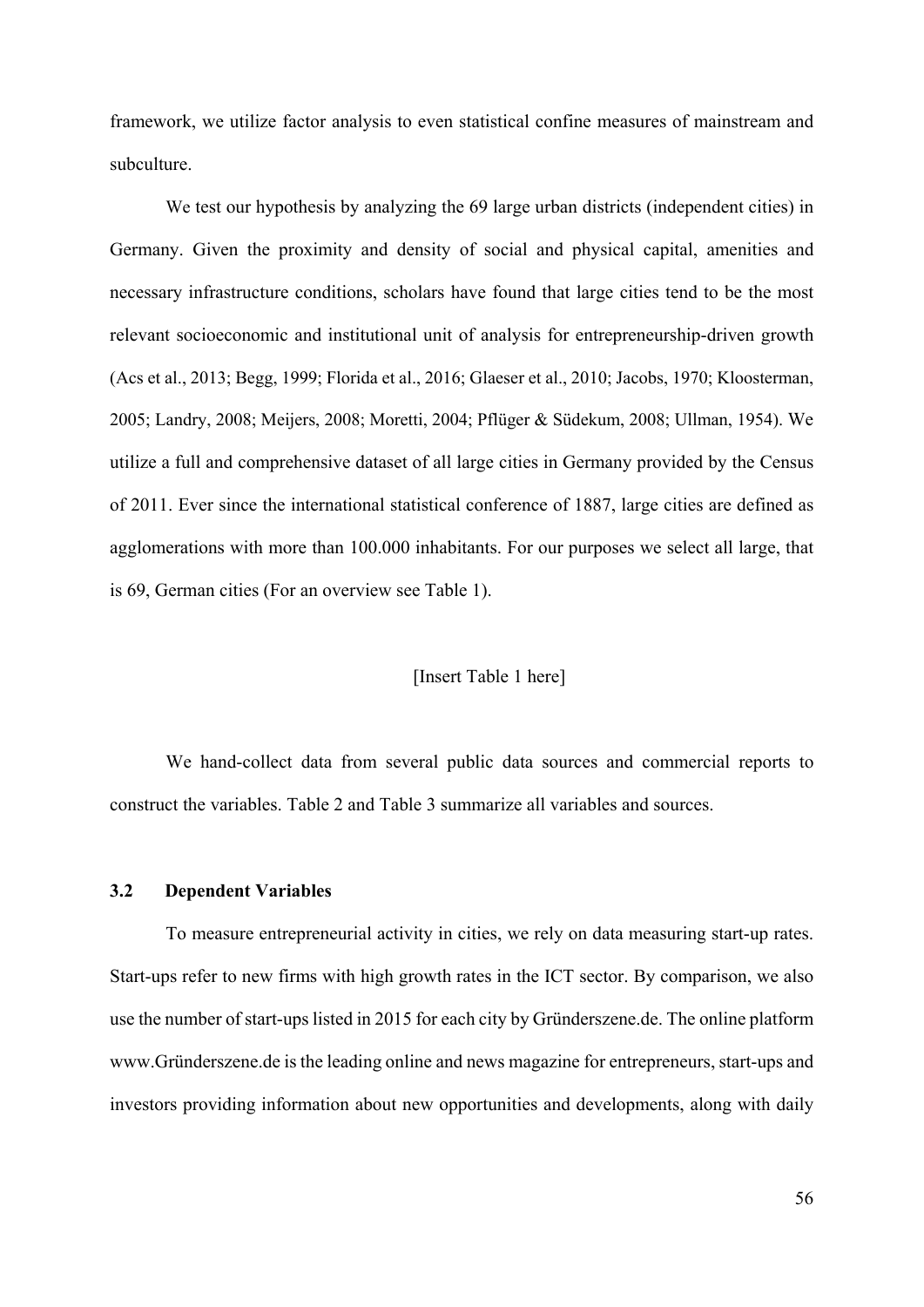framework, we utilize factor analysis to even statistical confine measures of mainstream and subculture.

We test our hypothesis by analyzing the 69 large urban districts (independent cities) in Germany. Given the proximity and density of social and physical capital, amenities and necessary infrastructure conditions, scholars have found that large cities tend to be the most relevant socioeconomic and institutional unit of analysis for entrepreneurship-driven growth (Acs et al., 2013; Begg, 1999; Florida et al., 2016; Glaeser et al., 2010; Jacobs, 1970; Kloosterman, 2005; Landry, 2008; Meijers, 2008; Moretti, 2004; Pflüger & Südekum, 2008; Ullman, 1954). We utilize a full and comprehensive dataset of all large cities in Germany provided by the Census of 2011. Ever since the international statistical conference of 1887, large cities are defined as agglomerations with more than 100.000 inhabitants. For our purposes we select all large, that is 69, German cities (For an overview see Table 1).

[Insert Table 1 here]

We hand-collect data from several public data sources and commercial reports to construct the variables. Table 2 and Table 3 summarize all variables and sources.

### 3.2 Dependent Variables

To measure entrepreneurial activity in cities, we rely on data measuring start-up rates. Start-ups refer to new firms with high growth rates in the ICT sector. By comparison, we also use the number of start-ups listed in 2015 for each city by Gründerszene.de. The online platform www.Gründerszene.de is the leading online and news magazine for entrepreneurs, start-ups and investors providing information about new opportunities and developments, along with daily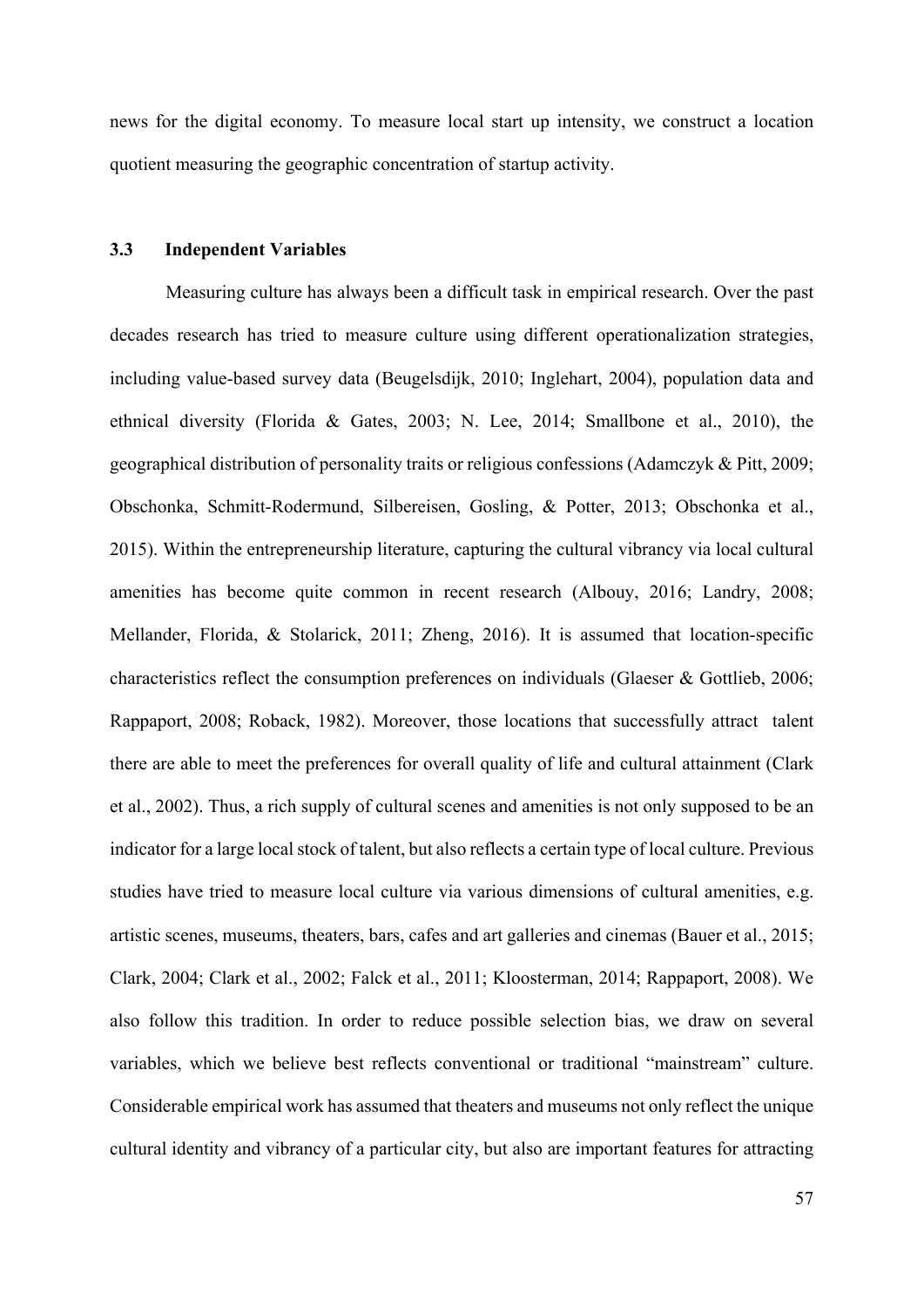news for the digital economy. To measure local start up intensity, we construct a location quotient measuring the geographic concentration of startup activity.

### 3.3 Independent Variables

Measuring culture has always been a difficult task in empirical research. Over the past decades research has tried to measure culture using different operationalization strategies, including value-based survey data (Beugelsdijk, 2010; Inglehart, 2004), population data and ethnical diversity (Florida & Gates, 2003; N. Lee, 2014; Smallbone et al., 2010), the geographical distribution of personality traits or religious confessions (Adamczyk & Pitt, 2009; Obschonka, Schmitt-Rodermund, Silbereisen, Gosling, & Potter, 2013; Obschonka et al., 2015). Within the entrepreneurship literature, capturing the cultural vibrancy via local cultural amenities has become quite common in recent research (Albouy, 2016; Landry, 2008; Mellander, Florida, & Stolarick, 2011; Zheng, 2016). It is assumed that location-specific characteristics reflect the consumption preferences on individuals (Glaeser & Gottlieb, 2006; Rappaport, 2008; Roback, 1982). Moreover, those locations that successfully attract talent there are able to meet the preferences for overall quality of life and cultural attainment (Clark et al., 2002). Thus, a rich supply of cultural scenes and amenities is not only supposed to be an indicator for a large local stock of talent, but also reflects a certain type of local culture. Previous studies have tried to measure local culture via various dimensions of cultural amenities, e.g. artistic scenes, museums, theaters, bars, cafes and art galleries and cinemas (Bauer et al., 2015; Clark, 2004; Clark et al., 2002; Falck et al., 2011; Kloosterman, 2014; Rappaport, 2008). We also follow this tradition. In order to reduce possible selection bias, we draw on several variables, which we believe best reflects conventional or traditional "mainstream" culture. Considerable empirical work has assumed that theaters and museums not only reflect the unique cultural identity and vibrancy of a particular city, but also are important features for attracting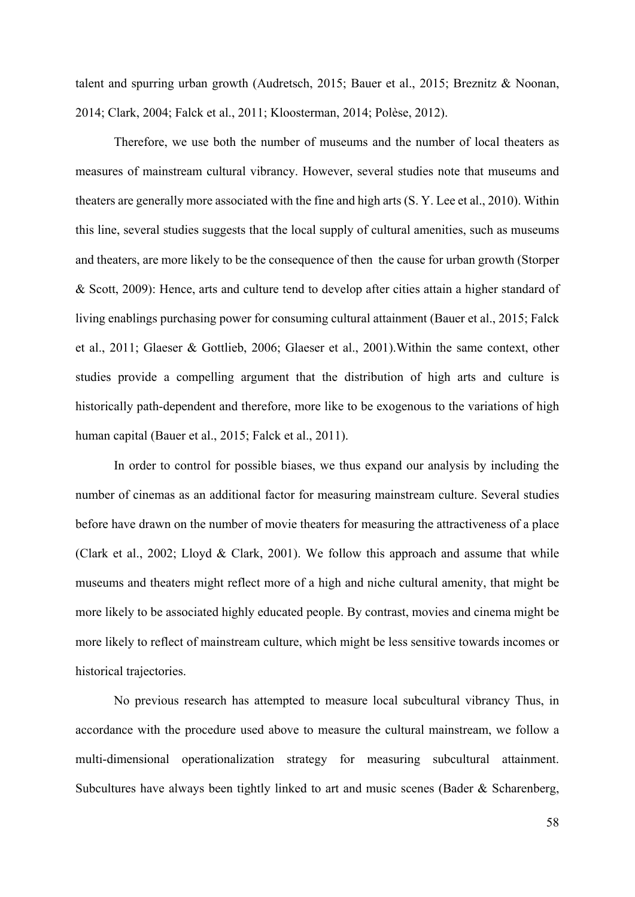talent and spurring urban growth (Audretsch, 2015; Bauer et al., 2015; Breznitz & Noonan, 2014; Clark, 2004; Falck et al., 2011; Kloosterman, 2014; Polèse, 2012).

Therefore, we use both the number of museums and the number of local theaters as measures of mainstream cultural vibrancy. However, several studies note that museums and theaters are generally more associated with the fine and high arts (S. Y. Lee et al., 2010). Within this line, several studies suggests that the local supply of cultural amenities, such as museums and theaters, are more likely to be the consequence of then the cause for urban growth (Storper & Scott, 2009): Hence, arts and culture tend to develop after cities attain a higher standard of living enablings purchasing power for consuming cultural attainment (Bauer et al., 2015; Falck et al., 2011; Glaeser & Gottlieb, 2006; Glaeser et al., 2001).Within the same context, other studies provide a compelling argument that the distribution of high arts and culture is historically path-dependent and therefore, more like to be exogenous to the variations of high human capital (Bauer et al., 2015; Falck et al., 2011).

In order to control for possible biases, we thus expand our analysis by including the number of cinemas as an additional factor for measuring mainstream culture. Several studies before have drawn on the number of movie theaters for measuring the attractiveness of a place (Clark et al., 2002; Lloyd & Clark, 2001). We follow this approach and assume that while museums and theaters might reflect more of a high and niche cultural amenity, that might be more likely to be associated highly educated people. By contrast, movies and cinema might be more likely to reflect of mainstream culture, which might be less sensitive towards incomes or historical trajectories.

No previous research has attempted to measure local subcultural vibrancy Thus, in accordance with the procedure used above to measure the cultural mainstream, we follow a multi-dimensional operationalization strategy for measuring subcultural attainment. Subcultures have always been tightly linked to art and music scenes (Bader & Scharenberg,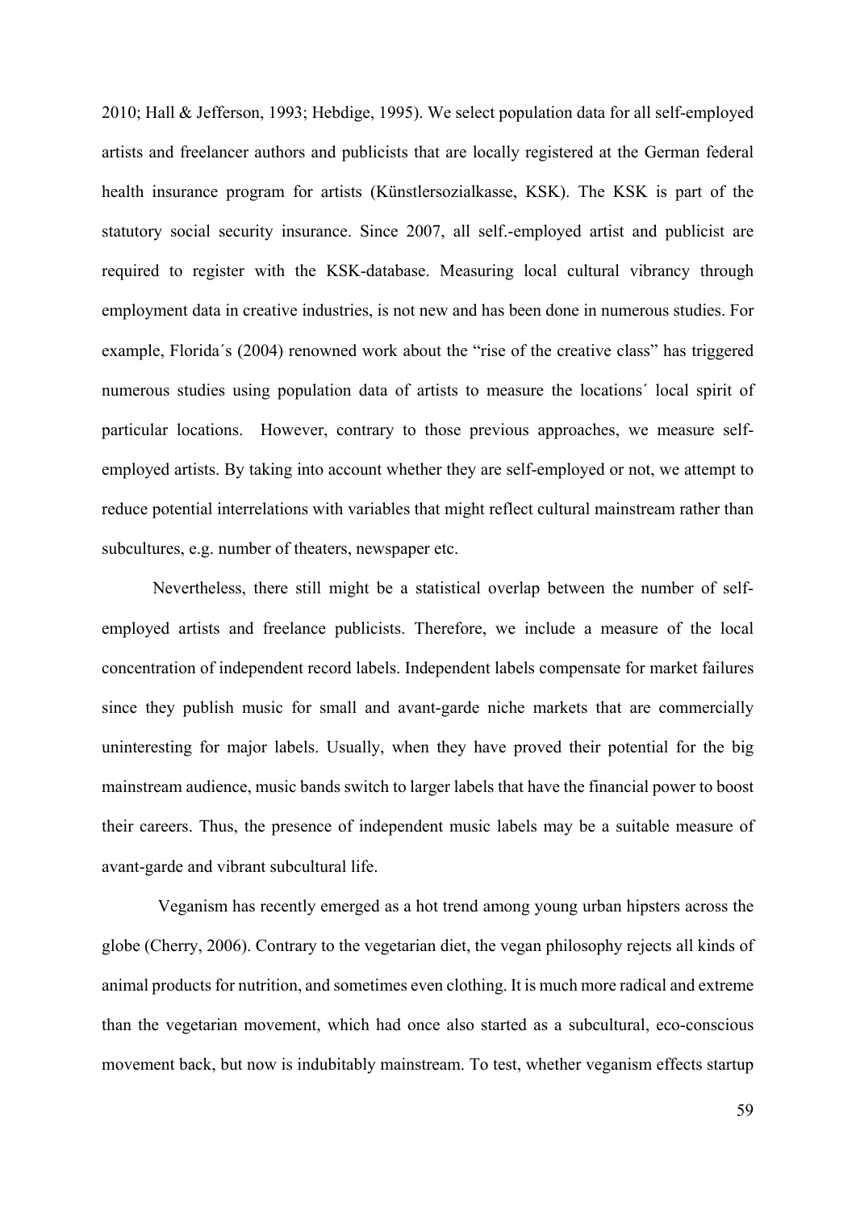2010; Hall & Jefferson, 1993; Hebdige, 1995). We select population data for all self-employed artists and freelancer authors and publicists that are locally registered at the German federal health insurance program for artists (Künstlersozialkasse, KSK). The KSK is part of the statutory social security insurance. Since 2007, all self.-employed artist and publicist are required to register with the KSK-database. Measuring local cultural vibrancy through employment data in creative industries, is not new and has been done in numerous studies. For example, Florida´s (2004) renowned work about the "rise of the creative class" has triggered numerous studies using population data of artists to measure the locations´ local spirit of particular locations. However, contrary to those previous approaches, we measure self-employed artists. By taking into account whether they are self-employed or not, we attempt to reduce potential interrelations with variables that might reflect cultural mainstream rather than subcultures, e.g. number of theaters, newspaper etc.

Nevertheless, there still might be a statistical overlap between the number of self-employed artists and freelance publicists. Therefore, we include a measure of the local concentration of independent record labels. Independent labels compensate for market failures since they publish music for small and avant-garde niche markets that are commercially uninteresting for major labels. Usually, when they have proved their potential for the big mainstream audience, music bands switch to larger labels that have the financial power to boost their careers. Thus, the presence of independent music labels may be a suitable measure of avant-garde and vibrant subcultural life.

Veganism has recently emerged as a hot trend among young urban hipsters across the globe (Cherry, 2006). Contrary to the vegetarian diet, the vegan philosophy rejects all kinds of animal products for nutrition, and sometimes even clothing. It is much more radical and extreme than the vegetarian movement, which had once also started as a subcultural, eco-conscious movement back, but now is indubitably mainstream. To test, whether veganism effects startup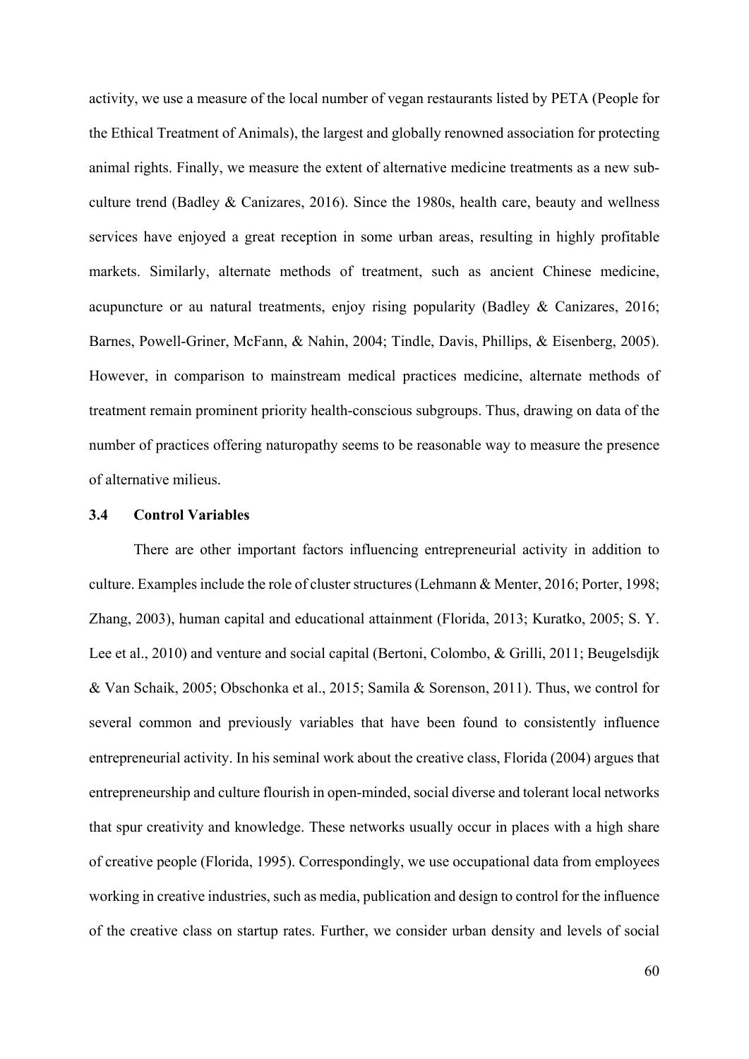activity, we use a measure of the local number of vegan restaurants listed by PETA (People for the Ethical Treatment of Animals), the largest and globally renowned association for protecting animal rights. Finally, we measure the extent of alternative medicine treatments as a new sub-culture trend (Badley & Canizares, 2016). Since the 1980s, health care, beauty and wellness services have enjoyed a great reception in some urban areas, resulting in highly profitable markets. Similarly, alternate methods of treatment, such as ancient Chinese medicine, acupuncture or au natural treatments, enjoy rising popularity (Badley & Canizares, 2016; Barnes, Powell-Griner, McFann, & Nahin, 2004; Tindle, Davis, Phillips, & Eisenberg, 2005). However, in comparison to mainstream medical practices medicine, alternate methods of treatment remain prominent priority health-conscious subgroups. Thus, drawing on data of the number of practices offering naturopathy seems to be reasonable way to measure the presence of alternative milieus.

### 3.4 Control Variables

There are other important factors influencing entrepreneurial activity in addition to culture. Examples include the role of cluster structures (Lehmann & Menter, 2016; Porter, 1998; Zhang, 2003), human capital and educational attainment (Florida, 2013; Kuratko, 2005; S. Y. Lee et al., 2010) and venture and social capital (Bertoni, Colombo, & Grilli, 2011; Beugelsdijk & Van Schaik, 2005; Obschonka et al., 2015; Samila & Sorenson, 2011). Thus, we control for several common and previously variables that have been found to consistently influence entrepreneurial activity. In his seminal work about the creative class, Florida (2004) argues that entrepreneurship and culture flourish in open-minded, social diverse and tolerant local networks that spur creativity and knowledge. These networks usually occur in places with a high share of creative people (Florida, 1995). Correspondingly, we use occupational data from employees working in creative industries, such as media, publication and design to control for the influence of the creative class on startup rates. Further, we consider urban density and levels of social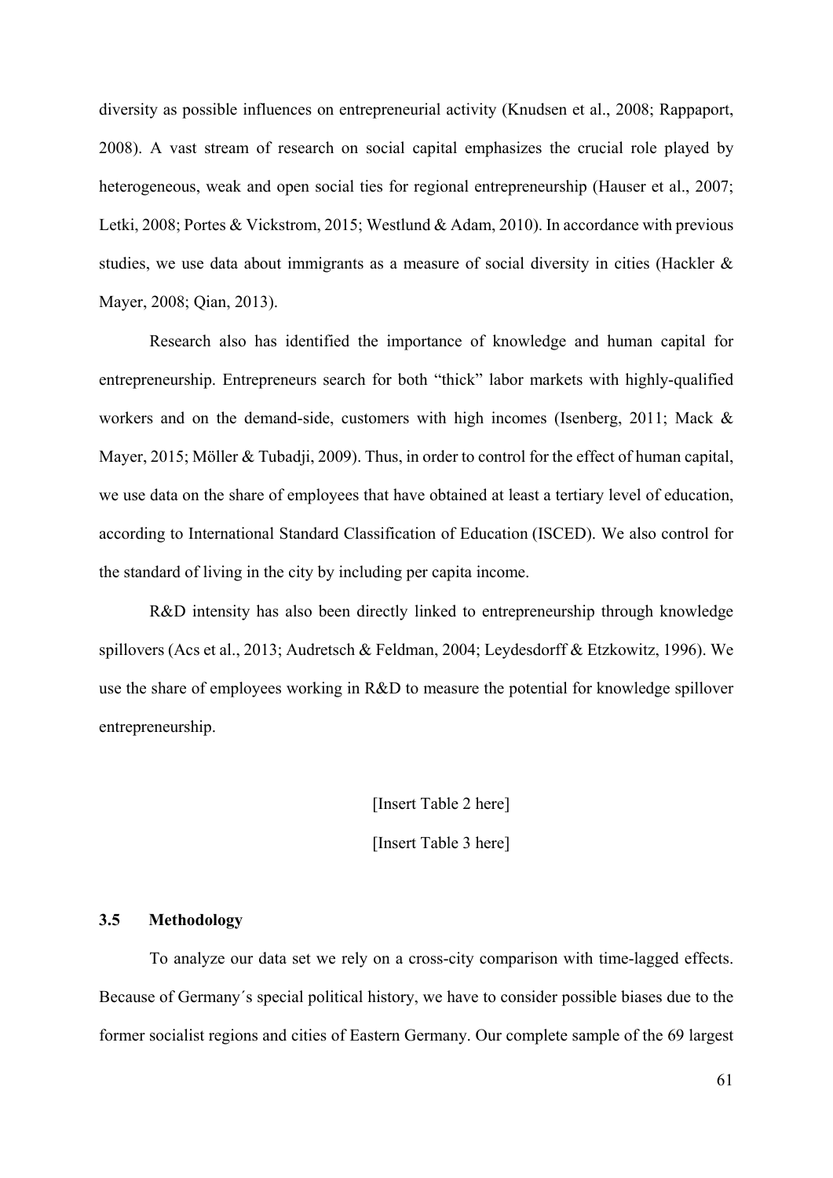diversity as possible influences on entrepreneurial activity (Knudsen et al., 2008; Rappaport, 2008). A vast stream of research on social capital emphasizes the crucial role played by heterogeneous, weak and open social ties for regional entrepreneurship (Hauser et al., 2007; Letki, 2008; Portes & Vickstrom, 2015; Westlund & Adam, 2010). In accordance with previous studies, we use data about immigrants as a measure of social diversity in cities (Hackler & Mayer, 2008; Qian, 2013).

Research also has identified the importance of knowledge and human capital for entrepreneurship. Entrepreneurs search for both "thick" labor markets with highly-qualified workers and on the demand-side, customers with high incomes (Isenberg, 2011; Mack & Mayer, 2015; Möller & Tubadji, 2009). Thus, in order to control for the effect of human capital, we use data on the share of employees that have obtained at least a tertiary level of education, according to International Standard Classification of Education (ISCED). We also control for the standard of living in the city by including per capita income.

R&D intensity has also been directly linked to entrepreneurship through knowledge spillovers (Acs et al., 2013; Audretsch & Feldman, 2004; Leydesdorff & Etzkowitz, 1996). We use the share of employees working in R&D to measure the potential for knowledge spillover entrepreneurship.

[Insert Table 2 here]

[Insert Table 3 here]

### 3.5 Methodology

To analyze our data set we rely on a cross-city comparison with time-lagged effects. Because of Germany´s special political history, we have to consider possible biases due to the former socialist regions and cities of Eastern Germany. Our complete sample of the 69 largest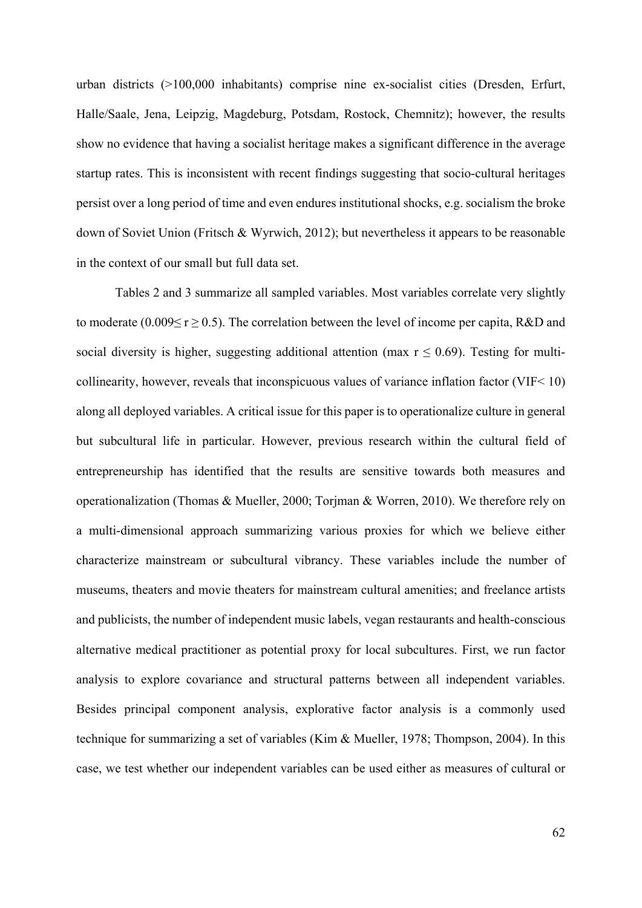urban districts (>100,000 inhabitants) comprise nine ex-socialist cities (Dresden, Erfurt, Halle/Saale, Jena, Leipzig, Magdeburg, Potsdam, Rostock, Chemnitz); however, the results show no evidence that having a socialist heritage makes a significant difference in the average startup rates. This is inconsistent with recent findings suggesting that socio-cultural heritages persist over a long period of time and even endures institutional shocks, e.g. socialism the broke down of Soviet Union (Fritsch & Wyrwich, 2012); but nevertheless it appears to be reasonable in the context of our small but full data set.

Tables 2 and 3 summarize all sampled variables. Most variables correlate very slightly to moderate ($0.009 \leq r \geq 0.5$). The correlation between the level of income per capita, R&D and social diversity is higher, suggesting additional attention (max $r \leq 0.69$). Testing for multi-collinearity, however, reveals that inconspicuous values of variance inflation factor (VIF< 10) along all deployed variables. A critical issue for this paper is to operationalize culture in general but subcultural life in particular. However, previous research within the cultural field of entrepreneurship has identified that the results are sensitive towards both measures and operationalization (Thomas & Mueller, 2000; Torjman & Worren, 2010). We therefore rely on a multi-dimensional approach summarizing various proxies for which we believe either characterize mainstream or subcultural vibrancy. These variables include the number of museums, theaters and movie theaters for mainstream cultural amenities; and freelance artists and publicists, the number of independent music labels, vegan restaurants and health-conscious alternative medical practitioner as potential proxy for local subcultures. First, we run factor analysis to explore covariance and structural patterns between all independent variables. Besides principal component analysis, explorative factor analysis is a commonly used technique for summarizing a set of variables (Kim & Mueller, 1978; Thompson, 2004). In this case, we test whether our independent variables can be used either as measures of cultural or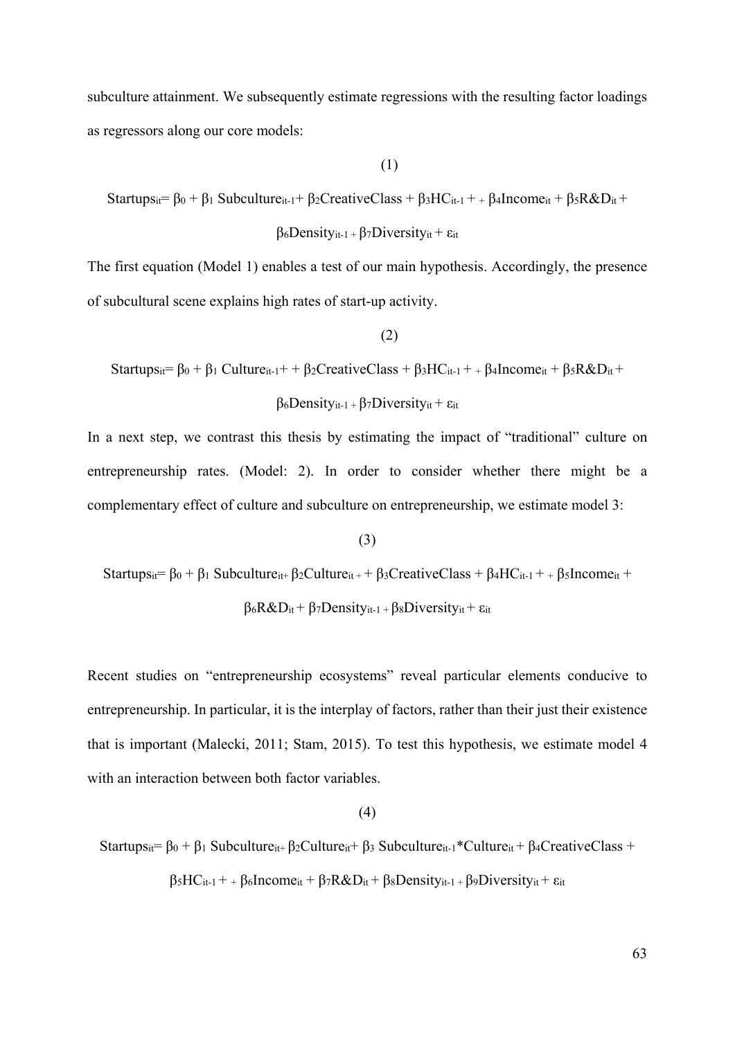subculture attainment. We subsequently estimate regressions with the resulting factor loadings as regressors along our core models:

(1)

$$Startups_{it} = \beta_0 + \beta_1\ Subculture_{it-1} + \beta_2 CreativeClass + \beta_3 HC_{it-1} + _{+}\ \beta_4 Income_{it} + \beta_5 R\&D_{it} + \beta_6 Density_{it-1} + \beta_7 Diversity_{it} + \varepsilon_{it}$$

The first equation (Model 1) enables a test of our main hypothesis. Accordingly, the presence of subcultural scene explains high rates of start-up activity.

(2)

$$Startups_{it} = \beta_0 + \beta_1\ Culture_{it-1} + + \beta_2 CreativeClass + \beta_3 HC_{it-1} + _{+}\ \beta_4 Income_{it} + \beta_5 R\&D_{it} + \beta_6 Density_{it-1} + \beta_7 Diversity_{it} + \varepsilon_{it}$$

In a next step, we contrast this thesis by estimating the impact of "traditional" culture on entrepreneurship rates. (Model: 2). In order to consider whether there might be a complementary effect of culture and subculture on entrepreneurship, we estimate model 3:

(3)

$$Startups_{it} = \beta_0 + \beta_1\ Subculture_{it} + \beta_2 Culture_{it} + + \beta_3 CreativeClass + \beta_4 HC_{it-1} + _{+}\ \beta_5 Income_{it} + \beta_6 R\&D_{it} + \beta_7 Density_{it-1} + \beta_8 Diversity_{it} + \varepsilon_{it}$$

Recent studies on "entrepreneurship ecosystems" reveal particular elements conducive to entrepreneurship. In particular, it is the interplay of factors, rather than their just their existence that is important (Malecki, 2011; Stam, 2015). To test this hypothesis, we estimate model 4 with an interaction between both factor variables.

(4)

$$Startups_{it} = \beta_0 + \beta_1\ Subculture_{it} + \beta_2 Culture_{it} + \beta_3\ Subculture_{it-1} * Culture_{it} + \beta_4 CreativeClass + \beta_5 HC_{it-1} + _{+}\ \beta_6 Income_{it} + \beta_7 R\&D_{it} + \beta_8 Density_{it-1} + \beta_9 Diversity_{it} + \varepsilon_{it}$$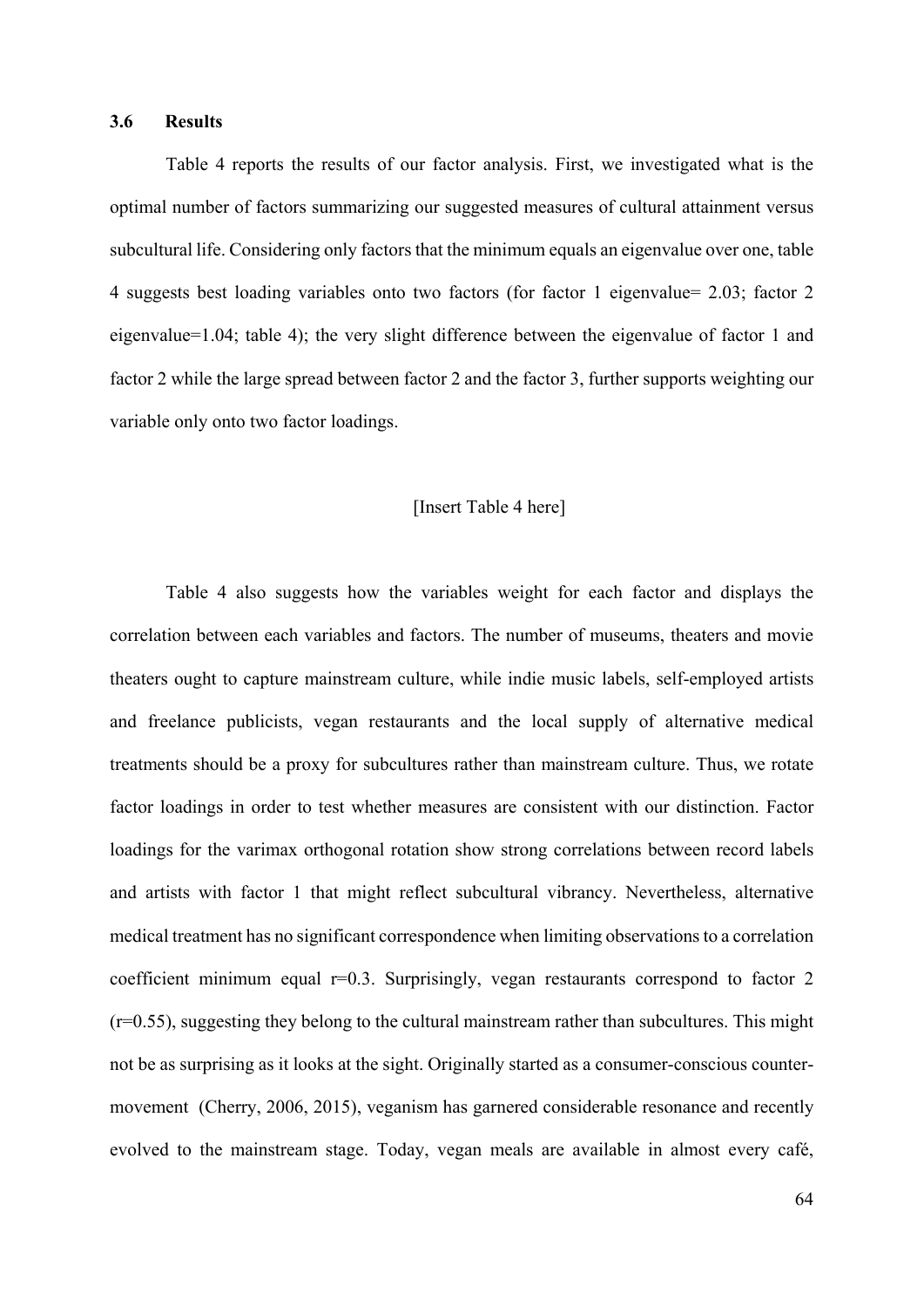### 3.6 Results

Table 4 reports the results of our factor analysis. First, we investigated what is the optimal number of factors summarizing our suggested measures of cultural attainment versus subcultural life. Considering only factors that the minimum equals an eigenvalue over one, table 4 suggests best loading variables onto two factors (for factor 1 eigenvalue= 2.03; factor 2 eigenvalue=1.04; table 4); the very slight difference between the eigenvalue of factor 1 and factor 2 while the large spread between factor 2 and the factor 3, further supports weighting our variable only onto two factor loadings.

[Insert Table 4 here]

Table 4 also suggests how the variables weight for each factor and displays the correlation between each variables and factors. The number of museums, theaters and movie theaters ought to capture mainstream culture, while indie music labels, self-employed artists and freelance publicists, vegan restaurants and the local supply of alternative medical treatments should be a proxy for subcultures rather than mainstream culture. Thus, we rotate factor loadings in order to test whether measures are consistent with our distinction. Factor loadings for the varimax orthogonal rotation show strong correlations between record labels and artists with factor 1 that might reflect subcultural vibrancy. Nevertheless, alternative medical treatment has no significant correspondence when limiting observations to a correlation coefficient minimum equal r=0.3. Surprisingly, vegan restaurants correspond to factor 2 (r=0.55), suggesting they belong to the cultural mainstream rather than subcultures. This might not be as surprising as it looks at the sight. Originally started as a consumer-conscious counter-movement (Cherry, 2006, 2015), veganism has garnered considerable resonance and recently evolved to the mainstream stage. Today, vegan meals are available in almost every café,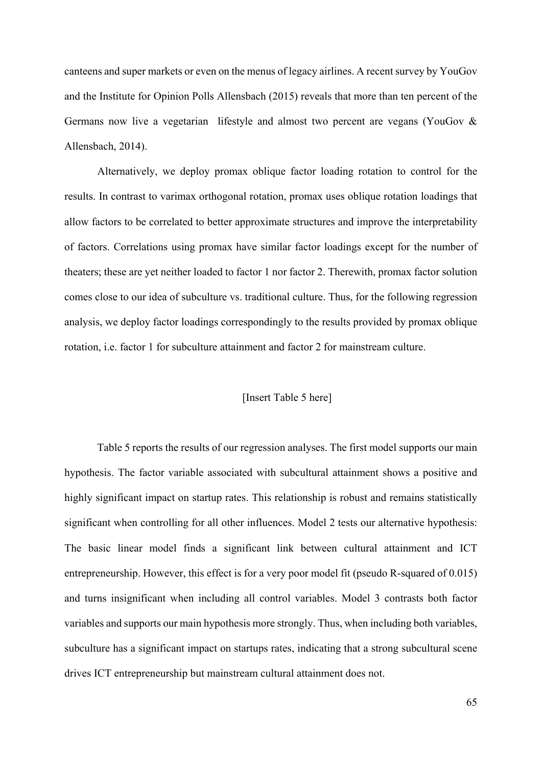canteens and super markets or even on the menus of legacy airlines. A recent survey by YouGov and the Institute for Opinion Polls Allensbach (2015) reveals that more than ten percent of the Germans now live a vegetarian lifestyle and almost two percent are vegans (YouGov & Allensbach, 2014).

Alternatively, we deploy promax oblique factor loading rotation to control for the results. In contrast to varimax orthogonal rotation, promax uses oblique rotation loadings that allow factors to be correlated to better approximate structures and improve the interpretability of factors. Correlations using promax have similar factor loadings except for the number of theaters; these are yet neither loaded to factor 1 nor factor 2. Therewith, promax factor solution comes close to our idea of subculture vs. traditional culture. Thus, for the following regression analysis, we deploy factor loadings correspondingly to the results provided by promax oblique rotation, i.e. factor 1 for subculture attainment and factor 2 for mainstream culture.

[Insert Table 5 here]

Table 5 reports the results of our regression analyses. The first model supports our main hypothesis. The factor variable associated with subcultural attainment shows a positive and highly significant impact on startup rates. This relationship is robust and remains statistically significant when controlling for all other influences. Model 2 tests our alternative hypothesis: The basic linear model finds a significant link between cultural attainment and ICT entrepreneurship. However, this effect is for a very poor model fit (pseudo R-squared of 0.015) and turns insignificant when including all control variables. Model 3 contrasts both factor variables and supports our main hypothesis more strongly. Thus, when including both variables, subculture has a significant impact on startups rates, indicating that a strong subcultural scene drives ICT entrepreneurship but mainstream cultural attainment does not.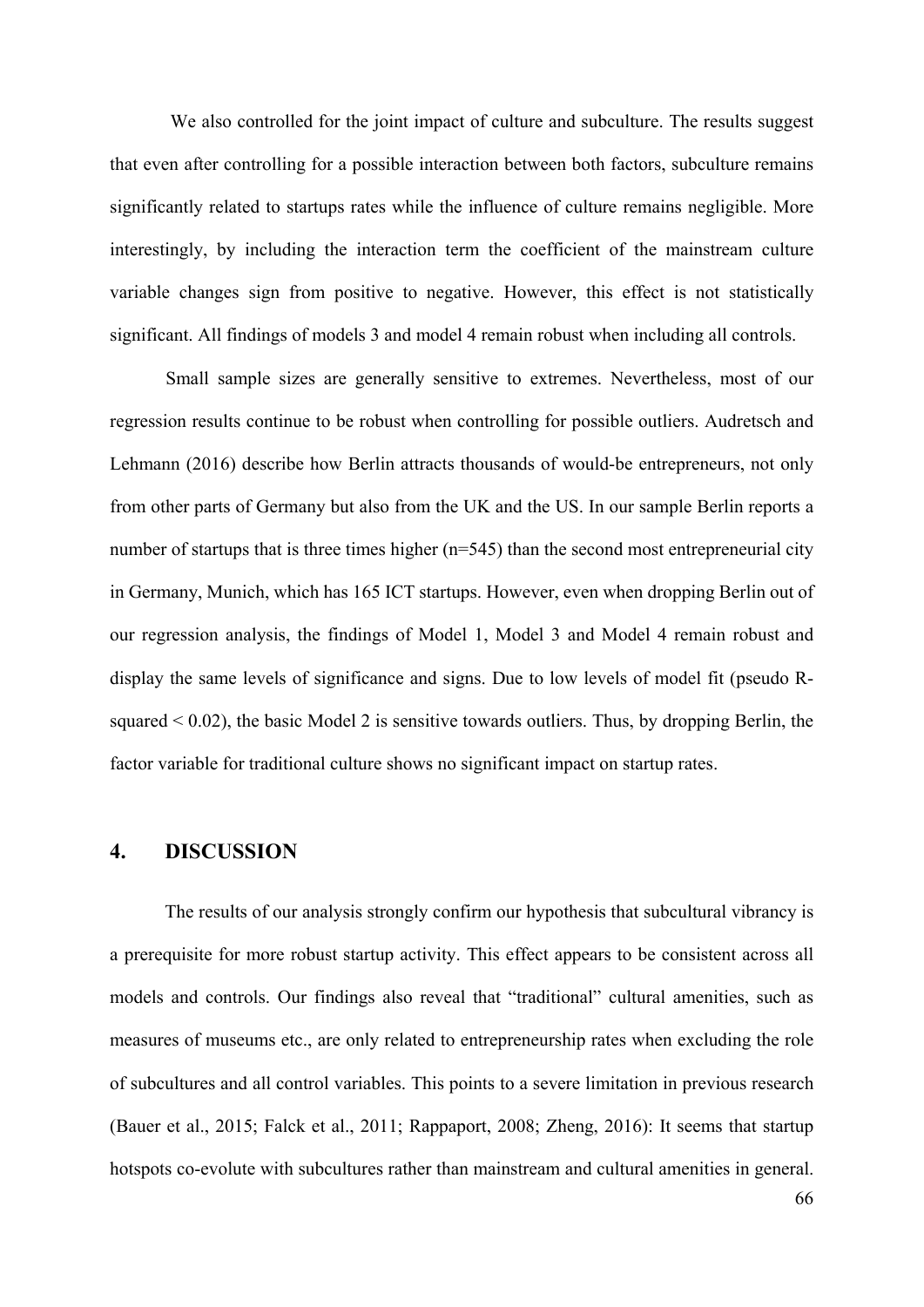We also controlled for the joint impact of culture and subculture. The results suggest that even after controlling for a possible interaction between both factors, subculture remains significantly related to startups rates while the influence of culture remains negligible. More interestingly, by including the interaction term the coefficient of the mainstream culture variable changes sign from positive to negative. However, this effect is not statistically significant. All findings of models 3 and model 4 remain robust when including all controls.

Small sample sizes are generally sensitive to extremes. Nevertheless, most of our regression results continue to be robust when controlling for possible outliers. Audretsch and Lehmann (2016) describe how Berlin attracts thousands of would-be entrepreneurs, not only from other parts of Germany but also from the UK and the US. In our sample Berlin reports a number of startups that is three times higher (n=545) than the second most entrepreneurial city in Germany, Munich, which has 165 ICT startups. However, even when dropping Berlin out of our regression analysis, the findings of Model 1, Model 3 and Model 4 remain robust and display the same levels of significance and signs. Due to low levels of model fit (pseudo R-squared < 0.02), the basic Model 2 is sensitive towards outliers. Thus, by dropping Berlin, the factor variable for traditional culture shows no significant impact on startup rates.

## 4. DISCUSSION

The results of our analysis strongly confirm our hypothesis that subcultural vibrancy is a prerequisite for more robust startup activity. This effect appears to be consistent across all models and controls. Our findings also reveal that "traditional" cultural amenities, such as measures of museums etc., are only related to entrepreneurship rates when excluding the role of subcultures and all control variables. This points to a severe limitation in previous research (Bauer et al., 2015; Falck et al., 2011; Rappaport, 2008; Zheng, 2016): It seems that startup hotspots co-evolute with subcultures rather than mainstream and cultural amenities in general.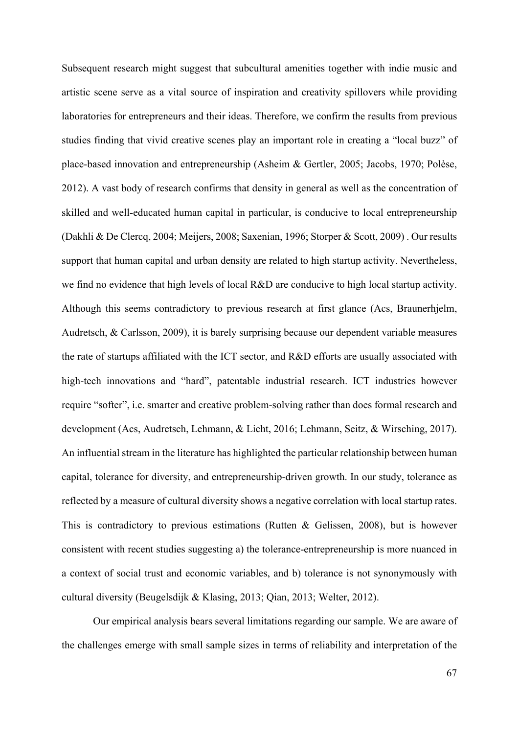Subsequent research might suggest that subcultural amenities together with indie music and artistic scene serve as a vital source of inspiration and creativity spillovers while providing laboratories for entrepreneurs and their ideas. Therefore, we confirm the results from previous studies finding that vivid creative scenes play an important role in creating a "local buzz" of place-based innovation and entrepreneurship (Asheim & Gertler, 2005; Jacobs, 1970; Polèse, 2012). A vast body of research confirms that density in general as well as the concentration of skilled and well-educated human capital in particular, is conducive to local entrepreneurship (Dakhli & De Clercq, 2004; Meijers, 2008; Saxenian, 1996; Storper & Scott, 2009) . Our results support that human capital and urban density are related to high startup activity. Nevertheless, we find no evidence that high levels of local R&D are conducive to high local startup activity. Although this seems contradictory to previous research at first glance (Acs, Braunerhjelm, Audretsch, & Carlsson, 2009), it is barely surprising because our dependent variable measures the rate of startups affiliated with the ICT sector, and R&D efforts are usually associated with high-tech innovations and "hard", patentable industrial research. ICT industries however require "softer", i.e. smarter and creative problem-solving rather than does formal research and development (Acs, Audretsch, Lehmann, & Licht, 2016; Lehmann, Seitz, & Wirsching, 2017). An influential stream in the literature has highlighted the particular relationship between human capital, tolerance for diversity, and entrepreneurship-driven growth. In our study, tolerance as reflected by a measure of cultural diversity shows a negative correlation with local startup rates. This is contradictory to previous estimations (Rutten & Gelissen, 2008), but is however consistent with recent studies suggesting a) the tolerance-entrepreneurship is more nuanced in a context of social trust and economic variables, and b) tolerance is not synonymously with cultural diversity (Beugelsdijk & Klasing, 2013; Qian, 2013; Welter, 2012).

Our empirical analysis bears several limitations regarding our sample. We are aware of the challenges emerge with small sample sizes in terms of reliability and interpretation of the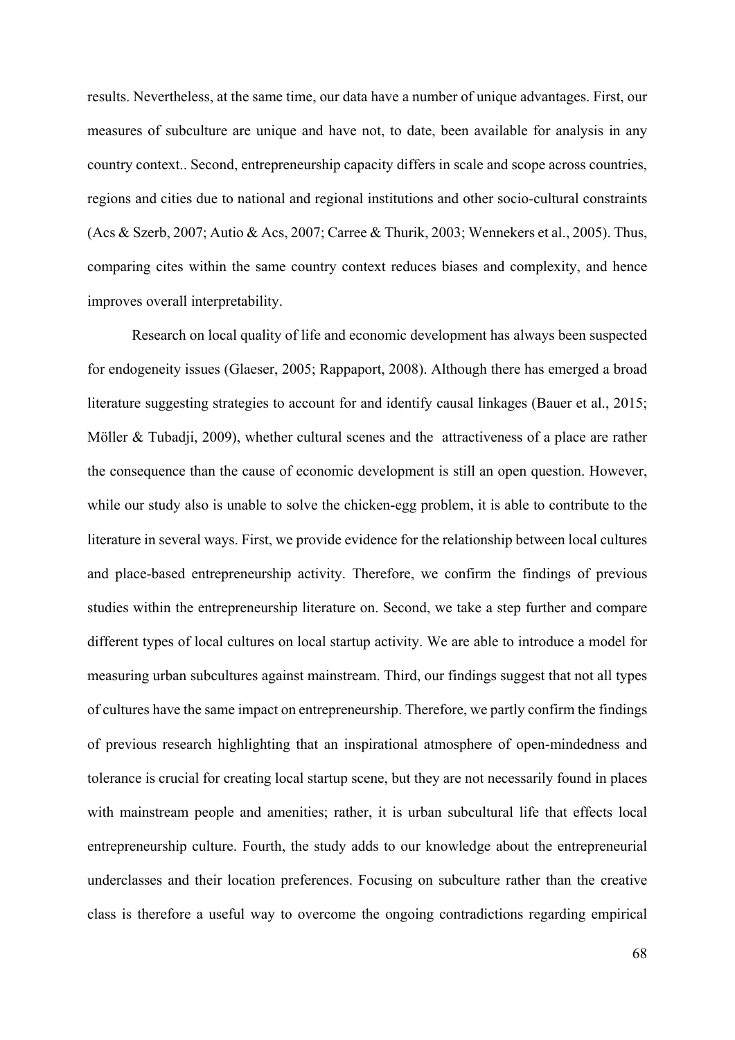results. Nevertheless, at the same time, our data have a number of unique advantages. First, our measures of subculture are unique and have not, to date, been available for analysis in any country context.. Second, entrepreneurship capacity differs in scale and scope across countries, regions and cities due to national and regional institutions and other socio-cultural constraints (Acs & Szerb, 2007; Autio & Acs, 2007; Carree & Thurik, 2003; Wennekers et al., 2005). Thus, comparing cites within the same country context reduces biases and complexity, and hence improves overall interpretability.

Research on local quality of life and economic development has always been suspected for endogeneity issues (Glaeser, 2005; Rappaport, 2008). Although there has emerged a broad literature suggesting strategies to account for and identify causal linkages (Bauer et al., 2015; Möller & Tubadji, 2009), whether cultural scenes and the attractiveness of a place are rather the consequence than the cause of economic development is still an open question. However, while our study also is unable to solve the chicken-egg problem, it is able to contribute to the literature in several ways. First, we provide evidence for the relationship between local cultures and place-based entrepreneurship activity. Therefore, we confirm the findings of previous studies within the entrepreneurship literature on. Second, we take a step further and compare different types of local cultures on local startup activity. We are able to introduce a model for measuring urban subcultures against mainstream. Third, our findings suggest that not all types of cultures have the same impact on entrepreneurship. Therefore, we partly confirm the findings of previous research highlighting that an inspirational atmosphere of open-mindedness and tolerance is crucial for creating local startup scene, but they are not necessarily found in places with mainstream people and amenities; rather, it is urban subcultural life that effects local entrepreneurship culture. Fourth, the study adds to our knowledge about the entrepreneurial underclasses and their location preferences. Focusing on subculture rather than the creative class is therefore a useful way to overcome the ongoing contradictions regarding empirical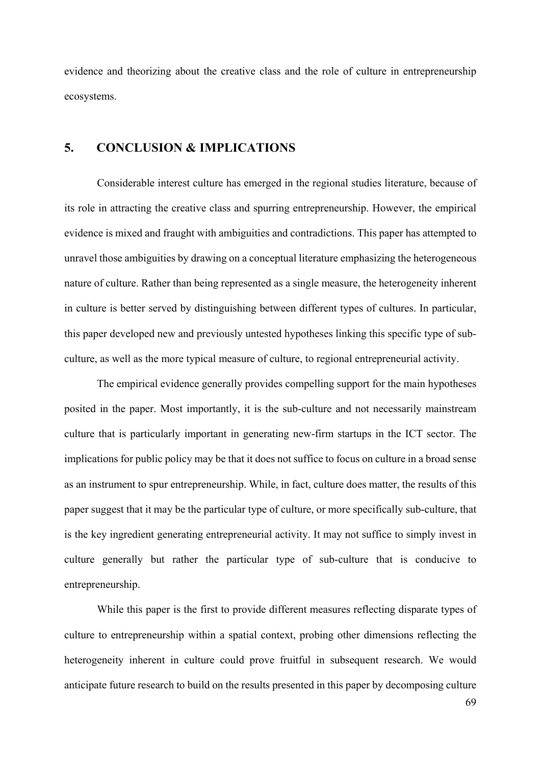evidence and theorizing about the creative class and the role of culture in entrepreneurship ecosystems.

## 5. CONCLUSION & IMPLICATIONS

Considerable interest culture has emerged in the regional studies literature, because of its role in attracting the creative class and spurring entrepreneurship. However, the empirical evidence is mixed and fraught with ambiguities and contradictions. This paper has attempted to unravel those ambiguities by drawing on a conceptual literature emphasizing the heterogeneous nature of culture. Rather than being represented as a single measure, the heterogeneity inherent in culture is better served by distinguishing between different types of cultures. In particular, this paper developed new and previously untested hypotheses linking this specific type of sub-culture, as well as the more typical measure of culture, to regional entrepreneurial activity.

The empirical evidence generally provides compelling support for the main hypotheses posited in the paper. Most importantly, it is the sub-culture and not necessarily mainstream culture that is particularly important in generating new-firm startups in the ICT sector. The implications for public policy may be that it does not suffice to focus on culture in a broad sense as an instrument to spur entrepreneurship. While, in fact, culture does matter, the results of this paper suggest that it may be the particular type of culture, or more specifically sub-culture, that is the key ingredient generating entrepreneurial activity. It may not suffice to simply invest in culture generally but rather the particular type of sub-culture that is conducive to entrepreneurship.

While this paper is the first to provide different measures reflecting disparate types of culture to entrepreneurship within a spatial context, probing other dimensions reflecting the heterogeneity inherent in culture could prove fruitful in subsequent research. We would anticipate future research to build on the results presented in this paper by decomposing culture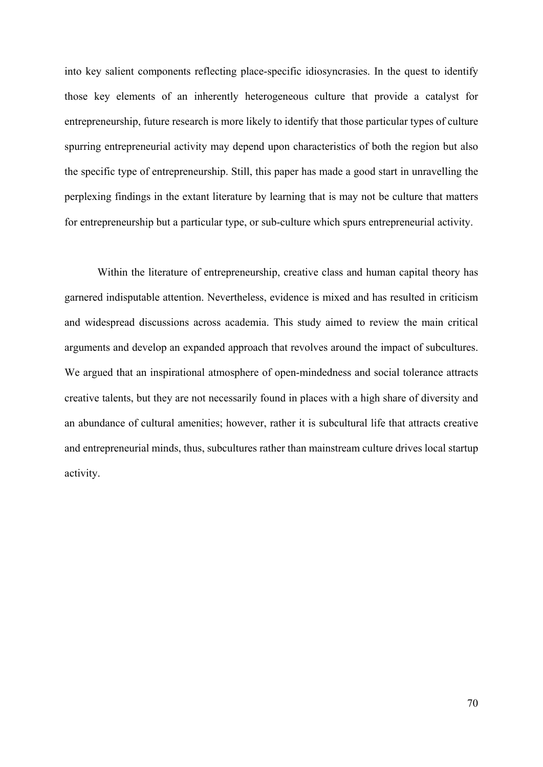into key salient components reflecting place-specific idiosyncrasies. In the quest to identify those key elements of an inherently heterogeneous culture that provide a catalyst for entrepreneurship, future research is more likely to identify that those particular types of culture spurring entrepreneurial activity may depend upon characteristics of both the region but also the specific type of entrepreneurship. Still, this paper has made a good start in unravelling the perplexing findings in the extant literature by learning that is may not be culture that matters for entrepreneurship but a particular type, or sub-culture which spurs entrepreneurial activity.

Within the literature of entrepreneurship, creative class and human capital theory has garnered indisputable attention. Nevertheless, evidence is mixed and has resulted in criticism and widespread discussions across academia. This study aimed to review the main critical arguments and develop an expanded approach that revolves around the impact of subcultures. We argued that an inspirational atmosphere of open-mindedness and social tolerance attracts creative talents, but they are not necessarily found in places with a high share of diversity and an abundance of cultural amenities; however, rather it is subcultural life that attracts creative and entrepreneurial minds, thus, subcultures rather than mainstream culture drives local startup activity.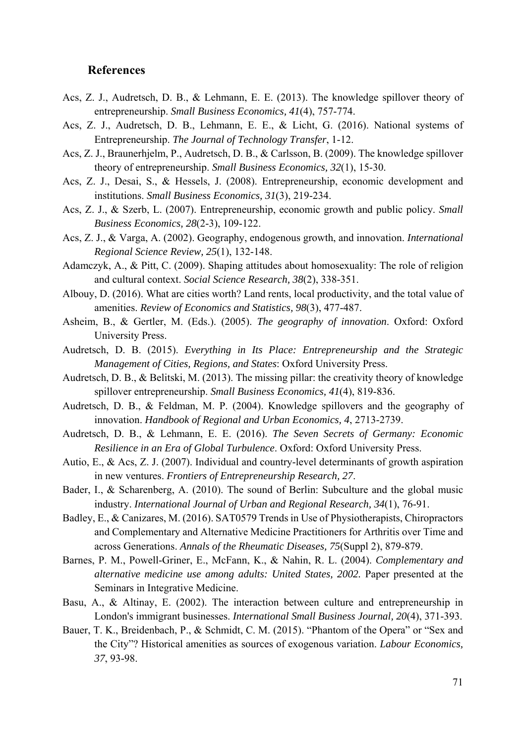## References

Acs, Z. J., Audretsch, D. B., & Lehmann, E. E. (2013). The knowledge spillover theory of entrepreneurship. *Small Business Economics, 41*(4), 757-774.

Acs, Z. J., Audretsch, D. B., Lehmann, E. E., & Licht, G. (2016). National systems of Entrepreneurship. *The Journal of Technology Transfer*, 1-12.

Acs, Z. J., Braunerhjelm, P., Audretsch, D. B., & Carlsson, B. (2009). The knowledge spillover theory of entrepreneurship. *Small Business Economics, 32*(1), 15-30.

Acs, Z. J., Desai, S., & Hessels, J. (2008). Entrepreneurship, economic development and institutions. *Small Business Economics, 31*(3), 219-234.

Acs, Z. J., & Szerb, L. (2007). Entrepreneurship, economic growth and public policy. *Small Business Economics, 28*(2-3), 109-122.

Acs, Z. J., & Varga, A. (2002). Geography, endogenous growth, and innovation. *International Regional Science Review, 25*(1), 132-148.

Adamczyk, A., & Pitt, C. (2009). Shaping attitudes about homosexuality: The role of religion and cultural context. *Social Science Research, 38*(2), 338-351.

Albouy, D. (2016). What are cities worth? Land rents, local productivity, and the total value of amenities. *Review of Economics and Statistics, 98*(3), 477-487.

Asheim, B., & Gertler, M. (Eds.). (2005). *The geography of innovation*. Oxford: Oxford University Press.

Audretsch, D. B. (2015). *Everything in Its Place: Entrepreneurship and the Strategic Management of Cities, Regions, and States*: Oxford University Press.

Audretsch, D. B., & Belitski, M. (2013). The missing pillar: the creativity theory of knowledge spillover entrepreneurship. *Small Business Economics, 41*(4), 819-836.

Audretsch, D. B., & Feldman, M. P. (2004). Knowledge spillovers and the geography of innovation. *Handbook of Regional and Urban Economics, 4*, 2713-2739.

Audretsch, D. B., & Lehmann, E. E. (2016). *The Seven Secrets of Germany: Economic Resilience in an Era of Global Turbulence*. Oxford: Oxford University Press.

Autio, E., & Acs, Z. J. (2007). Individual and country-level determinants of growth aspiration in new ventures. *Frontiers of Entrepreneurship Research, 27*.

Bader, I., & Scharenberg, A. (2010). The sound of Berlin: Subculture and the global music industry. *International Journal of Urban and Regional Research, 34*(1), 76-91.

Badley, E., & Canizares, M. (2016). SAT0579 Trends in Use of Physiotherapists, Chiropractors and Complementary and Alternative Medicine Practitioners for Arthritis over Time and across Generations. *Annals of the Rheumatic Diseases, 75*(Suppl 2), 879-879.

Barnes, P. M., Powell-Griner, E., McFann, K., & Nahin, R. L. (2004). *Complementary and alternative medicine use among adults: United States, 2002.* Paper presented at the Seminars in Integrative Medicine.

Basu, A., & Altinay, E. (2002). The interaction between culture and entrepreneurship in London's immigrant businesses. *International Small Business Journal, 20*(4), 371-393.

Bauer, T. K., Breidenbach, P., & Schmidt, C. M. (2015). "Phantom of the Opera" or "Sex and the City"? Historical amenities as sources of exogenous variation. *Labour Economics, 37*, 93-98.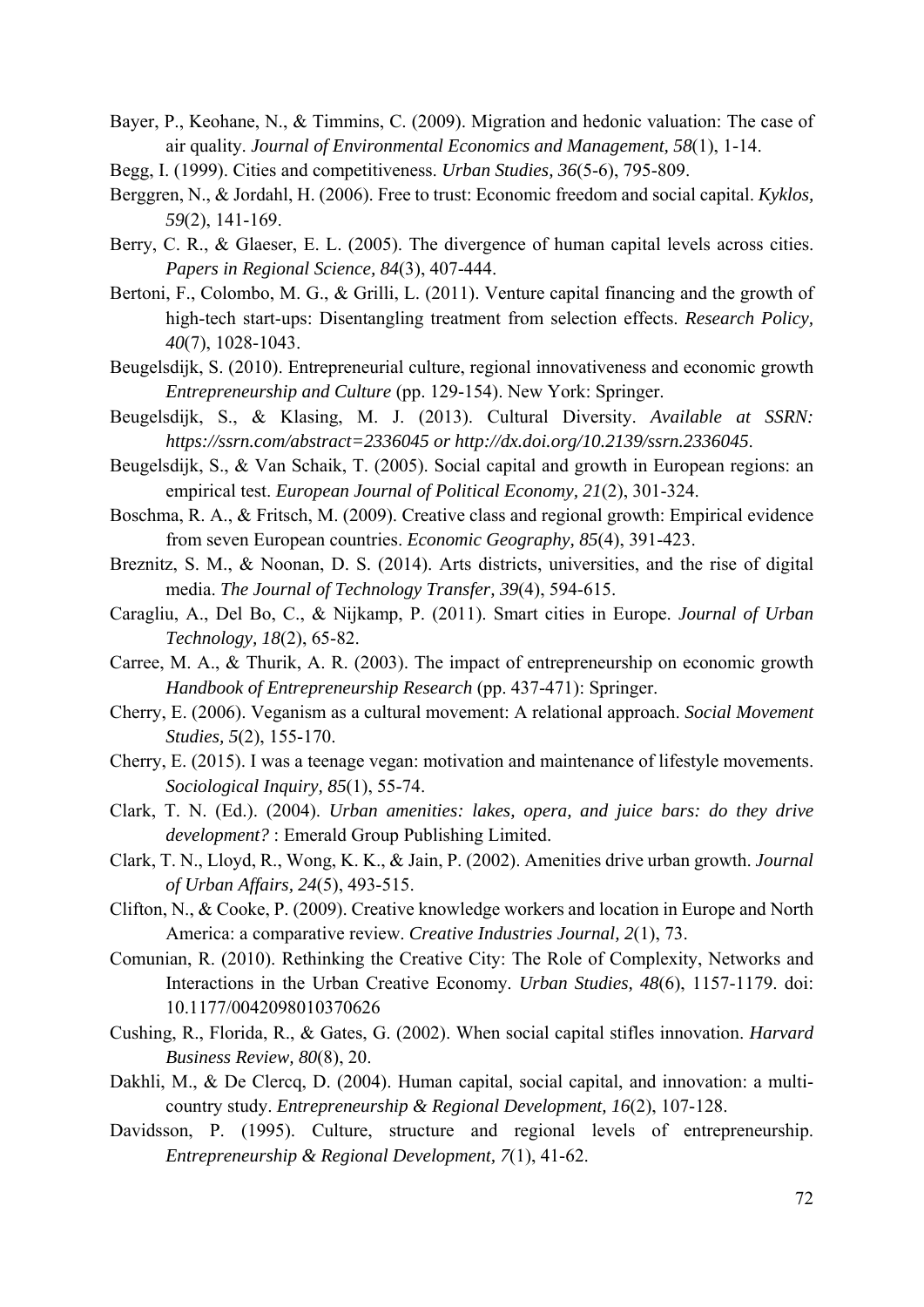Bayer, P., Keohane, N., & Timmins, C. (2009). Migration and hedonic valuation: The case of air quality. *Journal of Environmental Economics and Management, 58*(1), 1-14.

Begg, I. (1999). Cities and competitiveness. *Urban Studies, 36*(5-6), 795-809.

Berggren, N., & Jordahl, H. (2006). Free to trust: Economic freedom and social capital. *Kyklos, 59*(2), 141-169.

Berry, C. R., & Glaeser, E. L. (2005). The divergence of human capital levels across cities. *Papers in Regional Science, 84*(3), 407-444.

Bertoni, F., Colombo, M. G., & Grilli, L. (2011). Venture capital financing and the growth of high-tech start-ups: Disentangling treatment from selection effects. *Research Policy, 40*(7), 1028-1043.

Beugelsdijk, S. (2010). Entrepreneurial culture, regional innovativeness and economic growth *Entrepreneurship and Culture* (pp. 129-154). New York: Springer.

Beugelsdijk, S., & Klasing, M. J. (2013). Cultural Diversity. *Available at SSRN: https://ssrn.com/abstract=2336045 or http://dx.doi.org/10.2139/ssrn.2336045*.

Beugelsdijk, S., & Van Schaik, T. (2005). Social capital and growth in European regions: an empirical test. *European Journal of Political Economy, 21*(2), 301-324.

Boschma, R. A., & Fritsch, M. (2009). Creative class and regional growth: Empirical evidence from seven European countries. *Economic Geography, 85*(4), 391-423.

Breznitz, S. M., & Noonan, D. S. (2014). Arts districts, universities, and the rise of digital media. *The Journal of Technology Transfer, 39*(4), 594-615.

Caragliu, A., Del Bo, C., & Nijkamp, P. (2011). Smart cities in Europe. *Journal of Urban Technology, 18*(2), 65-82.

Carree, M. A., & Thurik, A. R. (2003). The impact of entrepreneurship on economic growth *Handbook of Entrepreneurship Research* (pp. 437-471): Springer.

Cherry, E. (2006). Veganism as a cultural movement: A relational approach. *Social Movement Studies, 5*(2), 155-170.

Cherry, E. (2015). I was a teenage vegan: motivation and maintenance of lifestyle movements. *Sociological Inquiry, 85*(1), 55-74.

Clark, T. N. (Ed.). (2004). *Urban amenities: lakes, opera, and juice bars: do they drive development?* : Emerald Group Publishing Limited.

Clark, T. N., Lloyd, R., Wong, K. K., & Jain, P. (2002). Amenities drive urban growth. *Journal of Urban Affairs, 24*(5), 493-515.

Clifton, N., & Cooke, P. (2009). Creative knowledge workers and location in Europe and North America: a comparative review. *Creative Industries Journal, 2*(1), 73.

Comunian, R. (2010). Rethinking the Creative City: The Role of Complexity, Networks and Interactions in the Urban Creative Economy. *Urban Studies, 48*(6), 1157-1179. doi: 10.1177/0042098010370626

Cushing, R., Florida, R., & Gates, G. (2002). When social capital stifles innovation. *Harvard Business Review, 80*(8), 20.

Dakhli, M., & De Clercq, D. (2004). Human capital, social capital, and innovation: a multi-country study. *Entrepreneurship & Regional Development, 16*(2), 107-128.

Davidsson, P. (1995). Culture, structure and regional levels of entrepreneurship. *Entrepreneurship & Regional Development, 7*(1), 41-62.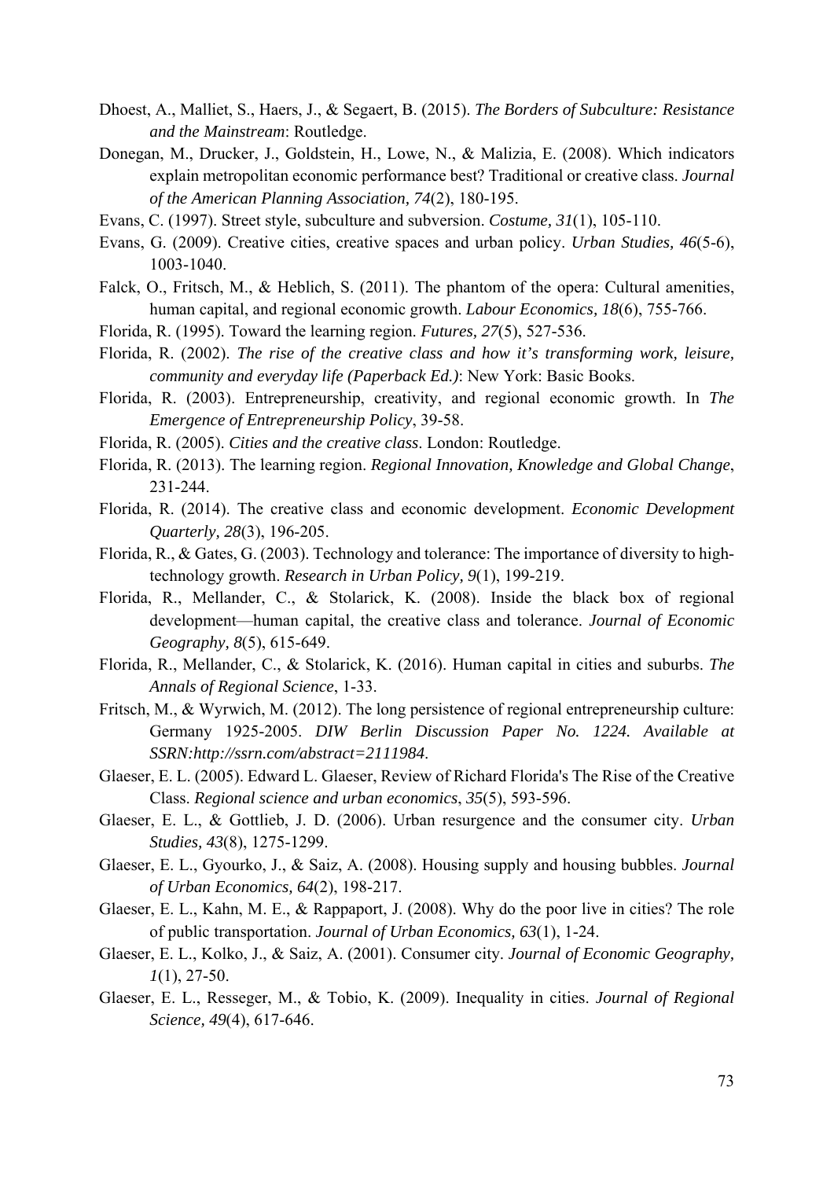Dhoest, A., Malliet, S., Haers, J., & Segaert, B. (2015). *The Borders of Subculture: Resistance and the Mainstream*: Routledge.

Donegan, M., Drucker, J., Goldstein, H., Lowe, N., & Malizia, E. (2008). Which indicators explain metropolitan economic performance best? Traditional or creative class. *Journal of the American Planning Association, 74*(2), 180-195.

Evans, C. (1997). Street style, subculture and subversion. *Costume, 31*(1), 105-110.

Evans, G. (2009). Creative cities, creative spaces and urban policy. *Urban Studies, 46*(5-6), 1003-1040.

Falck, O., Fritsch, M., & Heblich, S. (2011). The phantom of the opera: Cultural amenities, human capital, and regional economic growth. *Labour Economics, 18*(6), 755-766.

Florida, R. (1995). Toward the learning region. *Futures, 27*(5), 527-536.

Florida, R. (2002). *The rise of the creative class and how it's transforming work, leisure, community and everyday life (Paperback Ed.)*: New York: Basic Books.

Florida, R. (2003). Entrepreneurship, creativity, and regional economic growth. In *The Emergence of Entrepreneurship Policy*, 39-58.

Florida, R. (2005). *Cities and the creative class*. London: Routledge.

Florida, R. (2013). The learning region. *Regional Innovation, Knowledge and Global Change*, 231-244.

Florida, R. (2014). The creative class and economic development. *Economic Development Quarterly, 28*(3), 196-205.

Florida, R., & Gates, G. (2003). Technology and tolerance: The importance of diversity to high-technology growth. *Research in Urban Policy, 9*(1), 199-219.

Florida, R., Mellander, C., & Stolarick, K. (2008). Inside the black box of regional development—human capital, the creative class and tolerance. *Journal of Economic Geography, 8*(5), 615-649.

Florida, R., Mellander, C., & Stolarick, K. (2016). Human capital in cities and suburbs. *The Annals of Regional Science*, 1-33.

Fritsch, M., & Wyrwich, M. (2012). The long persistence of regional entrepreneurship culture: Germany 1925-2005. *DIW Berlin Discussion Paper No. 1224. Available at SSRN:http://ssrn.com/abstract=2111984*.

Glaeser, E. L. (2005). Edward L. Glaeser, Review of Richard Florida's The Rise of the Creative Class. *Regional science and urban economics*, *35*(5), 593-596.

Glaeser, E. L., & Gottlieb, J. D. (2006). Urban resurgence and the consumer city. *Urban Studies, 43*(8), 1275-1299.

Glaeser, E. L., Gyourko, J., & Saiz, A. (2008). Housing supply and housing bubbles. *Journal of Urban Economics, 64*(2), 198-217.

Glaeser, E. L., Kahn, M. E., & Rappaport, J. (2008). Why do the poor live in cities? The role of public transportation. *Journal of Urban Economics, 63*(1), 1-24.

Glaeser, E. L., Kolko, J., & Saiz, A. (2001). Consumer city. *Journal of Economic Geography, 1*(1), 27-50.

Glaeser, E. L., Resseger, M., & Tobio, K. (2009). Inequality in cities. *Journal of Regional Science, 49*(4), 617-646.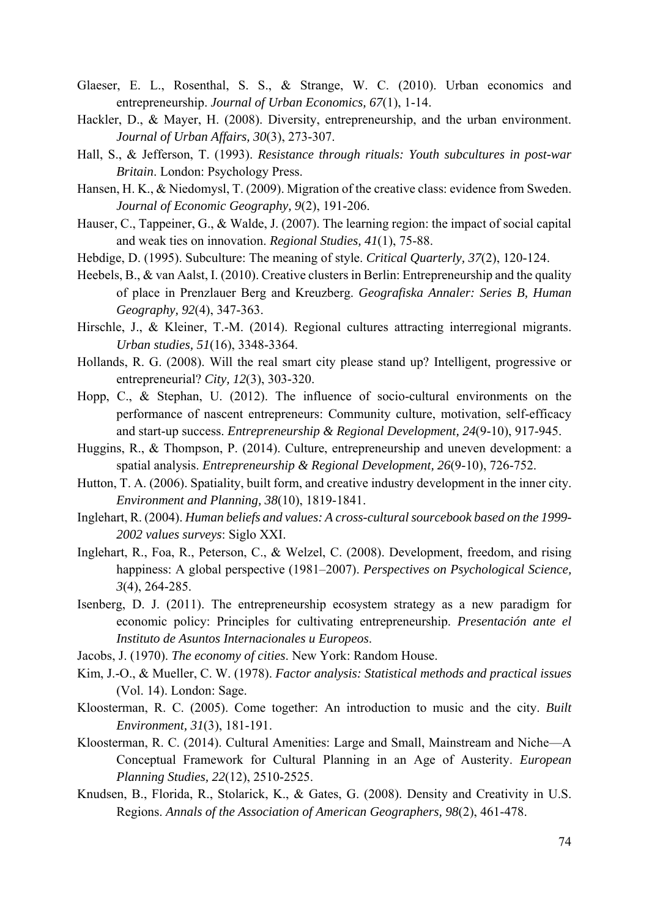Glaeser, E. L., Rosenthal, S. S., & Strange, W. C. (2010). Urban economics and entrepreneurship. *Journal of Urban Economics, 67*(1), 1-14.

Hackler, D., & Mayer, H. (2008). Diversity, entrepreneurship, and the urban environment. *Journal of Urban Affairs, 30*(3), 273-307.

Hall, S., & Jefferson, T. (1993). *Resistance through rituals: Youth subcultures in post-war Britain*. London: Psychology Press.

Hansen, H. K., & Niedomysl, T. (2009). Migration of the creative class: evidence from Sweden. *Journal of Economic Geography, 9*(2), 191-206.

Hauser, C., Tappeiner, G., & Walde, J. (2007). The learning region: the impact of social capital and weak ties on innovation. *Regional Studies, 41*(1), 75-88.

Hebdige, D. (1995). Subculture: The meaning of style. *Critical Quarterly, 37*(2), 120-124.

Heebels, B., & van Aalst, I. (2010). Creative clusters in Berlin: Entrepreneurship and the quality of place in Prenzlauer Berg and Kreuzberg. *Geografiska Annaler: Series B, Human Geography, 92*(4), 347-363.

Hirschle, J., & Kleiner, T.-M. (2014). Regional cultures attracting interregional migrants. *Urban studies, 51*(16), 3348-3364.

Hollands, R. G. (2008). Will the real smart city please stand up? Intelligent, progressive or entrepreneurial? *City, 12*(3), 303-320.

Hopp, C., & Stephan, U. (2012). The influence of socio-cultural environments on the performance of nascent entrepreneurs: Community culture, motivation, self-efficacy and start-up success. *Entrepreneurship & Regional Development, 24*(9-10), 917-945.

Huggins, R., & Thompson, P. (2014). Culture, entrepreneurship and uneven development: a spatial analysis. *Entrepreneurship & Regional Development, 26*(9-10), 726-752.

Hutton, T. A. (2006). Spatiality, built form, and creative industry development in the inner city. *Environment and Planning, 38*(10), 1819-1841.

Inglehart, R. (2004). *Human beliefs and values: A cross-cultural sourcebook based on the 1999-2002 values surveys*: Siglo XXI.

Inglehart, R., Foa, R., Peterson, C., & Welzel, C. (2008). Development, freedom, and rising happiness: A global perspective (1981–2007). *Perspectives on Psychological Science, 3*(4), 264-285.

Isenberg, D. J. (2011). The entrepreneurship ecosystem strategy as a new paradigm for economic policy: Principles for cultivating entrepreneurship. *Presentación ante el Instituto de Asuntos Internacionales u Europeos*.

Jacobs, J. (1970). *The economy of cities*. New York: Random House.

Kim, J.-O., & Mueller, C. W. (1978). *Factor analysis: Statistical methods and practical issues* (Vol. 14). London: Sage.

Kloosterman, R. C. (2005). Come together: An introduction to music and the city. *Built Environment, 31*(3), 181-191.

Kloosterman, R. C. (2014). Cultural Amenities: Large and Small, Mainstream and Niche—A Conceptual Framework for Cultural Planning in an Age of Austerity. *European Planning Studies, 22*(12), 2510-2525.

Knudsen, B., Florida, R., Stolarick, K., & Gates, G. (2008). Density and Creativity in U.S. Regions. *Annals of the Association of American Geographers, 98*(2), 461-478.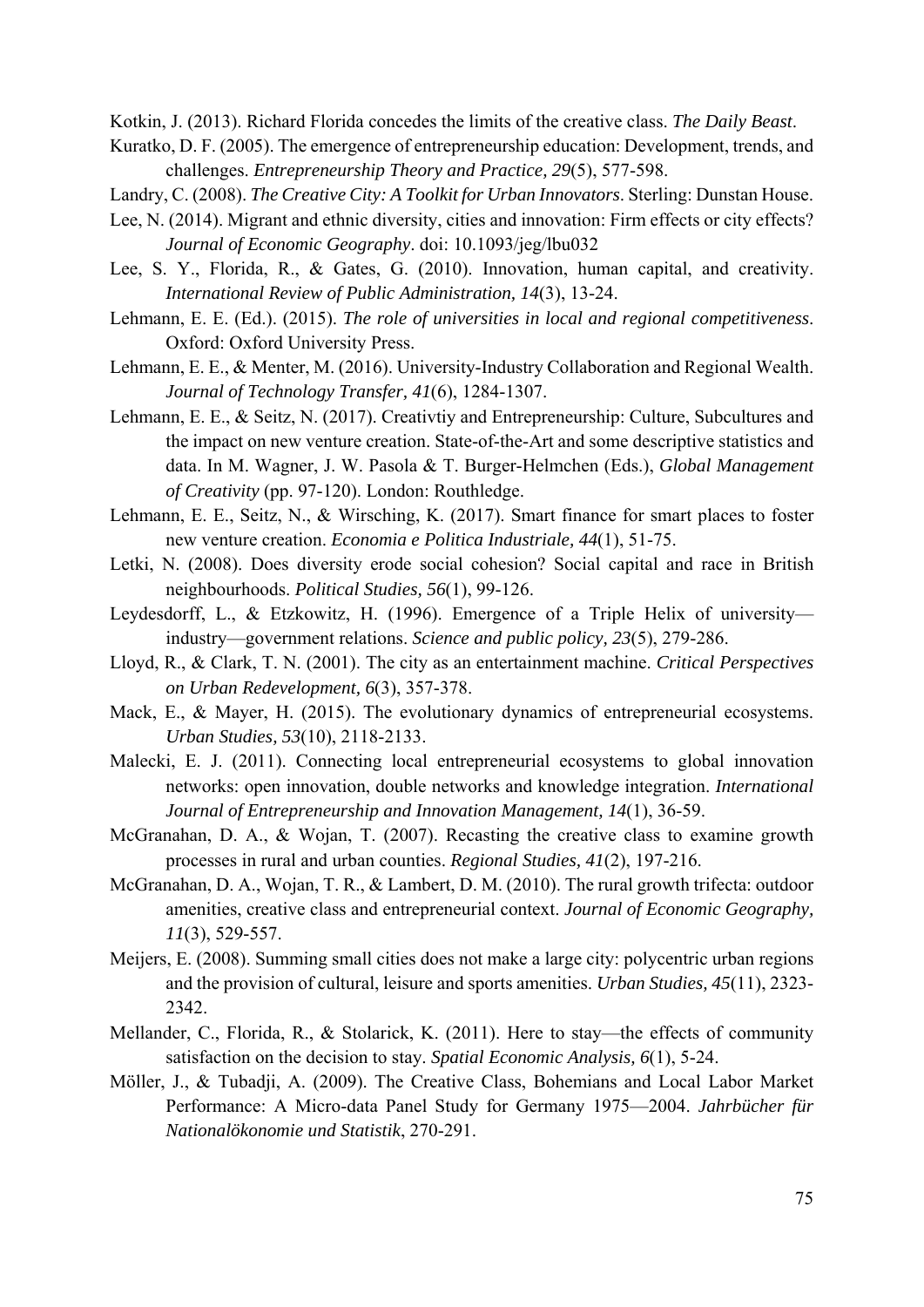Kotkin, J. (2013). Richard Florida concedes the limits of the creative class. *The Daily Beast*.

Kuratko, D. F. (2005). The emergence of entrepreneurship education: Development, trends, and challenges. *Entrepreneurship Theory and Practice, 29*(5), 577-598.

Landry, C. (2008). *The Creative City: A Toolkit for Urban Innovators*. Sterling: Dunstan House.

Lee, N. (2014). Migrant and ethnic diversity, cities and innovation: Firm effects or city effects? *Journal of Economic Geography*. doi: 10.1093/jeg/lbu032

Lee, S. Y., Florida, R., & Gates, G. (2010). Innovation, human capital, and creativity. *International Review of Public Administration, 14*(3), 13-24.

Lehmann, E. E. (Ed.). (2015). *The role of universities in local and regional competitiveness*. Oxford: Oxford University Press.

Lehmann, E. E., & Menter, M. (2016). University-Industry Collaboration and Regional Wealth. *Journal of Technology Transfer, 41*(6), 1284-1307.

Lehmann, E. E., & Seitz, N. (2017). Creativtiy and Entrepreneurship: Culture, Subcultures and the impact on new venture creation. State-of-the-Art and some descriptive statistics and data. In M. Wagner, J. W. Pasola & T. Burger-Helmchen (Eds.), *Global Management of Creativity* (pp. 97-120). London: Routhledge.

Lehmann, E. E., Seitz, N., & Wirsching, K. (2017). Smart finance for smart places to foster new venture creation. *Economia e Politica Industriale, 44*(1), 51-75.

Letki, N. (2008). Does diversity erode social cohesion? Social capital and race in British neighbourhoods. *Political Studies, 56*(1), 99-126.

Leydesdorff, L., & Etzkowitz, H. (1996). Emergence of a Triple Helix of university—industry—government relations. *Science and public policy, 23*(5), 279-286.

Lloyd, R., & Clark, T. N. (2001). The city as an entertainment machine. *Critical Perspectives on Urban Redevelopment, 6*(3), 357-378.

Mack, E., & Mayer, H. (2015). The evolutionary dynamics of entrepreneurial ecosystems. *Urban Studies, 53*(10), 2118-2133.

Malecki, E. J. (2011). Connecting local entrepreneurial ecosystems to global innovation networks: open innovation, double networks and knowledge integration. *International Journal of Entrepreneurship and Innovation Management, 14*(1), 36-59.

McGranahan, D. A., & Wojan, T. (2007). Recasting the creative class to examine growth processes in rural and urban counties. *Regional Studies, 41*(2), 197-216.

McGranahan, D. A., Wojan, T. R., & Lambert, D. M. (2010). The rural growth trifecta: outdoor amenities, creative class and entrepreneurial context. *Journal of Economic Geography, 11*(3), 529-557.

Meijers, E. (2008). Summing small cities does not make a large city: polycentric urban regions and the provision of cultural, leisure and sports amenities. *Urban Studies, 45*(11), 2323-2342.

Mellander, C., Florida, R., & Stolarick, K. (2011). Here to stay—the effects of community satisfaction on the decision to stay. *Spatial Economic Analysis, 6*(1), 5-24.

Möller, J., & Tubadji, A. (2009). The Creative Class, Bohemians and Local Labor Market Performance: A Micro-data Panel Study for Germany 1975—2004. *Jahrbücher für Nationalökonomie und Statistik*, 270-291.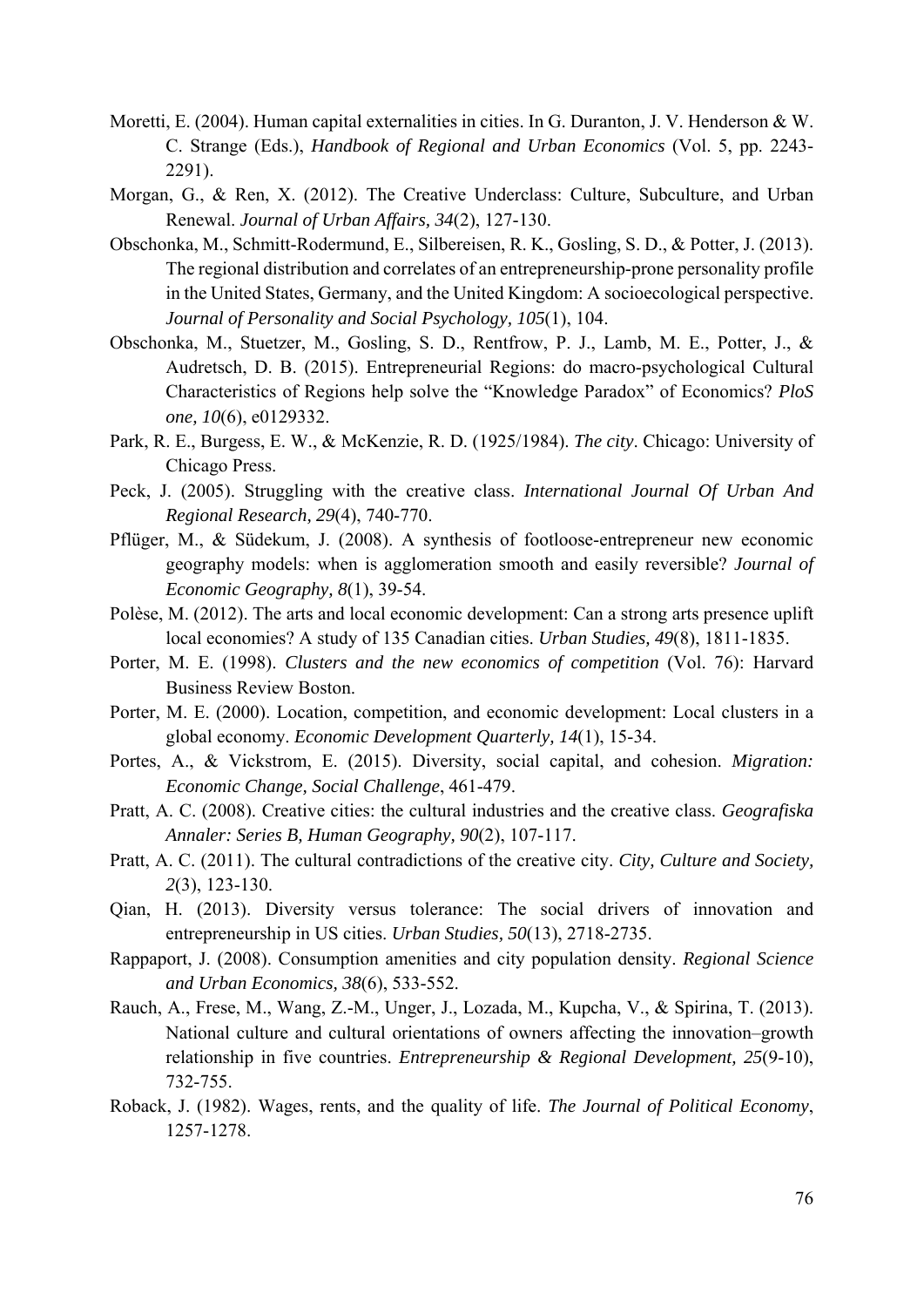Moretti, E. (2004). Human capital externalities in cities. In G. Duranton, J. V. Henderson & W. C. Strange (Eds.), *Handbook of Regional and Urban Economics* (Vol. 5, pp. 2243-2291).

Morgan, G., & Ren, X. (2012). The Creative Underclass: Culture, Subculture, and Urban Renewal. *Journal of Urban Affairs, 34*(2), 127-130.

Obschonka, M., Schmitt-Rodermund, E., Silbereisen, R. K., Gosling, S. D., & Potter, J. (2013). The regional distribution and correlates of an entrepreneurship-prone personality profile in the United States, Germany, and the United Kingdom: A socioecological perspective. *Journal of Personality and Social Psychology, 105*(1), 104.

Obschonka, M., Stuetzer, M., Gosling, S. D., Rentfrow, P. J., Lamb, M. E., Potter, J., & Audretsch, D. B. (2015). Entrepreneurial Regions: do macro-psychological Cultural Characteristics of Regions help solve the "Knowledge Paradox" of Economics? *PloS one, 10*(6), e0129332.

Park, R. E., Burgess, E. W., & McKenzie, R. D. (1925/1984). *The city*. Chicago: University of Chicago Press.

Peck, J. (2005). Struggling with the creative class. *International Journal Of Urban And Regional Research, 29*(4), 740-770.

Pflüger, M., & Südekum, J. (2008). A synthesis of footloose-entrepreneur new economic geography models: when is agglomeration smooth and easily reversible? *Journal of Economic Geography, 8*(1), 39-54.

Polèse, M. (2012). The arts and local economic development: Can a strong arts presence uplift local economies? A study of 135 Canadian cities. *Urban Studies, 49*(8), 1811-1835.

Porter, M. E. (1998). *Clusters and the new economics of competition* (Vol. 76): Harvard Business Review Boston.

Porter, M. E. (2000). Location, competition, and economic development: Local clusters in a global economy. *Economic Development Quarterly, 14*(1), 15-34.

Portes, A., & Vickstrom, E. (2015). Diversity, social capital, and cohesion. *Migration: Economic Change, Social Challenge*, 461-479.

Pratt, A. C. (2008). Creative cities: the cultural industries and the creative class. *Geografiska Annaler: Series B, Human Geography, 90*(2), 107-117.

Pratt, A. C. (2011). The cultural contradictions of the creative city. *City, Culture and Society, 2*(3), 123-130.

Qian, H. (2013). Diversity versus tolerance: The social drivers of innovation and entrepreneurship in US cities. *Urban Studies, 50*(13), 2718-2735.

Rappaport, J. (2008). Consumption amenities and city population density. *Regional Science and Urban Economics, 38*(6), 533-552.

Rauch, A., Frese, M., Wang, Z.-M., Unger, J., Lozada, M., Kupcha, V., & Spirina, T. (2013). National culture and cultural orientations of owners affecting the innovation–growth relationship in five countries. *Entrepreneurship & Regional Development, 25*(9-10), 732-755.

Roback, J. (1982). Wages, rents, and the quality of life. *The Journal of Political Economy*, 1257-1278.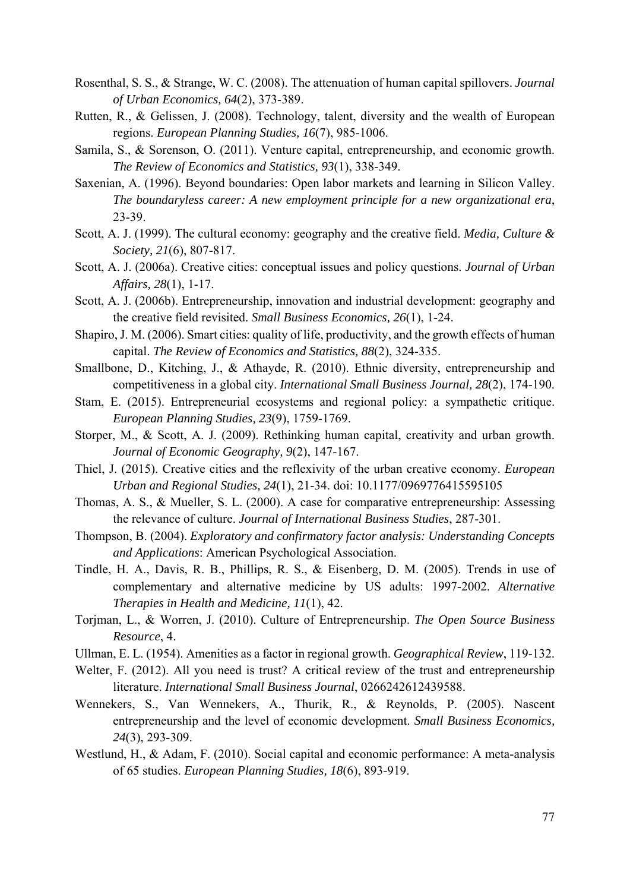Rosenthal, S. S., & Strange, W. C. (2008). The attenuation of human capital spillovers. *Journal of Urban Economics, 64*(2), 373-389.

Rutten, R., & Gelissen, J. (2008). Technology, talent, diversity and the wealth of European regions. *European Planning Studies, 16*(7), 985-1006.

Samila, S., & Sorenson, O. (2011). Venture capital, entrepreneurship, and economic growth. *The Review of Economics and Statistics, 93*(1), 338-349.

Saxenian, A. (1996). Beyond boundaries: Open labor markets and learning in Silicon Valley. *The boundaryless career: A new employment principle for a new organizational era*, 23-39.

Scott, A. J. (1999). The cultural economy: geography and the creative field. *Media, Culture & Society, 21*(6), 807-817.

Scott, A. J. (2006a). Creative cities: conceptual issues and policy questions. *Journal of Urban Affairs, 28*(1), 1-17.

Scott, A. J. (2006b). Entrepreneurship, innovation and industrial development: geography and the creative field revisited. *Small Business Economics, 26*(1), 1-24.

Shapiro, J. M. (2006). Smart cities: quality of life, productivity, and the growth effects of human capital. *The Review of Economics and Statistics, 88*(2), 324-335.

Smallbone, D., Kitching, J., & Athayde, R. (2010). Ethnic diversity, entrepreneurship and competitiveness in a global city. *International Small Business Journal, 28*(2), 174-190.

Stam, E. (2015). Entrepreneurial ecosystems and regional policy: a sympathetic critique. *European Planning Studies, 23*(9), 1759-1769.

Storper, M., & Scott, A. J. (2009). Rethinking human capital, creativity and urban growth. *Journal of Economic Geography, 9*(2), 147-167.

Thiel, J. (2015). Creative cities and the reflexivity of the urban creative economy. *European Urban and Regional Studies, 24*(1), 21-34. doi: 10.1177/0969776415595105

Thomas, A. S., & Mueller, S. L. (2000). A case for comparative entrepreneurship: Assessing the relevance of culture. *Journal of International Business Studies*, 287-301.

Thompson, B. (2004). *Exploratory and confirmatory factor analysis: Understanding Concepts and Applications*: American Psychological Association.

Tindle, H. A., Davis, R. B., Phillips, R. S., & Eisenberg, D. M. (2005). Trends in use of complementary and alternative medicine by US adults: 1997-2002. *Alternative Therapies in Health and Medicine, 11*(1), 42.

Torjman, L., & Worren, J. (2010). Culture of Entrepreneurship. *The Open Source Business Resource*, 4.

Ullman, E. L. (1954). Amenities as a factor in regional growth. *Geographical Review*, 119-132.

Welter, F. (2012). All you need is trust? A critical review of the trust and entrepreneurship literature. *International Small Business Journal*, 0266242612439588.

Wennekers, S., Van Wennekers, A., Thurik, R., & Reynolds, P. (2005). Nascent entrepreneurship and the level of economic development. *Small Business Economics, 24*(3), 293-309.

Westlund, H., & Adam, F. (2010). Social capital and economic performance: A meta-analysis of 65 studies. *European Planning Studies, 18*(6), 893-919.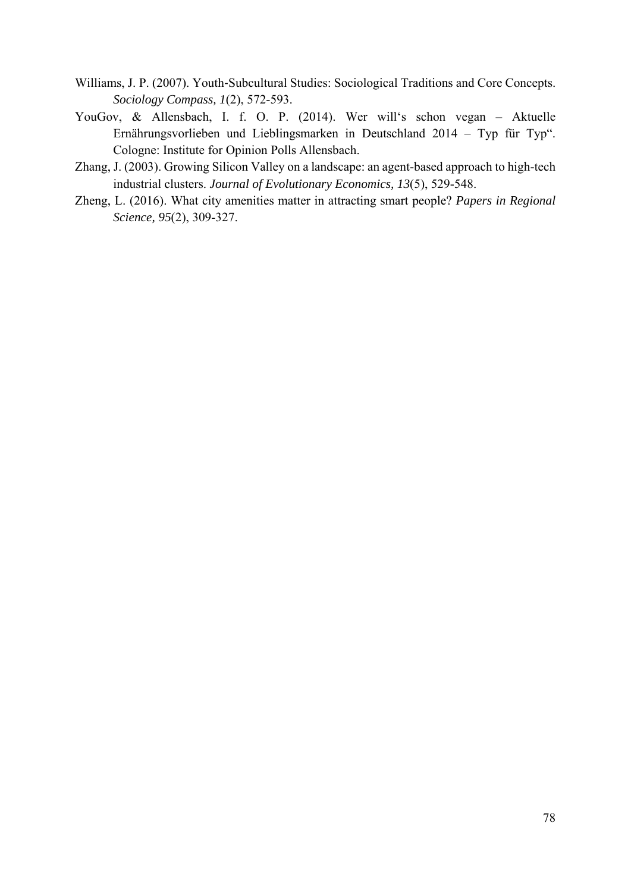Williams, J. P. (2007). Youth-Subcultural Studies: Sociological Traditions and Core Concepts. *Sociology Compass, 1*(2), 572-593.

YouGov, & Allensbach, I. f. O. P. (2014). Wer will‘s schon vegan – Aktuelle Ernährungsvorlieben und Lieblingsmarken in Deutschland 2014 – Typ für Typ“. Cologne: Institute for Opinion Polls Allensbach.

Zhang, J. (2003). Growing Silicon Valley on a landscape: an agent-based approach to high-tech industrial clusters. *Journal of Evolutionary Economics, 13*(5), 529-548.

Zheng, L. (2016). What city amenities matter in attracting smart people? *Papers in Regional Science, 95*(2), 309-327.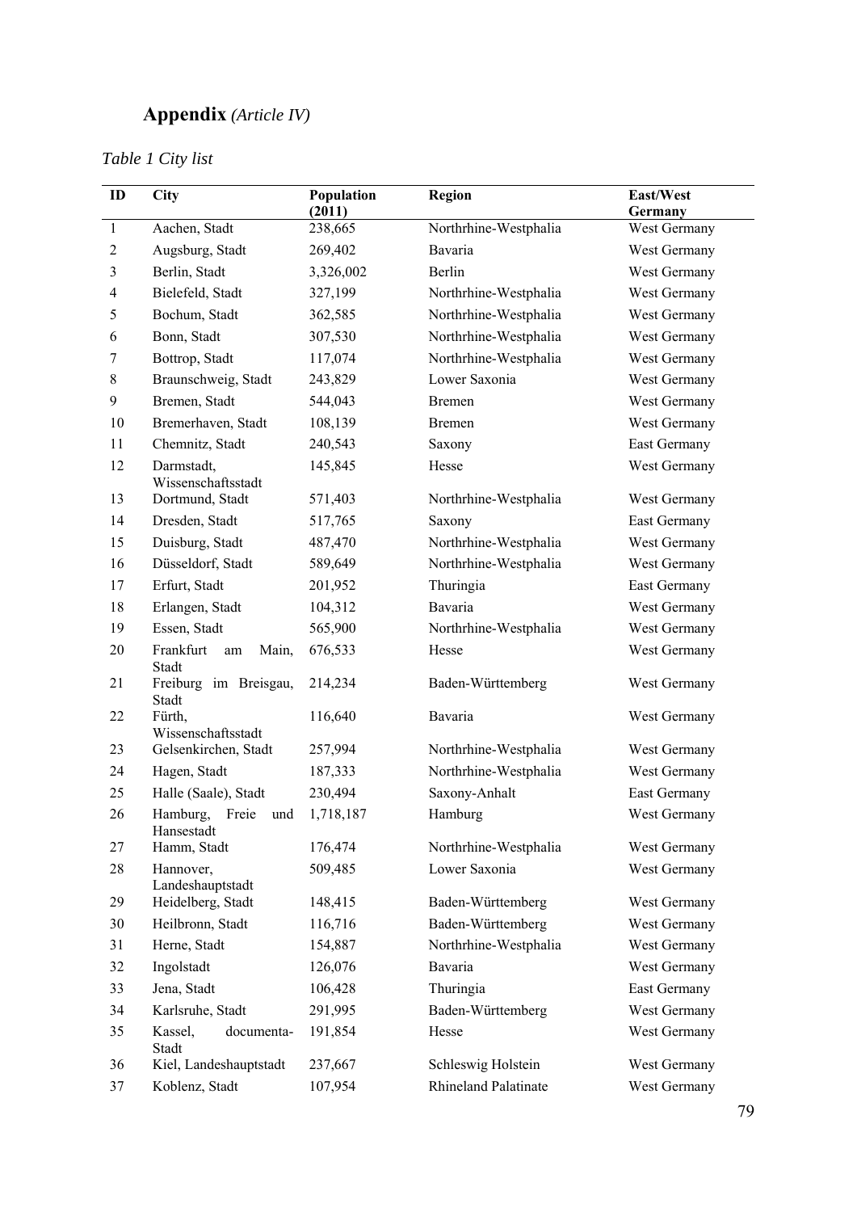# **Appendix** *(Article IV)*

*Table 1 City list*

| ID | City | Population (2011) | Region | East/West Germany |
|---|---|---|---|---|
| 1 | Aachen, Stadt | 238,665 | Northrhine-Westphalia | West Germany |
| 2 | Augsburg, Stadt | 269,402 | Bavaria | West Germany |
| 3 | Berlin, Stadt | 3,326,002 | Berlin | West Germany |
| 4 | Bielefeld, Stadt | 327,199 | Northrhine-Westphalia | West Germany |
| 5 | Bochum, Stadt | 362,585 | Northrhine-Westphalia | West Germany |
| 6 | Bonn, Stadt | 307,530 | Northrhine-Westphalia | West Germany |
| 7 | Bottrop, Stadt | 117,074 | Northrhine-Westphalia | West Germany |
| 8 | Braunschweig, Stadt | 243,829 | Lower Saxonia | West Germany |
| 9 | Bremen, Stadt | 544,043 | Bremen | West Germany |
| 10 | Bremerhaven, Stadt | 108,139 | Bremen | West Germany |
| 11 | Chemnitz, Stadt | 240,543 | Saxony | East Germany |
| 12 | Darmstadt, Wissenschaftsstadt | 145,845 | Hesse | West Germany |
| 13 | Dortmund, Stadt | 571,403 | Northrhine-Westphalia | West Germany |
| 14 | Dresden, Stadt | 517,765 | Saxony | East Germany |
| 15 | Duisburg, Stadt | 487,470 | Northrhine-Westphalia | West Germany |
| 16 | Düsseldorf, Stadt | 589,649 | Northrhine-Westphalia | West Germany |
| 17 | Erfurt, Stadt | 201,952 | Thuringia | East Germany |
| 18 | Erlangen, Stadt | 104,312 | Bavaria | West Germany |
| 19 | Essen, Stadt | 565,900 | Northrhine-Westphalia | West Germany |
| 20 | Frankfurt am Main, Stadt | 676,533 | Hesse | West Germany |
| 21 | Freiburg im Breisgau, Stadt | 214,234 | Baden-Württemberg | West Germany |
| 22 | Fürth, Wissenschaftsstadt | 116,640 | Bavaria | West Germany |
| 23 | Gelsenkirchen, Stadt | 257,994 | Northrhine-Westphalia | West Germany |
| 24 | Hagen, Stadt | 187,333 | Northrhine-Westphalia | West Germany |
| 25 | Halle (Saale), Stadt | 230,494 | Saxony-Anhalt | East Germany |
| 26 | Hamburg, Freie und Hansestadt | 1,718,187 | Hamburg | West Germany |
| 27 | Hamm, Stadt | 176,474 | Northrhine-Westphalia | West Germany |
| 28 | Hannover, Landeshauptstadt | 509,485 | Lower Saxonia | West Germany |
| 29 | Heidelberg, Stadt | 148,415 | Baden-Württemberg | West Germany |
| 30 | Heilbronn, Stadt | 116,716 | Baden-Württemberg | West Germany |
| 31 | Herne, Stadt | 154,887 | Northrhine-Westphalia | West Germany |
| 32 | Ingolstadt | 126,076 | Bavaria | West Germany |
| 33 | Jena, Stadt | 106,428 | Thuringia | East Germany |
| 34 | Karlsruhe, Stadt | 291,995 | Baden-Württemberg | West Germany |
| 35 | Kassel, documenta-Stadt | 191,854 | Hesse | West Germany |
| 36 | Kiel, Landeshauptstadt | 237,667 | Schleswig Holstein | West Germany |
| 37 | Koblenz, Stadt | 107,954 | Rhineland Palatinate | West Germany |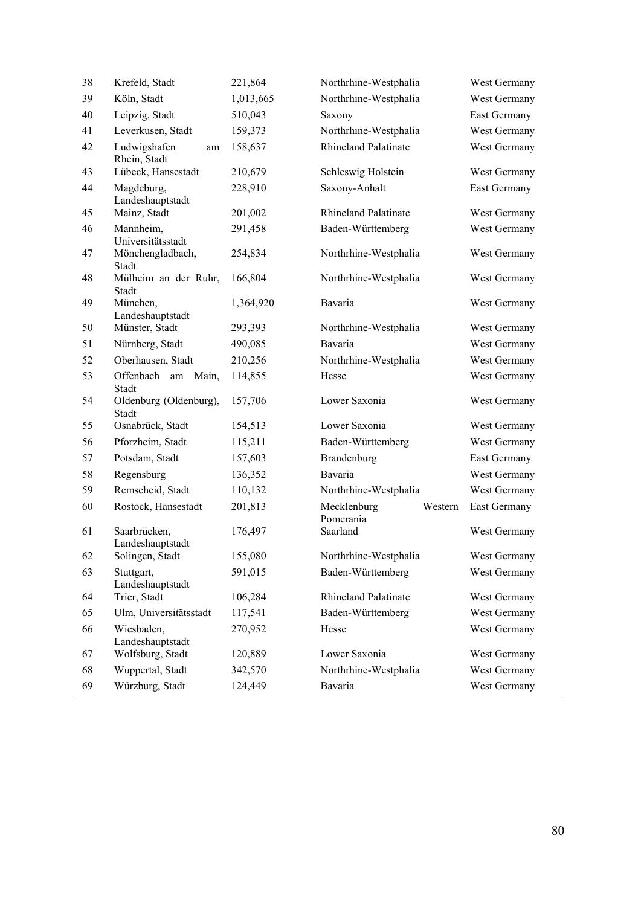| | | | | |
|---|---|---|---|---|
| 38 | Krefeld, Stadt | 221,864 | Northrhine-Westphalia | West Germany |
| 39 | Köln, Stadt | 1,013,665 | Northrhine-Westphalia | West Germany |
| 40 | Leipzig, Stadt | 510,043 | Saxony | East Germany |
| 41 | Leverkusen, Stadt | 159,373 | Northrhine-Westphalia | West Germany |
| 42 | Ludwigshafen am Rhein, Stadt | 158,637 | Rhineland Palatinate | West Germany |
| 43 | Lübeck, Hansestadt | 210,679 | Schleswig Holstein | West Germany |
| 44 | Magdeburg, Landeshauptstadt | 228,910 | Saxony-Anhalt | East Germany |
| 45 | Mainz, Stadt | 201,002 | Rhineland Palatinate | West Germany |
| 46 | Mannheim, Universitätsstadt | 291,458 | Baden-Württemberg | West Germany |
| 47 | Mönchengladbach, Stadt | 254,834 | Northrhine-Westphalia | West Germany |
| 48 | Mülheim an der Ruhr, Stadt | 166,804 | Northrhine-Westphalia | West Germany |
| 49 | München, Landeshauptstadt | 1,364,920 | Bavaria | West Germany |
| 50 | Münster, Stadt | 293,393 | Northrhine-Westphalia | West Germany |
| 51 | Nürnberg, Stadt | 490,085 | Bavaria | West Germany |
| 52 | Oberhausen, Stadt | 210,256 | Northrhine-Westphalia | West Germany |
| 53 | Offenbach am Main, Stadt | 114,855 | Hesse | West Germany |
| 54 | Oldenburg (Oldenburg), Stadt | 157,706 | Lower Saxonia | West Germany |
| 55 | Osnabrück, Stadt | 154,513 | Lower Saxonia | West Germany |
| 56 | Pforzheim, Stadt | 115,211 | Baden-Württemberg | West Germany |
| 57 | Potsdam, Stadt | 157,603 | Brandenburg | East Germany |
| 58 | Regensburg | 136,352 | Bavaria | West Germany |
| 59 | Remscheid, Stadt | 110,132 | Northrhine-Westphalia | West Germany |
| 60 | Rostock, Hansestadt | 201,813 | Mecklenburg Western Pomerania | East Germany |
| 61 | Saarbrücken, Landeshauptstadt | 176,497 | Saarland | West Germany |
| 62 | Solingen, Stadt | 155,080 | Northrhine-Westphalia | West Germany |
| 63 | Stuttgart, Landeshauptstadt | 591,015 | Baden-Württemberg | West Germany |
| 64 | Trier, Stadt | 106,284 | Rhineland Palatinate | West Germany |
| 65 | Ulm, Universitätsstadt | 117,541 | Baden-Württemberg | West Germany |
| 66 | Wiesbaden, Landeshauptstadt | 270,952 | Hesse | West Germany |
| 67 | Wolfsburg, Stadt | 120,889 | Lower Saxonia | West Germany |
| 68 | Wuppertal, Stadt | 342,570 | Northrhine-Westphalia | West Germany |
| 69 | Würzburg, Stadt | 124,449 | Bavaria | West Germany |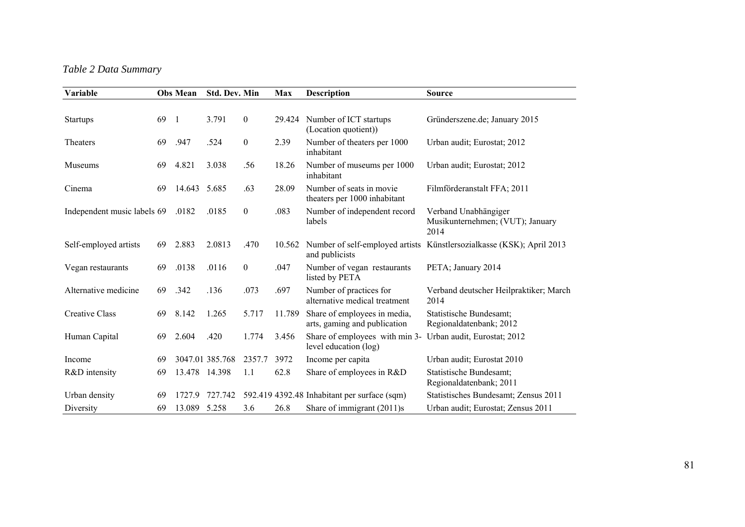*Table 2 Data Summary*

| Variable | Obs | Mean | Std. Dev. | Min | Max | Description | Source |
|---|---|---|---|---|---|---|---|
| Startups | 69 | 1 | 3.791 | 0 | 29.424 | Number of ICT startups (Location quotient)) | Gründerszene.de; January 2015 |
| Theaters | 69 | .947 | .524 | 0 | 2.39 | Number of theaters per 1000 inhabitant | Urban audit; Eurostat; 2012 |
| Museums | 69 | 4.821 | 3.038 | .56 | 18.26 | Number of museums per 1000 inhabitant | Urban audit; Eurostat; 2012 |
| Cinema | 69 | 14.643 | 5.685 | .63 | 28.09 | Number of seats in movie theaters per 1000 inhabitant | Filmförderanstalt FFA; 2011 |
| Independent music labels | 69 | .0182 | .0185 | 0 | .083 | Number of independent record labels | Verband Unabhängiger Musikunternehmen; (VUT); January 2014 |
| Self-employed artists | 69 | 2.883 | 2.0813 | .470 | 10.562 | Number of self-employed artists and publicists | Künstlersozialkasse (KSK); April 2013 |
| Vegan restaurants | 69 | .0138 | .0116 | 0 | .047 | Number of vegan restaurants listed by PETA | PETA; January 2014 |
| Alternative medicine | 69 | .342 | .136 | .073 | .697 | Number of practices for alternative medical treatment | Verband deutscher Heilpraktiker; March 2014 |
| Creative Class | 69 | 8.142 | 1.265 | 5.717 | 11.789 | Share of employees in media, arts, gaming and publication | Statistische Bundesamt; Regionaldatenbank; 2012 |
| Human Capital | 69 | 2.604 | .420 | 1.774 | 3.456 | Share of employees with min 3-level education (log) | Urban audit, Eurostat; 2012 |
| Income | 69 | 3047.01 | 385.768 | 2357.7 | 3972 | Income per capita | Urban audit; Eurostat 2010 |
| R&D intensity | 69 | 13.478 | 14.398 | 1.1 | 62.8 | Share of employees in R&D | Statistische Bundesamt; Regionaldatenbank; 2011 |
| Urban density | 69 | 1727.9 | 727.742 | 592.419 | 4392.48 | Inhabitant per surface (sqm) | Statistisches Bundesamt; Zensus 2011 |
| Diversity | 69 | 13.089 | 5.258 | 3.6 | 26.8 | Share of immigrant (2011)s | Urban audit; Eurostat; Zensus 2011 |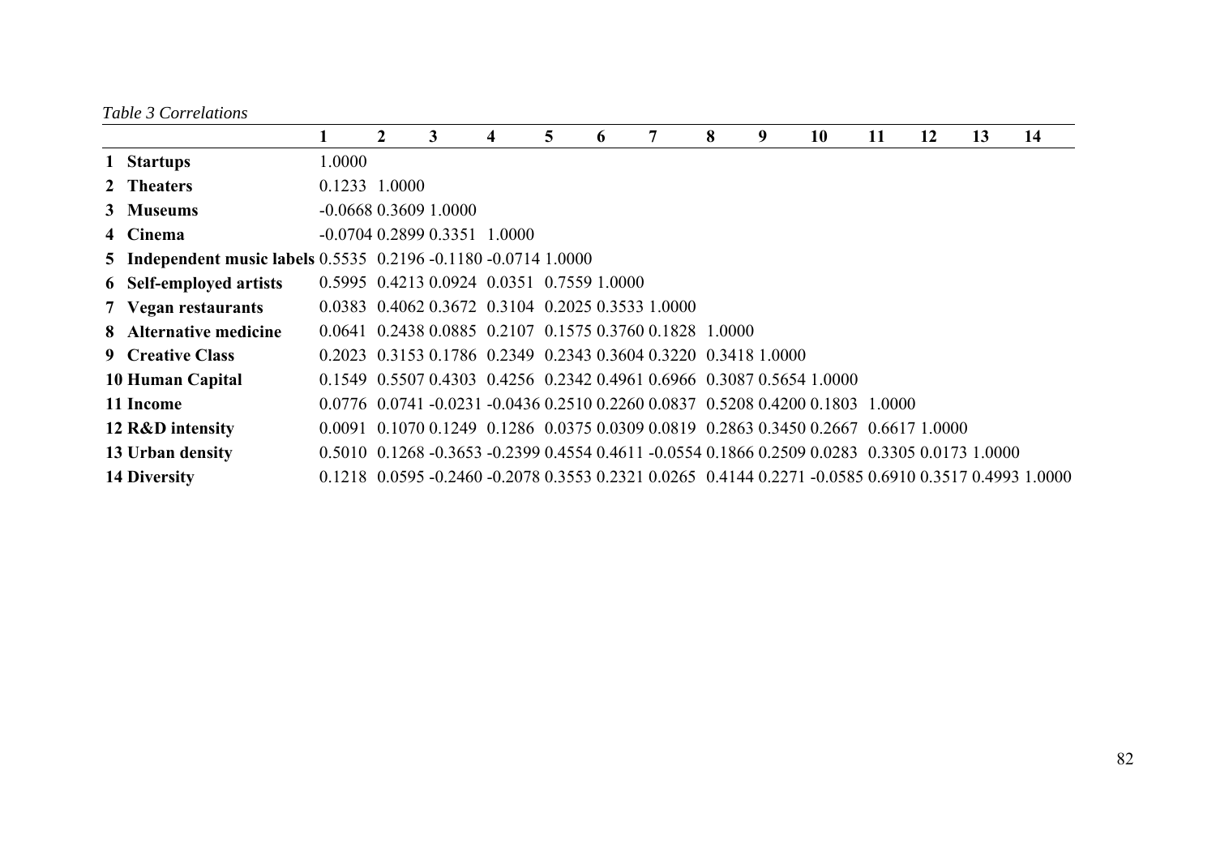*Table 3 Correlations*

| | | 1 | 2 | 3 | 4 | 5 | 6 | 7 | 8 | 9 | 10 | 11 | 12 | 13 | 14 |
|---|---|---|---|---|---|---|---|---|---|---|---|---|---|---|---|
| 1 | **Startups** | 1.0000 | | | | | | | | | | | | | |
| 2 | **Theaters** | 0.1233 | 1.0000 | | | | | | | | | | | | |
| 3 | **Museums** | -0.0668 | 0.3609 | 1.0000 | | | | | | | | | | | |
| 4 | **Cinema** | -0.0704 | 0.2899 | 0.3351 | 1.0000 | | | | | | | | | | |
| 5 | **Independent music labels** | 0.5535 | 0.2196 | -0.1180 | -0.0714 | 1.0000 | | | | | | | | | |
| 6 | **Self-employed artists** | 0.5995 | 0.4213 | 0.0924 | 0.0351 | 0.7559 | 1.0000 | | | | | | | | |
| 7 | **Vegan restaurants** | 0.0383 | 0.4062 | 0.3672 | 0.3104 | 0.2025 | 0.3533 | 1.0000 | | | | | | | |
| 8 | **Alternative medicine** | 0.0641 | 0.2438 | 0.0885 | 0.2107 | 0.1575 | 0.3760 | 0.1828 | 1.0000 | | | | | | |
| 9 | **Creative Class** | 0.2023 | 0.3153 | 0.1786 | 0.2349 | 0.2343 | 0.3604 | 0.3220 | 0.3418 | 1.0000 | | | | | |
| 10 | **Human Capital** | 0.1549 | 0.5507 | 0.4303 | 0.4256 | 0.2342 | 0.4961 | 0.6966 | 0.3087 | 0.5654 | 1.0000 | | | | |
| 11 | **Income** | 0.0776 | 0.0741 | -0.0231 | -0.0436 | 0.2510 | 0.2260 | 0.0837 | 0.5208 | 0.4200 | 0.1803 | 1.0000 | | | |
| 12 | **R&D intensity** | 0.0091 | 0.1070 | 0.1249 | 0.1286 | 0.0375 | 0.0309 | 0.0819 | 0.2863 | 0.3450 | 0.2667 | 0.6617 | 1.0000 | | |
| 13 | **Urban density** | 0.5010 | 0.1268 | -0.3653 | -0.2399 | 0.4554 | 0.4611 | -0.0554 | 0.1866 | 0.2509 | 0.0283 | 0.3305 | 0.0173 | 1.0000 | |
| 14 | **Diversity** | 0.1218 | 0.0595 | -0.2460 | -0.2078 | 0.3553 | 0.2321 | 0.0265 | 0.4144 | 0.2271 | -0.0585 | 0.6910 | 0.3517 | 0.4993 | 1.0000 |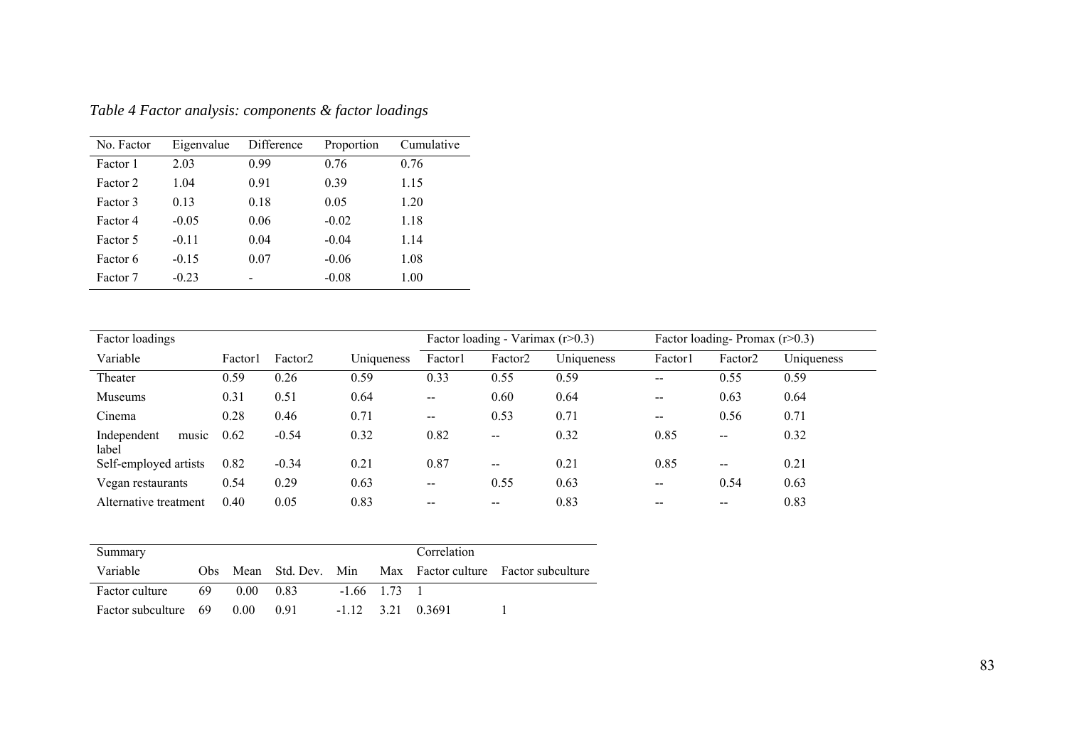*Table 4 Factor analysis: components & factor loadings*

| No. Factor | Eigenvalue | Difference | Proportion | Cumulative |
|---|---|---|---|---|
| Factor 1 | 2.03 | 0.99 | 0.76 | 0.76 |
| Factor 2 | 1.04 | 0.91 | 0.39 | 1.15 |
| Factor 3 | 0.13 | 0.18 | 0.05 | 1.20 |
| Factor 4 | -0.05 | 0.06 | -0.02 | 1.18 |
| Factor 5 | -0.11 | 0.04 | -0.04 | 1.14 |
| Factor 6 | -0.15 | 0.07 | -0.06 | 1.08 |
| Factor 7 | -0.23 | - | -0.08 | 1.00 |

| Factor loadings | | | | Factor loading - Varimax (r>0.3) | | | Factor loading- Promax (r>0.3) | | |
|---|---|---|---|---|---|---|---|---|---|
| Variable | Factor1 | Factor2 | Uniqueness | Factor1 | Factor2 | Uniqueness | Factor1 | Factor2 | Uniqueness |
| Theater | 0.59 | 0.26 | 0.59 | 0.33 | 0.55 | 0.59 | -- | 0.55 | 0.59 |
| Museums | 0.31 | 0.51 | 0.64 | -- | 0.60 | 0.64 | -- | 0.63 | 0.64 |
| Cinema | 0.28 | 0.46 | 0.71 | -- | 0.53 | 0.71 | -- | 0.56 | 0.71 |
| Independent music label | 0.62 | -0.54 | 0.32 | 0.82 | -- | 0.32 | 0.85 | -- | 0.32 |
| Self-employed artists | 0.82 | -0.34 | 0.21 | 0.87 | -- | 0.21 | 0.85 | -- | 0.21 |
| Vegan restaurants | 0.54 | 0.29 | 0.63 | -- | 0.55 | 0.63 | -- | 0.54 | 0.63 |
| Alternative treatment | 0.40 | 0.05 | 0.83 | -- | -- | 0.83 | -- | -- | 0.83 |

| Summary | | | | | | Correlation | |
|---|---|---|---|---|---|---|---|
| Variable | Obs | Mean | Std. Dev. | Min | Max | Factor culture | Factor subculture |
| Factor culture | 69 | 0.00 | 0.83 | -1.66 | 1.73 | 1 | |
| Factor subculture | 69 | 0.00 | 0.91 | -1.12 | 3.21 | 0.3691 | 1 |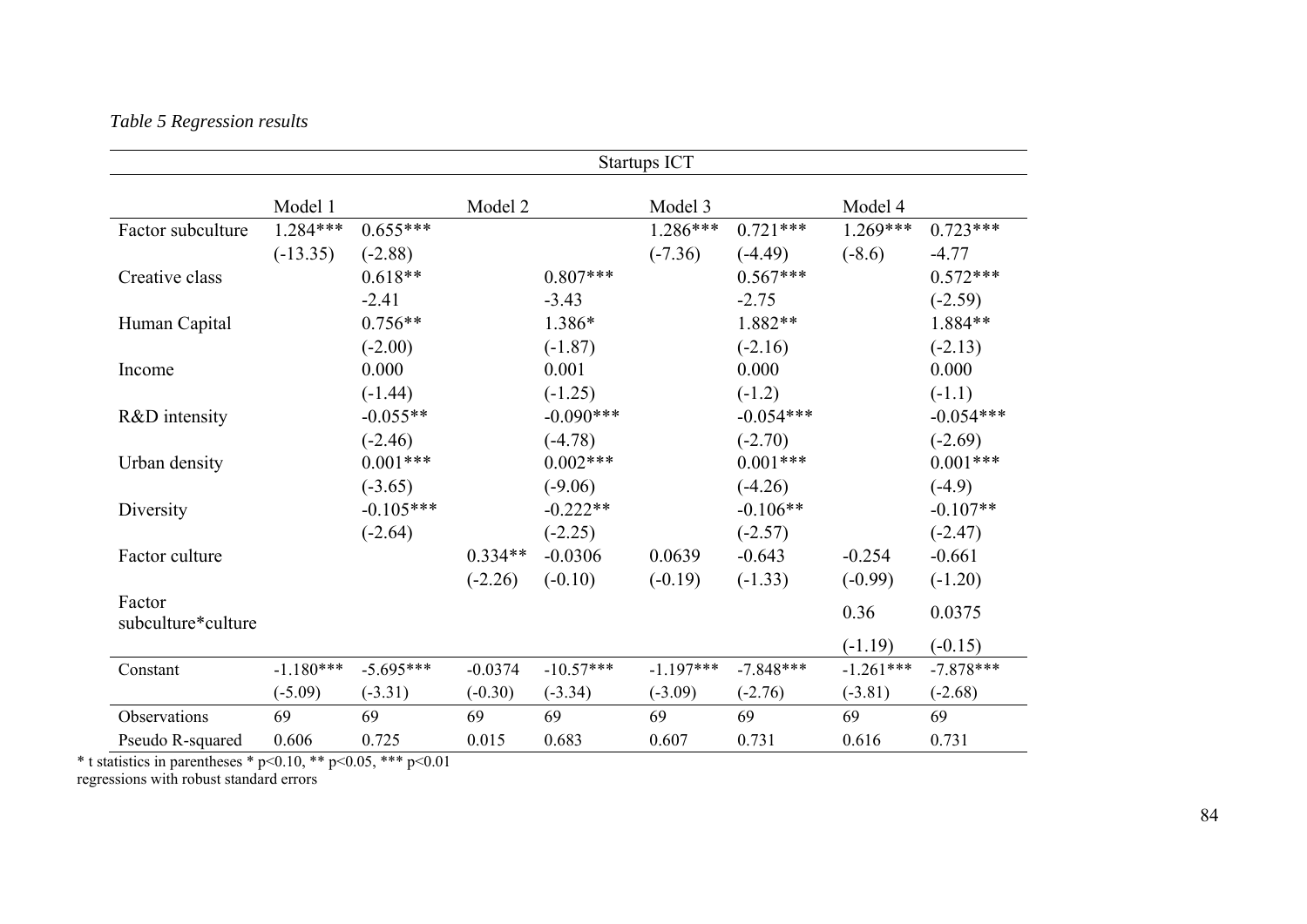*Table 5 Regression results*

| | Startups ICT | | | | | | | |
|---|---|---|---|---|---|---|---|---|
| | Model 1 | | Model 2 | | Model 3 | | Model 4 | |
| Factor subculture | 1.284*** | 0.655*** | | | 1.286*** | 0.721*** | 1.269*** | 0.723*** |
| | (-13.35) | (-2.88) | | | (-7.36) | (-4.49) | (-8.6) | -4.77 |
| Creative class | | 0.618** | | 0.807*** | | 0.567*** | | 0.572*** |
| | | -2.41 | | -3.43 | | -2.75 | | (-2.59) |
| Human Capital | | 0.756** | | 1.386* | | 1.882** | | 1.884** |
| | | (-2.00) | | (-1.87) | | (-2.16) | | (-2.13) |
| Income | | 0.000 | | 0.001 | | 0.000 | | 0.000 |
| | | (-1.44) | | (-1.25) | | (-1.2) | | (-1.1) |
| R&D intensity | | -0.055** | | -0.090*** | | -0.054*** | | -0.054*** |
| | | (-2.46) | | (-4.78) | | (-2.70) | | (-2.69) |
| Urban density | | 0.001*** | | 0.002*** | | 0.001*** | | 0.001*** |
| | | (-3.65) | | (-9.06) | | (-4.26) | | (-4.9) |
| Diversity | | -0.105*** | | -0.222** | | -0.106** | | -0.107** |
| | | (-2.64) | | (-2.25) | | (-2.57) | | (-2.47) |
| Factor culture | | | 0.334** | -0.0306 | 0.0639 | -0.643 | -0.254 | -0.661 |
| | | | (-2.26) | (-0.10) | (-0.19) | (-1.33) | (-0.99) | (-1.20) |
| Factor subculture*culture | | | | | | | 0.36 | 0.0375 |
| | | | | | | | (-1.19) | (-0.15) |
| Constant | -1.180*** | -5.695*** | -0.0374 | -10.57*** | -1.197*** | -7.848*** | -1.261*** | -7.878*** |
| | (-5.09) | (-3.31) | (-0.30) | (-3.34) | (-3.09) | (-2.76) | (-3.81) | (-2.68) |
| Observations | 69 | 69 | 69 | 69 | 69 | 69 | 69 | 69 |
| Pseudo R-squared | 0.606 | 0.725 | 0.015 | 0.683 | 0.607 | 0.731 | 0.616 | 0.731 |

* t statistics in parentheses * p<0.10, ** p<0.05, *** p<0.01
regressions with robust standard errors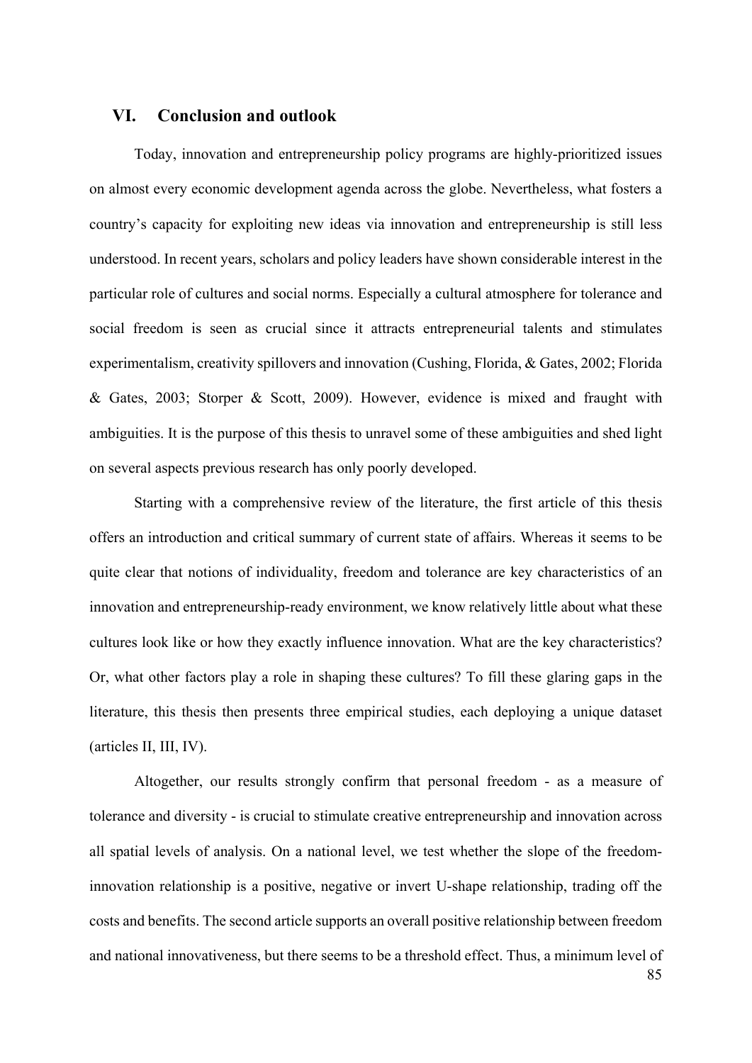## VI. Conclusion and outlook

Today, innovation and entrepreneurship policy programs are highly-prioritized issues on almost every economic development agenda across the globe. Nevertheless, what fosters a country's capacity for exploiting new ideas via innovation and entrepreneurship is still less understood. In recent years, scholars and policy leaders have shown considerable interest in the particular role of cultures and social norms. Especially a cultural atmosphere for tolerance and social freedom is seen as crucial since it attracts entrepreneurial talents and stimulates experimentalism, creativity spillovers and innovation (Cushing, Florida, & Gates, 2002; Florida & Gates, 2003; Storper & Scott, 2009). However, evidence is mixed and fraught with ambiguities. It is the purpose of this thesis to unravel some of these ambiguities and shed light on several aspects previous research has only poorly developed.

Starting with a comprehensive review of the literature, the first article of this thesis offers an introduction and critical summary of current state of affairs. Whereas it seems to be quite clear that notions of individuality, freedom and tolerance are key characteristics of an innovation and entrepreneurship-ready environment, we know relatively little about what these cultures look like or how they exactly influence innovation. What are the key characteristics? Or, what other factors play a role in shaping these cultures? To fill these glaring gaps in the literature, this thesis then presents three empirical studies, each deploying a unique dataset (articles II, III, IV).

Altogether, our results strongly confirm that personal freedom - as a measure of tolerance and diversity - is crucial to stimulate creative entrepreneurship and innovation across all spatial levels of analysis. On a national level, we test whether the slope of the freedom-innovation relationship is a positive, negative or invert U-shape relationship, trading off the costs and benefits. The second article supports an overall positive relationship between freedom and national innovativeness, but there seems to be a threshold effect. Thus, a minimum level of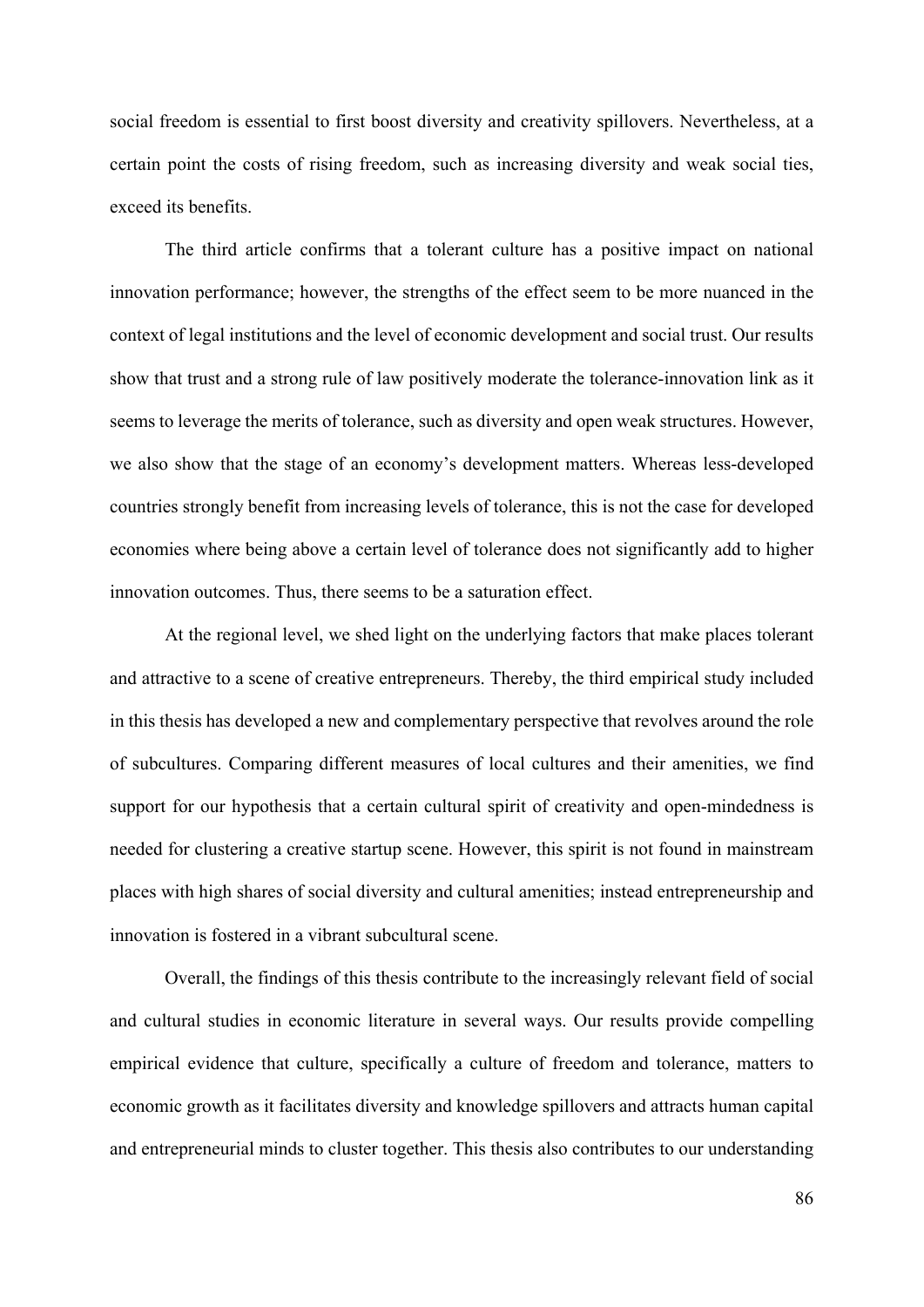social freedom is essential to first boost diversity and creativity spillovers. Nevertheless, at a certain point the costs of rising freedom, such as increasing diversity and weak social ties, exceed its benefits.

The third article confirms that a tolerant culture has a positive impact on national innovation performance; however, the strengths of the effect seem to be more nuanced in the context of legal institutions and the level of economic development and social trust. Our results show that trust and a strong rule of law positively moderate the tolerance-innovation link as it seems to leverage the merits of tolerance, such as diversity and open weak structures. However, we also show that the stage of an economy's development matters. Whereas less-developed countries strongly benefit from increasing levels of tolerance, this is not the case for developed economies where being above a certain level of tolerance does not significantly add to higher innovation outcomes. Thus, there seems to be a saturation effect.

At the regional level, we shed light on the underlying factors that make places tolerant and attractive to a scene of creative entrepreneurs. Thereby, the third empirical study included in this thesis has developed a new and complementary perspective that revolves around the role of subcultures. Comparing different measures of local cultures and their amenities, we find support for our hypothesis that a certain cultural spirit of creativity and open-mindedness is needed for clustering a creative startup scene. However, this spirit is not found in mainstream places with high shares of social diversity and cultural amenities; instead entrepreneurship and innovation is fostered in a vibrant subcultural scene.

Overall, the findings of this thesis contribute to the increasingly relevant field of social and cultural studies in economic literature in several ways. Our results provide compelling empirical evidence that culture, specifically a culture of freedom and tolerance, matters to economic growth as it facilitates diversity and knowledge spillovers and attracts human capital and entrepreneurial minds to cluster together. This thesis also contributes to our understanding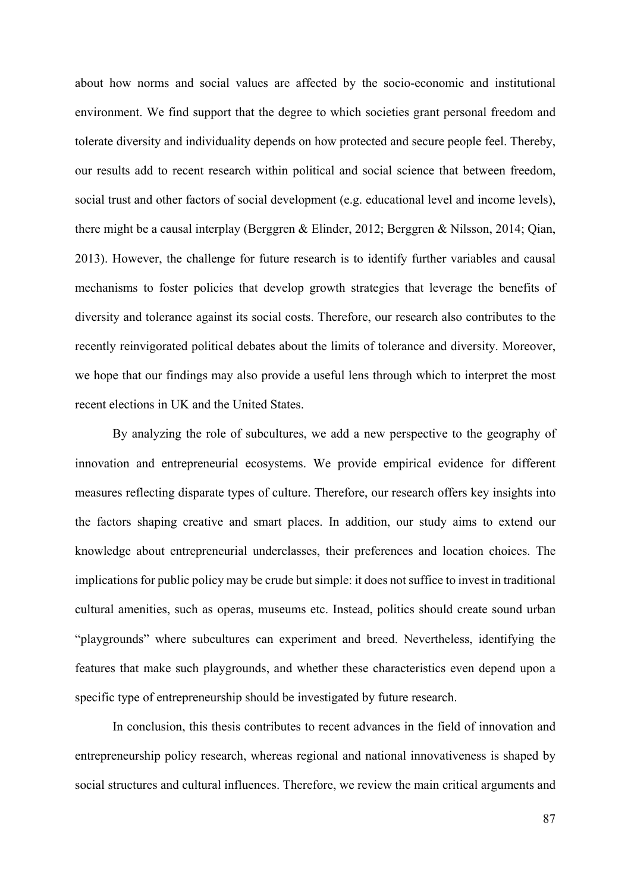about how norms and social values are affected by the socio-economic and institutional environment. We find support that the degree to which societies grant personal freedom and tolerate diversity and individuality depends on how protected and secure people feel. Thereby, our results add to recent research within political and social science that between freedom, social trust and other factors of social development (e.g. educational level and income levels), there might be a causal interplay (Berggren & Elinder, 2012; Berggren & Nilsson, 2014; Qian, 2013). However, the challenge for future research is to identify further variables and causal mechanisms to foster policies that develop growth strategies that leverage the benefits of diversity and tolerance against its social costs. Therefore, our research also contributes to the recently reinvigorated political debates about the limits of tolerance and diversity. Moreover, we hope that our findings may also provide a useful lens through which to interpret the most recent elections in UK and the United States.

By analyzing the role of subcultures, we add a new perspective to the geography of innovation and entrepreneurial ecosystems. We provide empirical evidence for different measures reflecting disparate types of culture. Therefore, our research offers key insights into the factors shaping creative and smart places. In addition, our study aims to extend our knowledge about entrepreneurial underclasses, their preferences and location choices. The implications for public policy may be crude but simple: it does not suffice to invest in traditional cultural amenities, such as operas, museums etc. Instead, politics should create sound urban "playgrounds" where subcultures can experiment and breed. Nevertheless, identifying the features that make such playgrounds, and whether these characteristics even depend upon a specific type of entrepreneurship should be investigated by future research.

In conclusion, this thesis contributes to recent advances in the field of innovation and entrepreneurship policy research, whereas regional and national innovativeness is shaped by social structures and cultural influences. Therefore, we review the main critical arguments and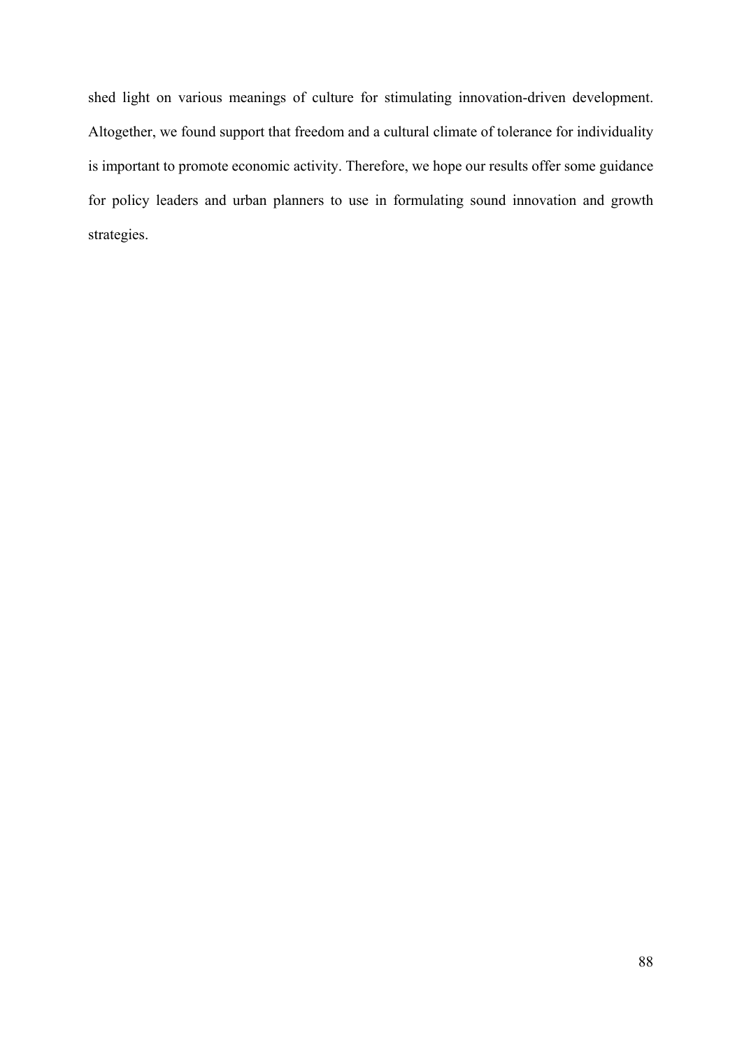shed light on various meanings of culture for stimulating innovation-driven development. Altogether, we found support that freedom and a cultural climate of tolerance for individuality is important to promote economic activity. Therefore, we hope our results offer some guidance for policy leaders and urban planners to use in formulating sound innovation and growth strategies.